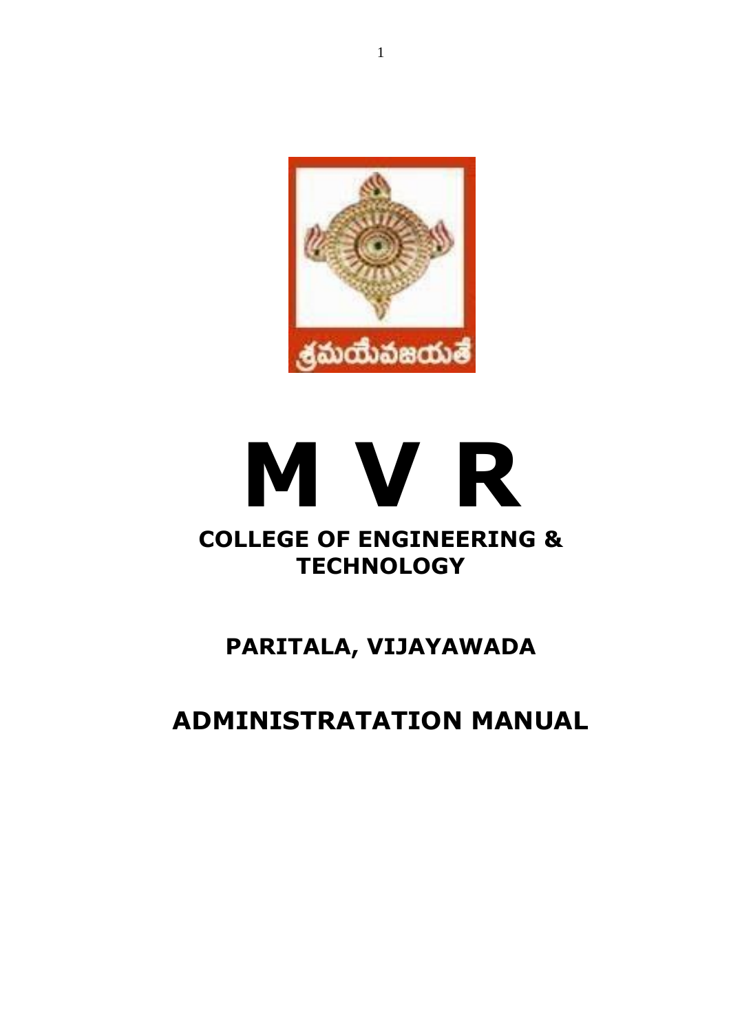# M V R

## COLLEGE OF ENGINEERING & TECHNOLOGY

## PARITALA, VIJAYAWADA

## ADMINISTRATATION MANUAL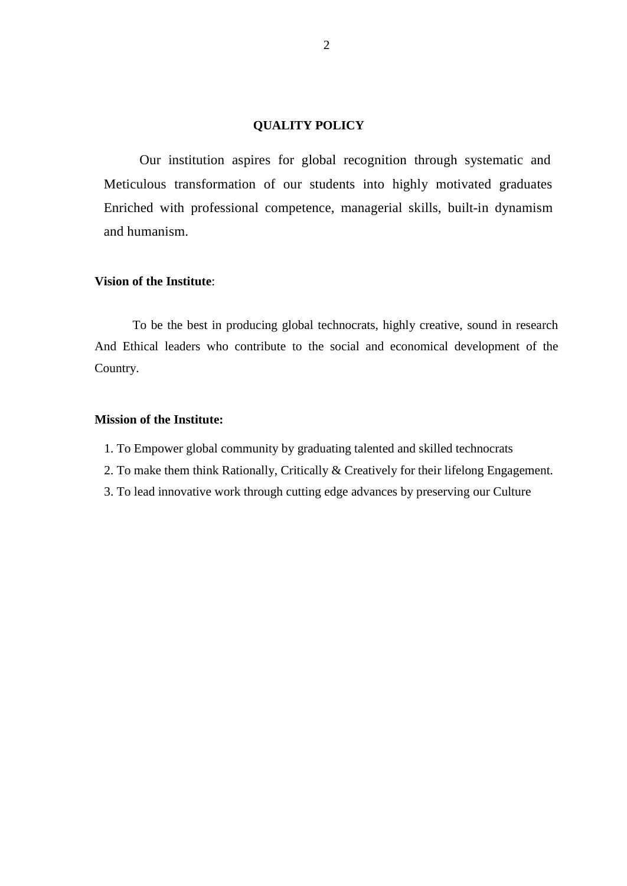## QUALITY POLICY

Our institution aspires for global recognition through systematic and Meticulous transformation of our students into highly motivated graduates Enriched with professional competence, managerial skills, built-in dynamism and humanism.

**Vision of the Institute**:

To be the best in producing global technocrats, highly creative, sound in research And Ethical leaders who contribute to the social and economical development of the Country.

**Mission of the Institute:**

1. To Empower global community by graduating talented and skilled technocrats
2. To make them think Rationally, Critically & Creatively for their lifelong Engagement.
3. To lead innovative work through cutting edge advances by preserving our Culture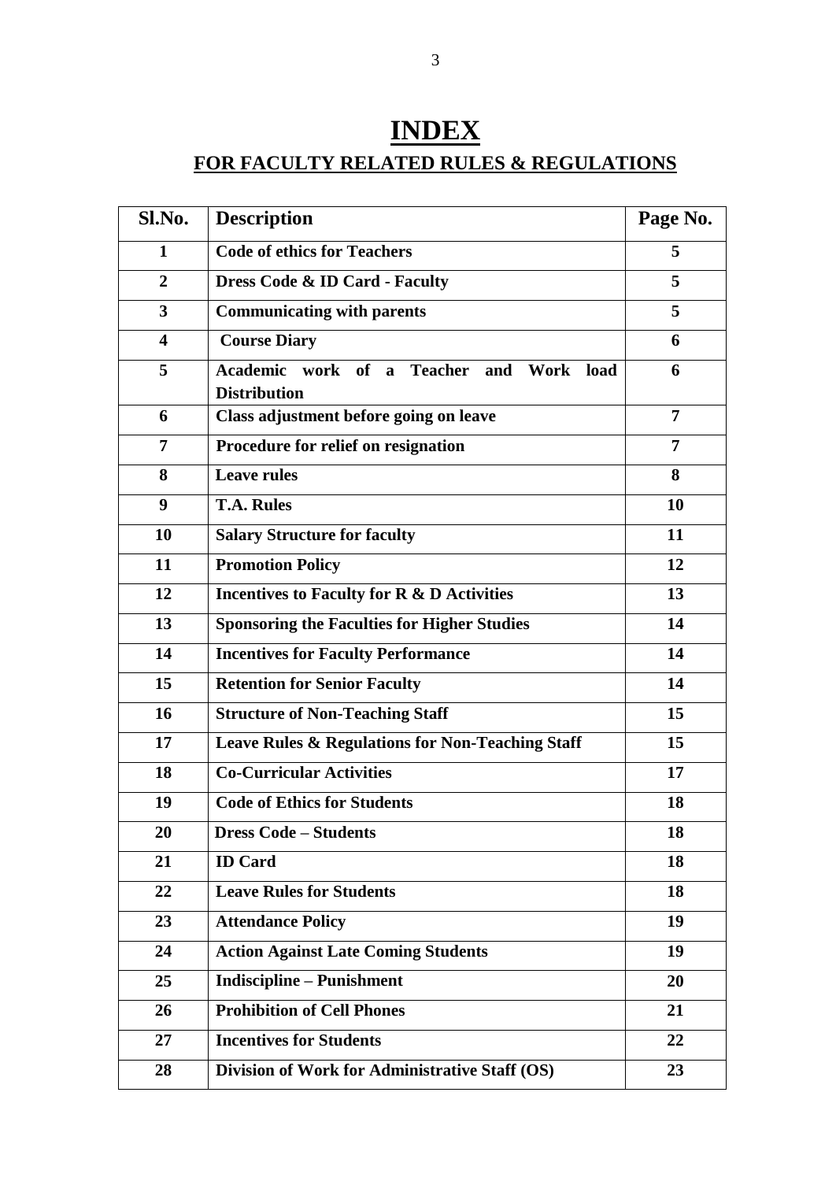# INDEX

## FOR FACULTY RELATED RULES & REGULATIONS

| Sl.No. | Description | Page No. |
|---|---|---|
| 1 | Code of ethics for Teachers | 5 |
| 2 | Dress Code & ID Card - Faculty | 5 |
| 3 | Communicating with parents | 5 |
| 4 | Course Diary | 6 |
| 5 | Academic work of a Teacher and Work load Distribution | 6 |
| 6 | Class adjustment before going on leave | 7 |
| 7 | Procedure for relief on resignation | 7 |
| 8 | Leave rules | 8 |
| 9 | T.A. Rules | 10 |
| 10 | Salary Structure for faculty | 11 |
| 11 | Promotion Policy | 12 |
| 12 | Incentives to Faculty for R & D Activities | 13 |
| 13 | Sponsoring the Faculties for Higher Studies | 14 |
| 14 | Incentives for Faculty Performance | 14 |
| 15 | Retention for Senior Faculty | 14 |
| 16 | Structure of Non-Teaching Staff | 15 |
| 17 | Leave Rules & Regulations for Non-Teaching Staff | 15 |
| 18 | Co-Curricular Activities | 17 |
| 19 | Code of Ethics for Students | 18 |
| 20 | Dress Code – Students | 18 |
| 21 | ID Card | 18 |
| 22 | Leave Rules for Students | 18 |
| 23 | Attendance Policy | 19 |
| 24 | Action Against Late Coming Students | 19 |
| 25 | Indiscipline – Punishment | 20 |
| 26 | Prohibition of Cell Phones | 21 |
| 27 | Incentives for Students | 22 |
| 28 | Division of Work for Administrative Staff (OS) | 23 |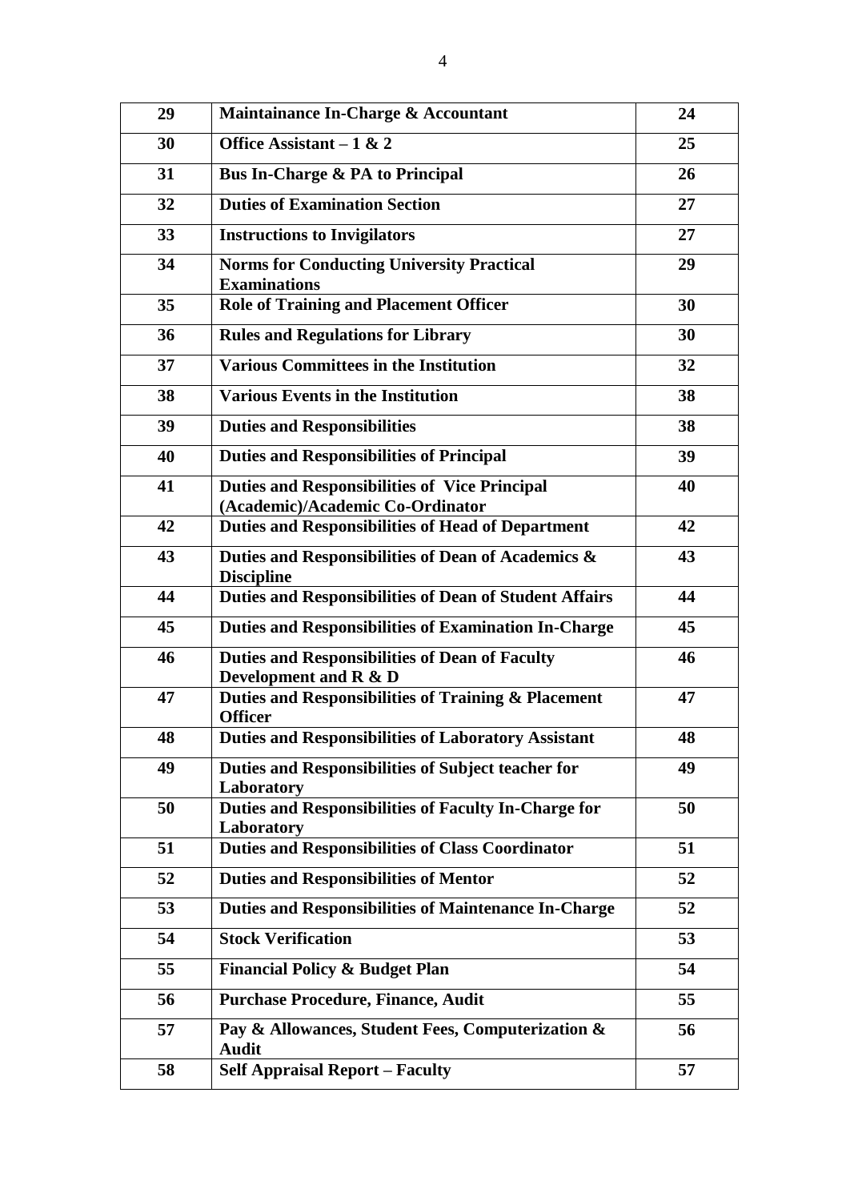| 29 | **Maintainance In-Charge & Accountant** | 24 |
|---|---|---|
| 30 | **Office Assistant – 1 & 2** | 25 |
| 31 | **Bus In-Charge & PA to Principal** | 26 |
| 32 | **Duties of Examination Section** | 27 |
| 33 | **Instructions to Invigilators** | 27 |
| 34 | **Norms for Conducting University Practical Examinations** | 29 |
| 35 | **Role of Training and Placement Officer** | 30 |
| 36 | **Rules and Regulations for Library** | 30 |
| 37 | **Various Committees in the Institution** | 32 |
| 38 | **Various Events in the Institution** | 38 |
| 39 | **Duties and Responsibilities** | 38 |
| 40 | **Duties and Responsibilities of Principal** | 39 |
| 41 | **Duties and Responsibilities of Vice Principal (Academic)/Academic Co-Ordinator** | 40 |
| 42 | **Duties and Responsibilities of Head of Department** | 42 |
| 43 | **Duties and Responsibilities of Dean of Academics & Discipline** | 43 |
| 44 | **Duties and Responsibilities of Dean of Student Affairs** | 44 |
| 45 | **Duties and Responsibilities of Examination In-Charge** | 45 |
| 46 | **Duties and Responsibilities of Dean of Faculty Development and R & D** | 46 |
| 47 | **Duties and Responsibilities of Training & Placement Officer** | 47 |
| 48 | **Duties and Responsibilities of Laboratory Assistant** | 48 |
| 49 | **Duties and Responsibilities of Subject teacher for Laboratory** | 49 |
| 50 | **Duties and Responsibilities of Faculty In-Charge for Laboratory** | 50 |
| 51 | **Duties and Responsibilities of Class Coordinator** | 51 |
| 52 | **Duties and Responsibilities of Mentor** | 52 |
| 53 | **Duties and Responsibilities of Maintenance In-Charge** | 52 |
| 54 | **Stock Verification** | 53 |
| 55 | **Financial Policy & Budget Plan** | 54 |
| 56 | **Purchase Procedure, Finance, Audit** | 55 |
| 57 | **Pay & Allowances, Student Fees, Computerization & Audit** | 56 |
| 58 | **Self Appraisal Report – Faculty** | 57 |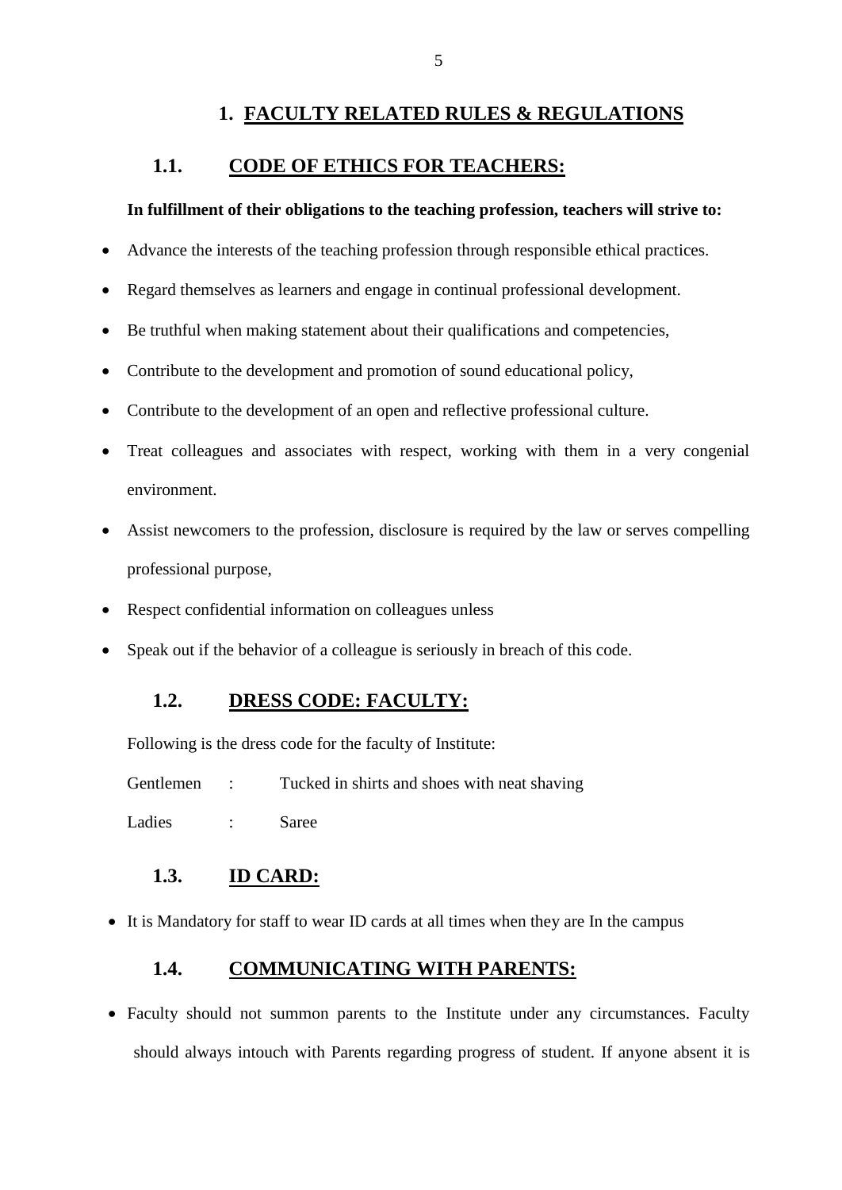# 1. FACULTY RELATED RULES & REGULATIONS

## 1.1. CODE OF ETHICS FOR TEACHERS:

**In fulfillment of their obligations to the teaching profession, teachers will strive to:**

- Advance the interests of the teaching profession through responsible ethical practices.
- Regard themselves as learners and engage in continual professional development.
- Be truthful when making statement about their qualifications and competencies,
- Contribute to the development and promotion of sound educational policy,
- Contribute to the development of an open and reflective professional culture.
- Treat colleagues and associates with respect, working with them in a very congenial environment.
- Assist newcomers to the profession, disclosure is required by the law or serves compelling professional purpose,
- Respect confidential information on colleagues unless
- Speak out if the behavior of a colleague is seriously in breach of this code.

## 1.2. DRESS CODE: FACULTY:

Following is the dress code for the faculty of Institute:

Gentlemen : Tucked in shirts and shoes with neat shaving

Ladies : Saree

## 1.3. ID CARD:

- It is Mandatory for staff to wear ID cards at all times when they are In the campus

## 1.4. COMMUNICATING WITH PARENTS:

- Faculty should not summon parents to the Institute under any circumstances. Faculty should always intouch with Parents regarding progress of student. If anyone absent it is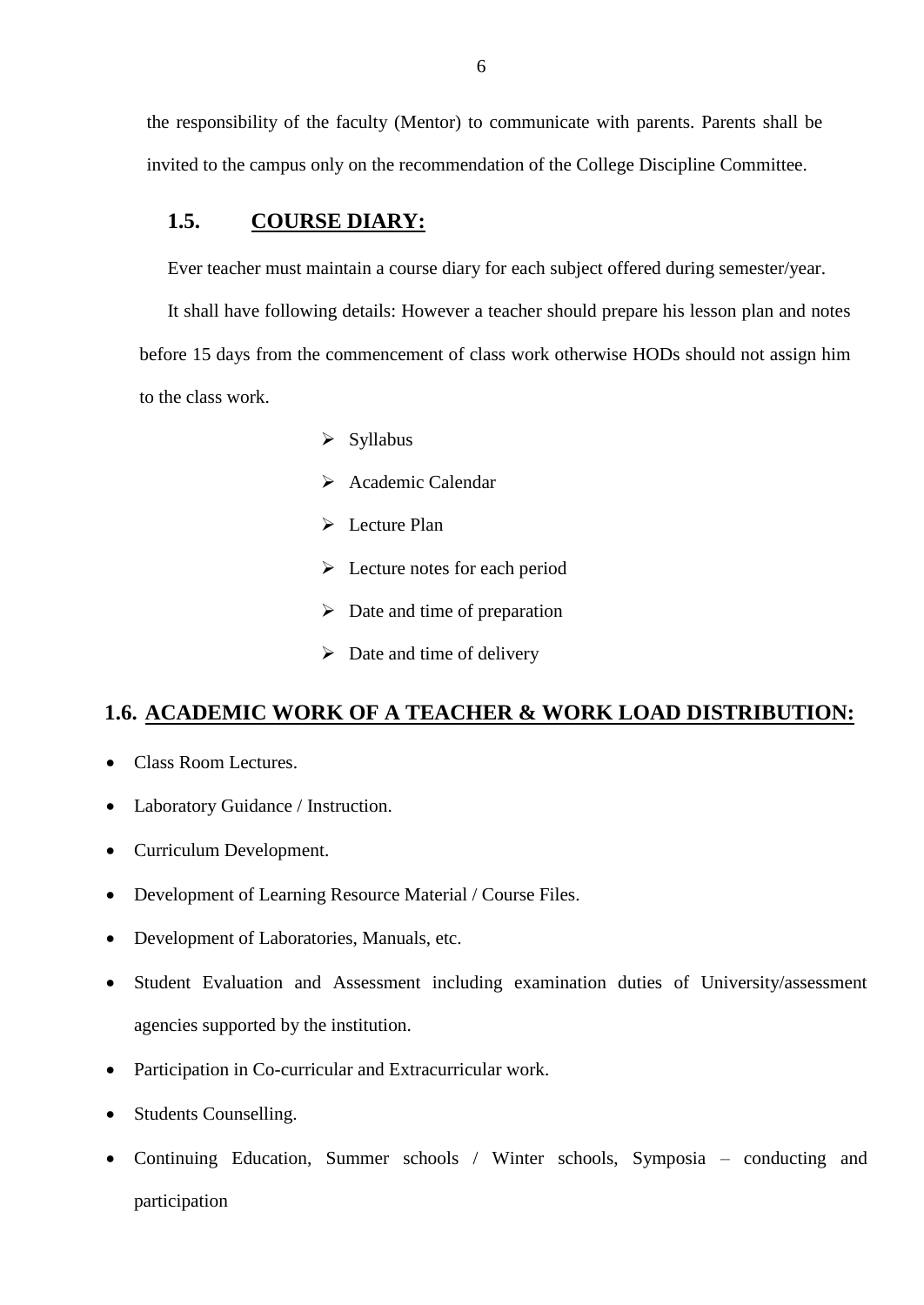the responsibility of the faculty (Mentor) to communicate with parents. Parents shall be invited to the campus only on the recommendation of the College Discipline Committee.

## 1.5. COURSE DIARY:

Ever teacher must maintain a course diary for each subject offered during semester/year.

It shall have following details: However a teacher should prepare his lesson plan and notes before 15 days from the commencement of class work otherwise HODs should not assign him to the class work.

- Syllabus
- Academic Calendar
- Lecture Plan
- Lecture notes for each period
- Date and time of preparation
- Date and time of delivery

## 1.6. ACADEMIC WORK OF A TEACHER & WORK LOAD DISTRIBUTION:

- Class Room Lectures.
- Laboratory Guidance / Instruction.
- Curriculum Development.
- Development of Learning Resource Material / Course Files.
- Development of Laboratories, Manuals, etc.
- Student Evaluation and Assessment including examination duties of University/assessment agencies supported by the institution.
- Participation in Co-curricular and Extracurricular work.
- Students Counselling.
- Continuing Education, Summer schools / Winter schools, Symposia – conducting and participation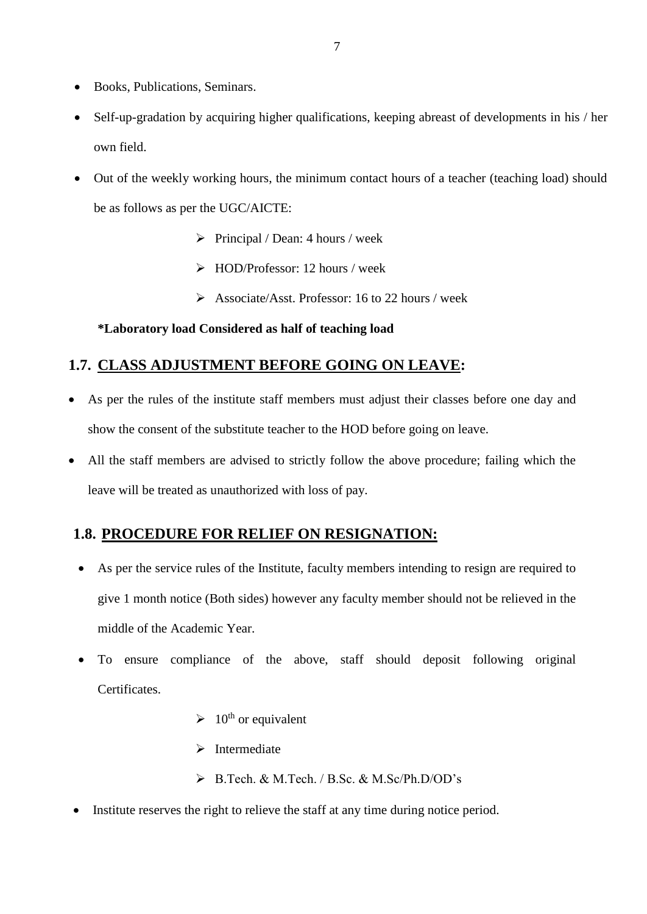- Books, Publications, Seminars.
- Self-up-gradation by acquiring higher qualifications, keeping abreast of developments in his / her own field.
- Out of the weekly working hours, the minimum contact hours of a teacher (teaching load) should be as follows as per the UGC/AICTE:
  - Principal / Dean: 4 hours / week
  - HOD/Professor: 12 hours / week
  - Associate/Asst. Professor: 16 to 22 hours / week

**\*Laboratory load Considered as half of teaching load**

## 1.7. <u>CLASS ADJUSTMENT BEFORE GOING ON LEAVE</u>:

- As per the rules of the institute staff members must adjust their classes before one day and show the consent of the substitute teacher to the HOD before going on leave.
- All the staff members are advised to strictly follow the above procedure; failing which the leave will be treated as unauthorized with loss of pay.

## 1.8. <u>PROCEDURE FOR RELIEF ON RESIGNATION:</u>

- As per the service rules of the Institute, faculty members intending to resign are required to give 1 month notice (Both sides) however any faculty member should not be relieved in the middle of the Academic Year.
- To ensure compliance of the above, staff should deposit following original Certificates.
  - 10th or equivalent
  - Intermediate
  - B.Tech. & M.Tech. / B.Sc. & M.Sc/Ph.D/OD's
- Institute reserves the right to relieve the staff at any time during notice period.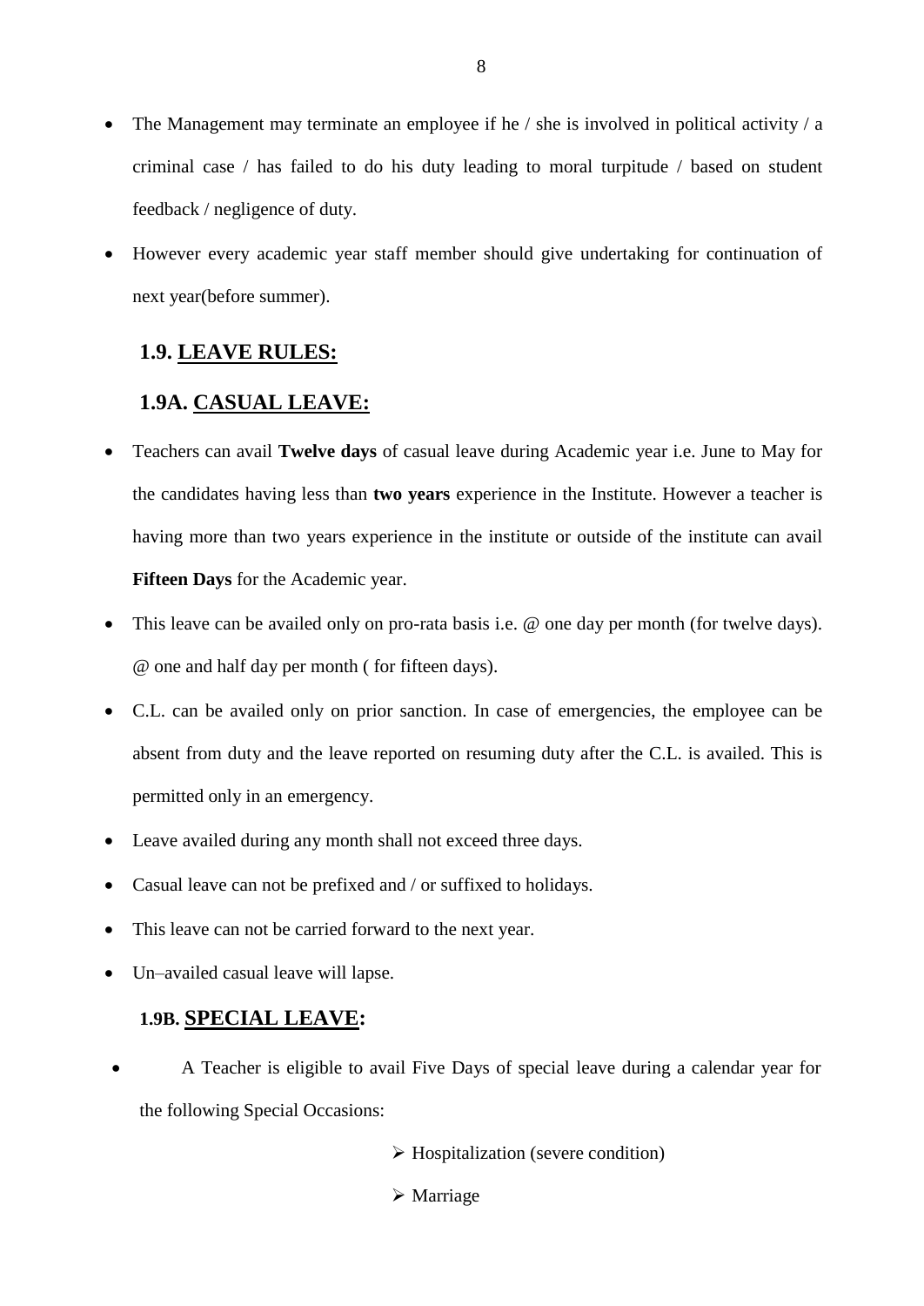- The Management may terminate an employee if he / she is involved in political activity / a criminal case / has failed to do his duty leading to moral turpitude / based on student feedback / negligence of duty.
- However every academic year staff member should give undertaking for continuation of next year(before summer).

## 1.9. LEAVE RULES:

### 1.9A. CASUAL LEAVE:

- Teachers can avail **Twelve days** of casual leave during Academic year i.e. June to May for the candidates having less than **two years** experience in the Institute. However a teacher is having more than two years experience in the institute or outside of the institute can avail **Fifteen Days** for the Academic year.
- This leave can be availed only on pro-rata basis i.e. @ one day per month (for twelve days). @ one and half day per month ( for fifteen days).
- C.L. can be availed only on prior sanction. In case of emergencies, the employee can be absent from duty and the leave reported on resuming duty after the C.L. is availed. This is permitted only in an emergency.
- Leave availed during any month shall not exceed three days.
- Casual leave can not be prefixed and / or suffixed to holidays.
- This leave can not be carried forward to the next year.
- Un–availed casual leave will lapse.

### 1.9B. SPECIAL LEAVE:

- A Teacher is eligible to avail Five Days of special leave during a calendar year for the following Special Occasions:
  - Hospitalization (severe condition)
  - Marriage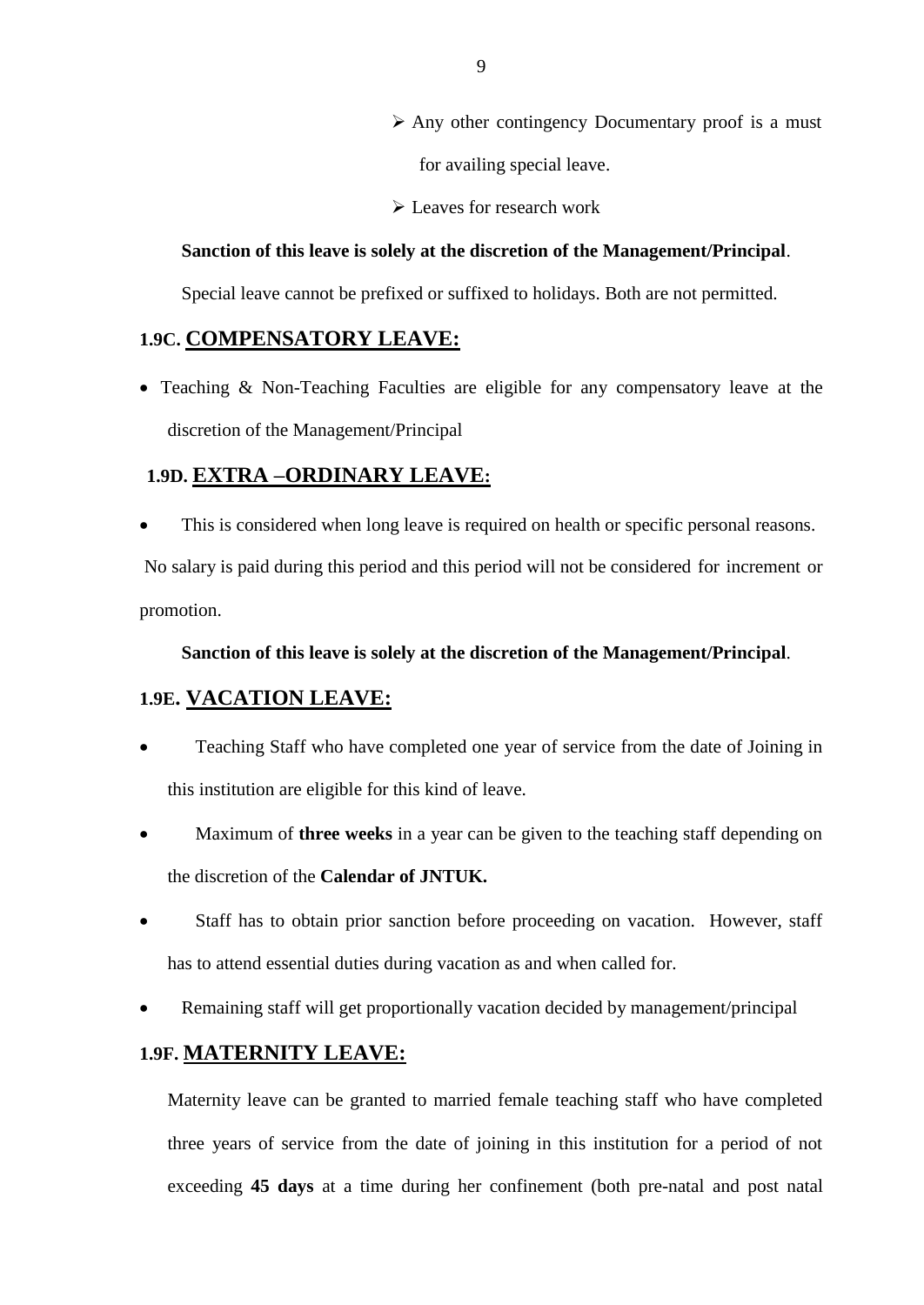- Any other contingency Documentary proof is a must for availing special leave.
- Leaves for research work

**Sanction of this leave is solely at the discretion of the Management/Principal**.

Special leave cannot be prefixed or suffixed to holidays. Both are not permitted.

### 1.9C. COMPENSATORY LEAVE:

- Teaching & Non-Teaching Faculties are eligible for any compensatory leave at the discretion of the Management/Principal

### 1.9D. EXTRA –ORDINARY LEAVE:

- This is considered when long leave is required on health or specific personal reasons.

No salary is paid during this period and this period will not be considered for increment or promotion.

**Sanction of this leave is solely at the discretion of the Management/Principal**.

### 1.9E. VACATION LEAVE:

- Teaching Staff who have completed one year of service from the date of Joining in this institution are eligible for this kind of leave.
- Maximum of **three weeks** in a year can be given to the teaching staff depending on the discretion of the **Calendar of JNTUK.**
- Staff has to obtain prior sanction before proceeding on vacation. However, staff has to attend essential duties during vacation as and when called for.
- Remaining staff will get proportionally vacation decided by management/principal

### 1.9F. MATERNITY LEAVE:

Maternity leave can be granted to married female teaching staff who have completed three years of service from the date of joining in this institution for a period of not exceeding **45 days** at a time during her confinement (both pre-natal and post natal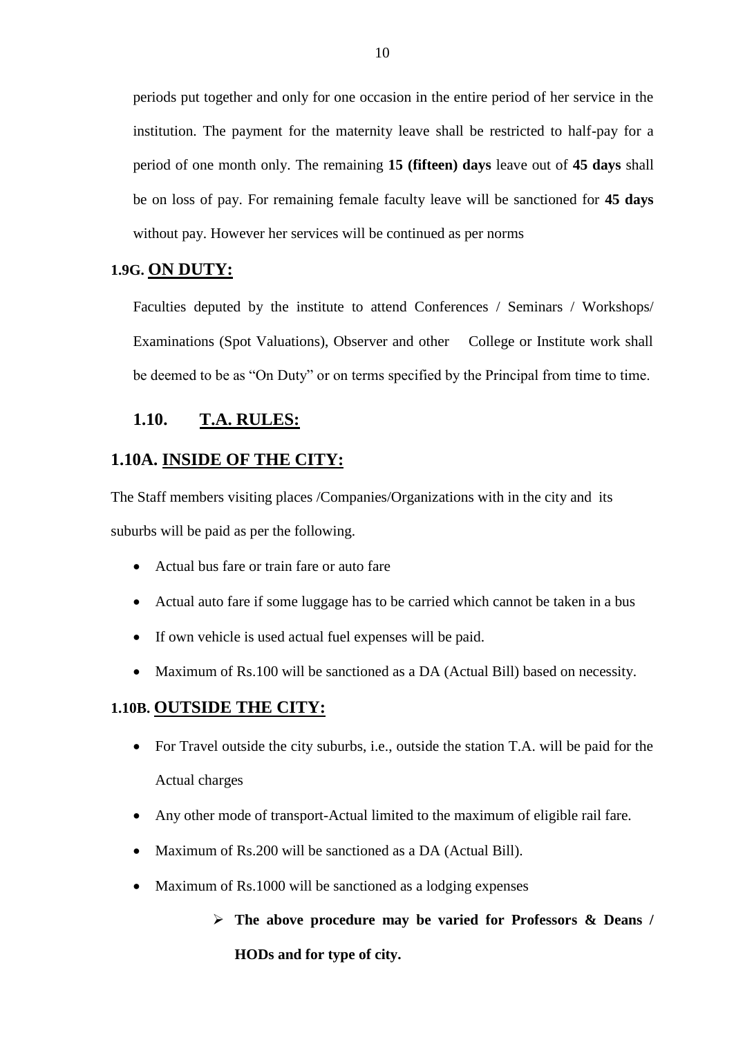periods put together and only for one occasion in the entire period of her service in the institution. The payment for the maternity leave shall be restricted to half-pay for a period of one month only. The remaining **15 (fifteen) days** leave out of **45 days** shall be on loss of pay. For remaining female faculty leave will be sanctioned for **45 days** without pay. However her services will be continued as per norms

### 1.9G. **ON DUTY:**

Faculties deputed by the institute to attend Conferences / Seminars / Workshops/ Examinations (Spot Valuations), Observer and other College or Institute work shall be deemed to be as "On Duty" or on terms specified by the Principal from time to time.

## 1.10. T.A. RULES:

### 1.10A. INSIDE OF THE CITY:

The Staff members visiting places /Companies/Organizations with in the city and its suburbs will be paid as per the following.

- Actual bus fare or train fare or auto fare
- Actual auto fare if some luggage has to be carried which cannot be taken in a bus
- If own vehicle is used actual fuel expenses will be paid.
- Maximum of Rs.100 will be sanctioned as a DA (Actual Bill) based on necessity.

### 1.10B. OUTSIDE THE CITY:

- For Travel outside the city suburbs, i.e., outside the station T.A. will be paid for the Actual charges
- Any other mode of transport-Actual limited to the maximum of eligible rail fare.
- Maximum of Rs.200 will be sanctioned as a DA (Actual Bill).
- Maximum of Rs.1000 will be sanctioned as a lodging expenses
  - **The above procedure may be varied for Professors & Deans / HODs and for type of city.**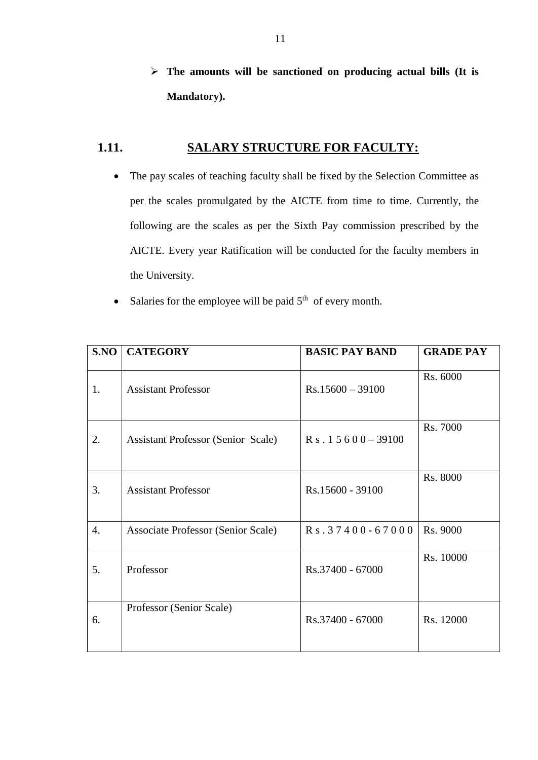- **The amounts will be sanctioned on producing actual bills (It is Mandatory).**

## 1.11. SALARY STRUCTURE FOR FACULTY:

- The pay scales of teaching faculty shall be fixed by the Selection Committee as per the scales promulgated by the AICTE from time to time. Currently, the following are the scales as per the Sixth Pay commission prescribed by the AICTE. Every year Ratification will be conducted for the faculty members in the University.
- Salaries for the employee will be paid 5th of every month.

| S.NO | CATEGORY | BASIC PAY BAND | GRADE PAY |
|---|---|---|---|
| 1. | Assistant Professor | Rs.15600 – 39100 | Rs. 6000 |
| 2. | Assistant Professor (Senior Scale) | Rs.15600 – 39100 | Rs. 7000 |
| 3. | Assistant Professor | Rs.15600 - 39100 | Rs. 8000 |
| 4. | Associate Professor (Senior Scale) | Rs.37400 - 67000 | Rs. 9000 |
| 5. | Professor | Rs.37400 - 67000 | Rs. 10000 |
| 6. | Professor (Senior Scale) | Rs.37400 - 67000 | Rs. 12000 |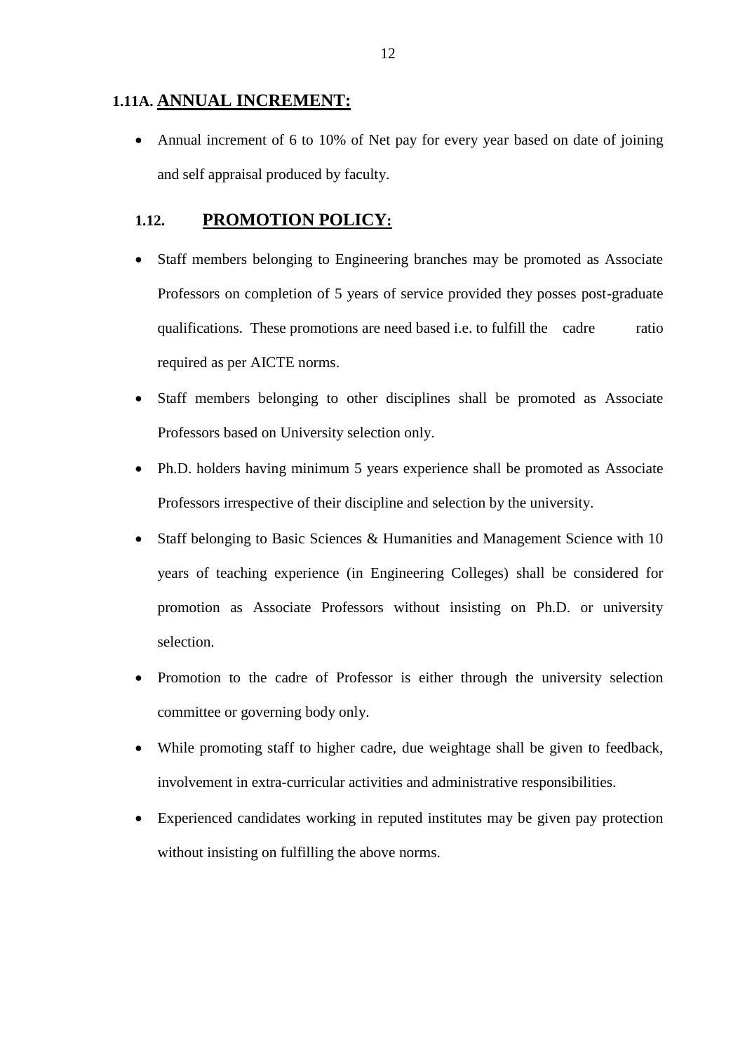## 1.11A. ANNUAL INCREMENT:

- Annual increment of 6 to 10% of Net pay for every year based on date of joining and self appraisal produced by faculty.

## 1.12. PROMOTION POLICY:

- Staff members belonging to Engineering branches may be promoted as Associate Professors on completion of 5 years of service provided they posses post-graduate qualifications. These promotions are need based i.e. to fulfill the cadre ratio required as per AICTE norms.
- Staff members belonging to other disciplines shall be promoted as Associate Professors based on University selection only.
- Ph.D. holders having minimum 5 years experience shall be promoted as Associate Professors irrespective of their discipline and selection by the university.
- Staff belonging to Basic Sciences & Humanities and Management Science with 10 years of teaching experience (in Engineering Colleges) shall be considered for promotion as Associate Professors without insisting on Ph.D. or university selection.
- Promotion to the cadre of Professor is either through the university selection committee or governing body only.
- While promoting staff to higher cadre, due weightage shall be given to feedback, involvement in extra-curricular activities and administrative responsibilities.
- Experienced candidates working in reputed institutes may be given pay protection without insisting on fulfilling the above norms.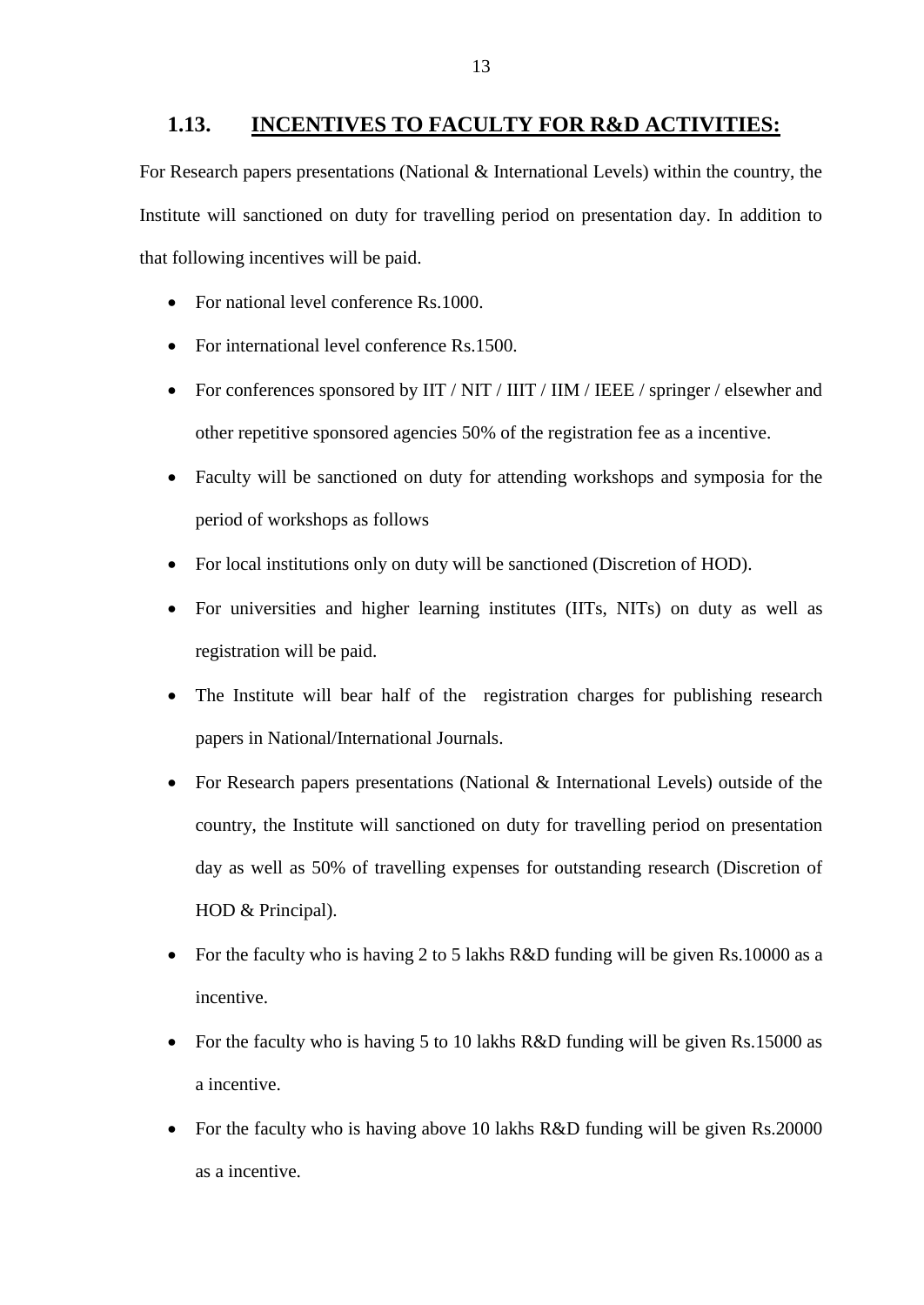## 1.13. INCENTIVES TO FACULTY FOR R&D ACTIVITIES:

For Research papers presentations (National & International Levels) within the country, the Institute will sanctioned on duty for travelling period on presentation day. In addition to that following incentives will be paid.

- For national level conference Rs.1000.
- For international level conference Rs.1500.
- For conferences sponsored by IIT / NIT / IIIT / IIM / IEEE / springer / elsewher and other repetitive sponsored agencies 50% of the registration fee as a incentive.
- Faculty will be sanctioned on duty for attending workshops and symposia for the period of workshops as follows
- For local institutions only on duty will be sanctioned (Discretion of HOD).
- For universities and higher learning institutes (IITs, NITs) on duty as well as registration will be paid.
- The Institute will bear half of the registration charges for publishing research papers in National/International Journals.
- For Research papers presentations (National & International Levels) outside of the country, the Institute will sanctioned on duty for travelling period on presentation day as well as 50% of travelling expenses for outstanding research (Discretion of HOD & Principal).
- For the faculty who is having 2 to 5 lakhs R&D funding will be given Rs.10000 as a incentive.
- For the faculty who is having 5 to 10 lakhs R&D funding will be given Rs.15000 as a incentive.
- For the faculty who is having above 10 lakhs R&D funding will be given Rs.20000 as a incentive.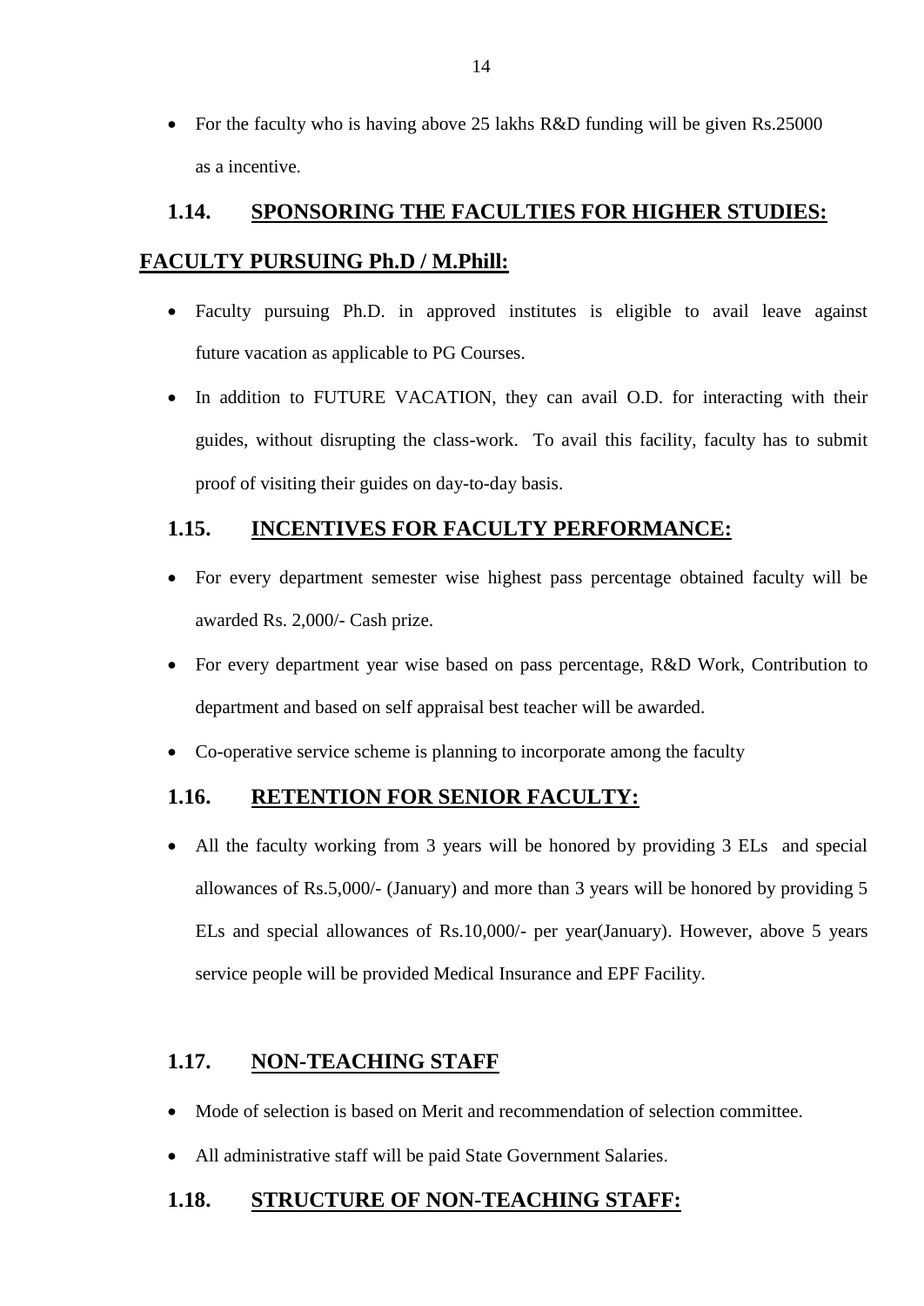- For the faculty who is having above 25 lakhs R&D funding will be given Rs.25000 as a incentive.

## 1.14. SPONSORING THE FACULTIES FOR HIGHER STUDIES:

### FACULTY PURSUING Ph.D / M.Phill:

- Faculty pursuing Ph.D. in approved institutes is eligible to avail leave against future vacation as applicable to PG Courses.
- In addition to FUTURE VACATION, they can avail O.D. for interacting with their guides, without disrupting the class-work. To avail this facility, faculty has to submit proof of visiting their guides on day-to-day basis.

## 1.15. INCENTIVES FOR FACULTY PERFORMANCE:

- For every department semester wise highest pass percentage obtained faculty will be awarded Rs. 2,000/- Cash prize.
- For every department year wise based on pass percentage, R&D Work, Contribution to department and based on self appraisal best teacher will be awarded.
- Co-operative service scheme is planning to incorporate among the faculty

## 1.16. RETENTION FOR SENIOR FACULTY:

- All the faculty working from 3 years will be honored by providing 3 ELs and special allowances of Rs.5,000/- (January) and more than 3 years will be honored by providing 5 ELs and special allowances of Rs.10,000/- per year(January). However, above 5 years service people will be provided Medical Insurance and EPF Facility.

## 1.17. NON-TEACHING STAFF

- Mode of selection is based on Merit and recommendation of selection committee.
- All administrative staff will be paid State Government Salaries.

## 1.18. STRUCTURE OF NON-TEACHING STAFF: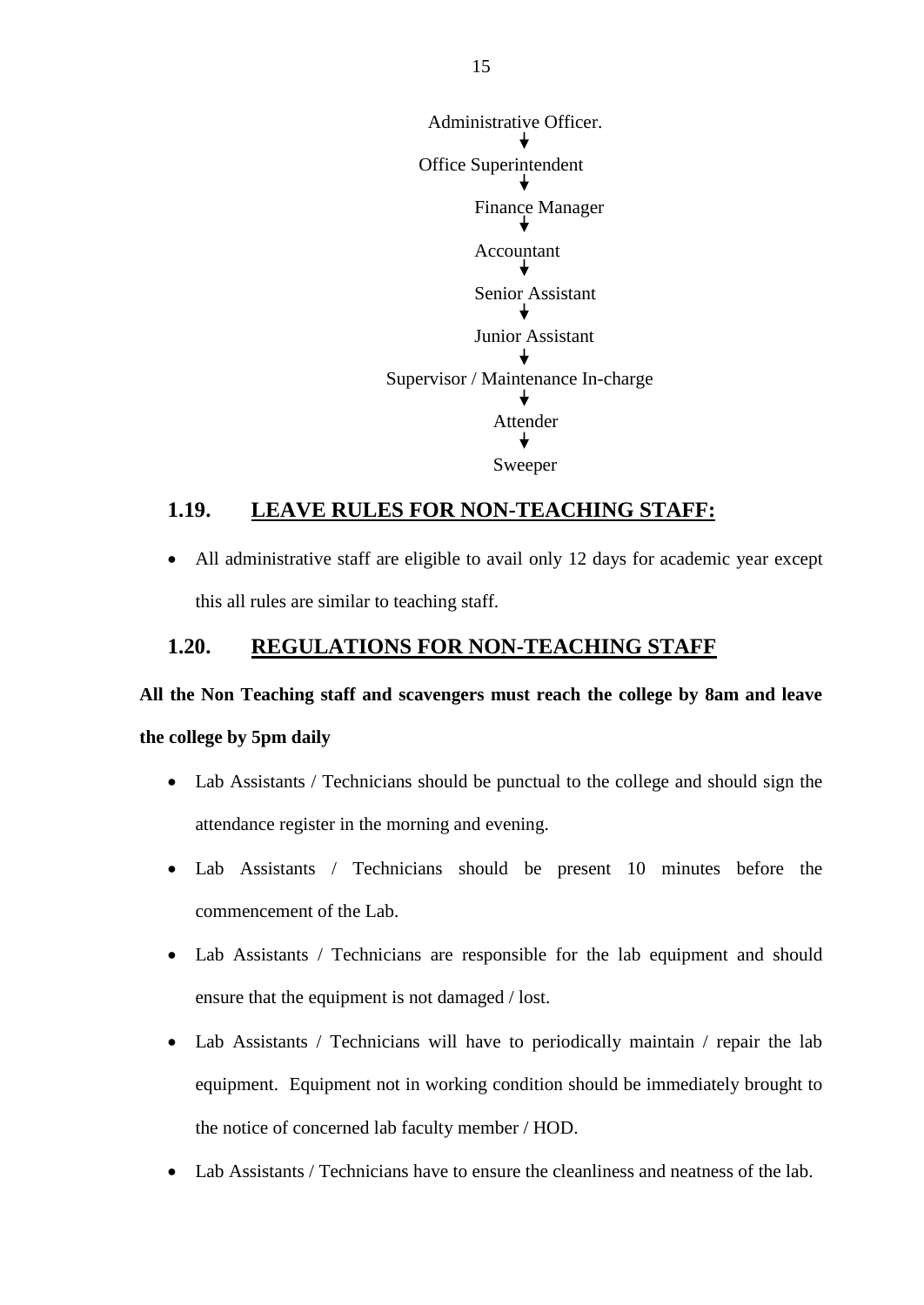Administrative Officer.

↓

Office Superintendent

↓

Finance Manager

↓

Accountant

↓

Senior Assistant

↓

Junior Assistant

↓

Supervisor / Maintenance In-charge

↓

Attender

↓

Sweeper

## 1.19. LEAVE RULES FOR NON-TEACHING STAFF:

- All administrative staff are eligible to avail only 12 days for academic year except this all rules are similar to teaching staff.

## 1.20. REGULATIONS FOR NON-TEACHING STAFF

**All the Non Teaching staff and scavengers must reach the college by 8am and leave the college by 5pm daily**

- Lab Assistants / Technicians should be punctual to the college and should sign the attendance register in the morning and evening.
- Lab Assistants / Technicians should be present 10 minutes before the commencement of the Lab.
- Lab Assistants / Technicians are responsible for the lab equipment and should ensure that the equipment is not damaged / lost.
- Lab Assistants / Technicians will have to periodically maintain / repair the lab equipment. Equipment not in working condition should be immediately brought to the notice of concerned lab faculty member / HOD.
- Lab Assistants / Technicians have to ensure the cleanliness and neatness of the lab.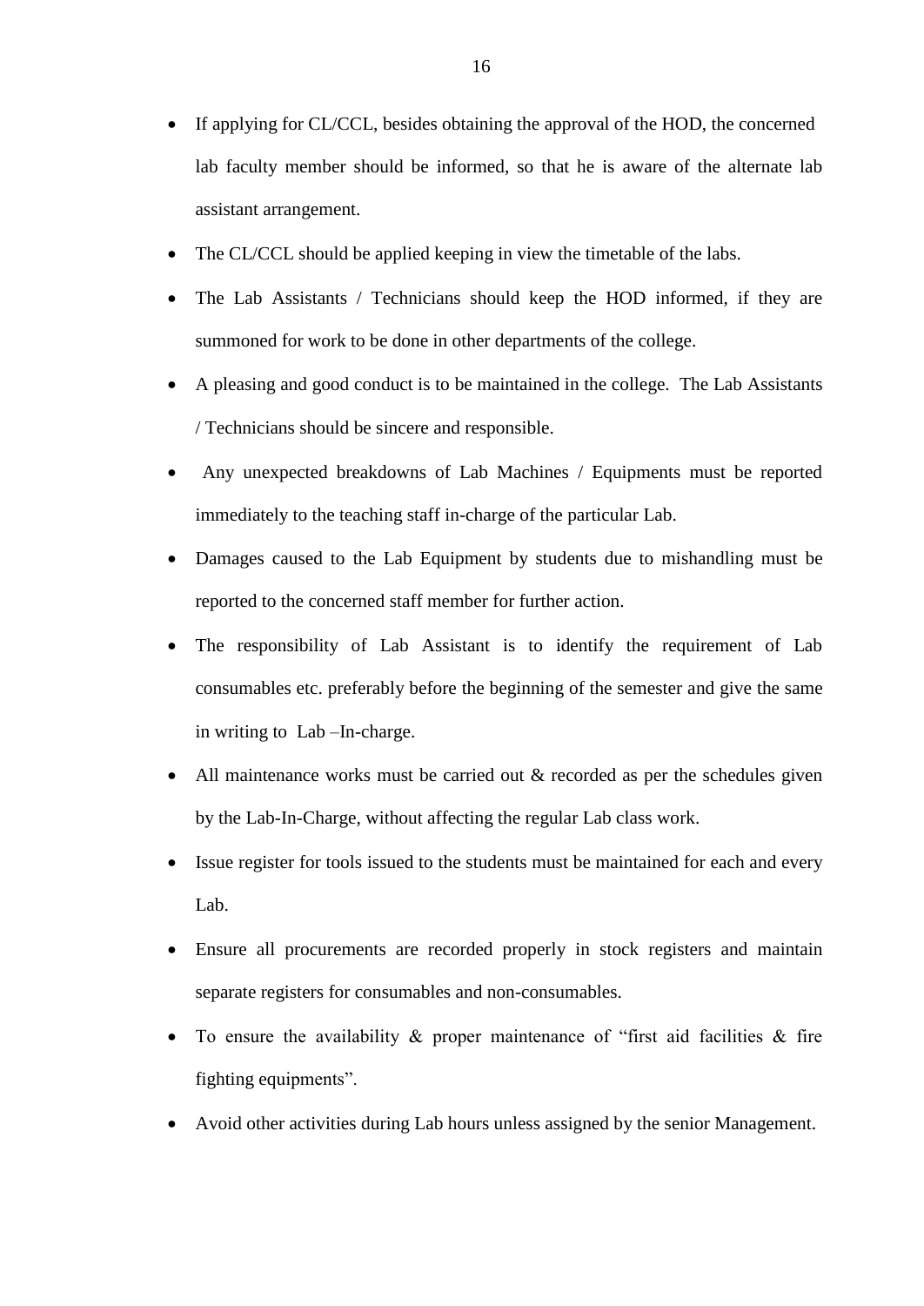- If applying for CL/CCL, besides obtaining the approval of the HOD, the concerned lab faculty member should be informed, so that he is aware of the alternate lab assistant arrangement.
- The CL/CCL should be applied keeping in view the timetable of the labs.
- The Lab Assistants / Technicians should keep the HOD informed, if they are summoned for work to be done in other departments of the college.
- A pleasing and good conduct is to be maintained in the college. The Lab Assistants / Technicians should be sincere and responsible.
- Any unexpected breakdowns of Lab Machines / Equipments must be reported immediately to the teaching staff in-charge of the particular Lab.
- Damages caused to the Lab Equipment by students due to mishandling must be reported to the concerned staff member for further action.
- The responsibility of Lab Assistant is to identify the requirement of Lab consumables etc. preferably before the beginning of the semester and give the same in writing to Lab –In-charge.
- All maintenance works must be carried out & recorded as per the schedules given by the Lab-In-Charge, without affecting the regular Lab class work.
- Issue register for tools issued to the students must be maintained for each and every Lab.
- Ensure all procurements are recorded properly in stock registers and maintain separate registers for consumables and non-consumables.
- To ensure the availability & proper maintenance of "first aid facilities & fire fighting equipments".
- Avoid other activities during Lab hours unless assigned by the senior Management.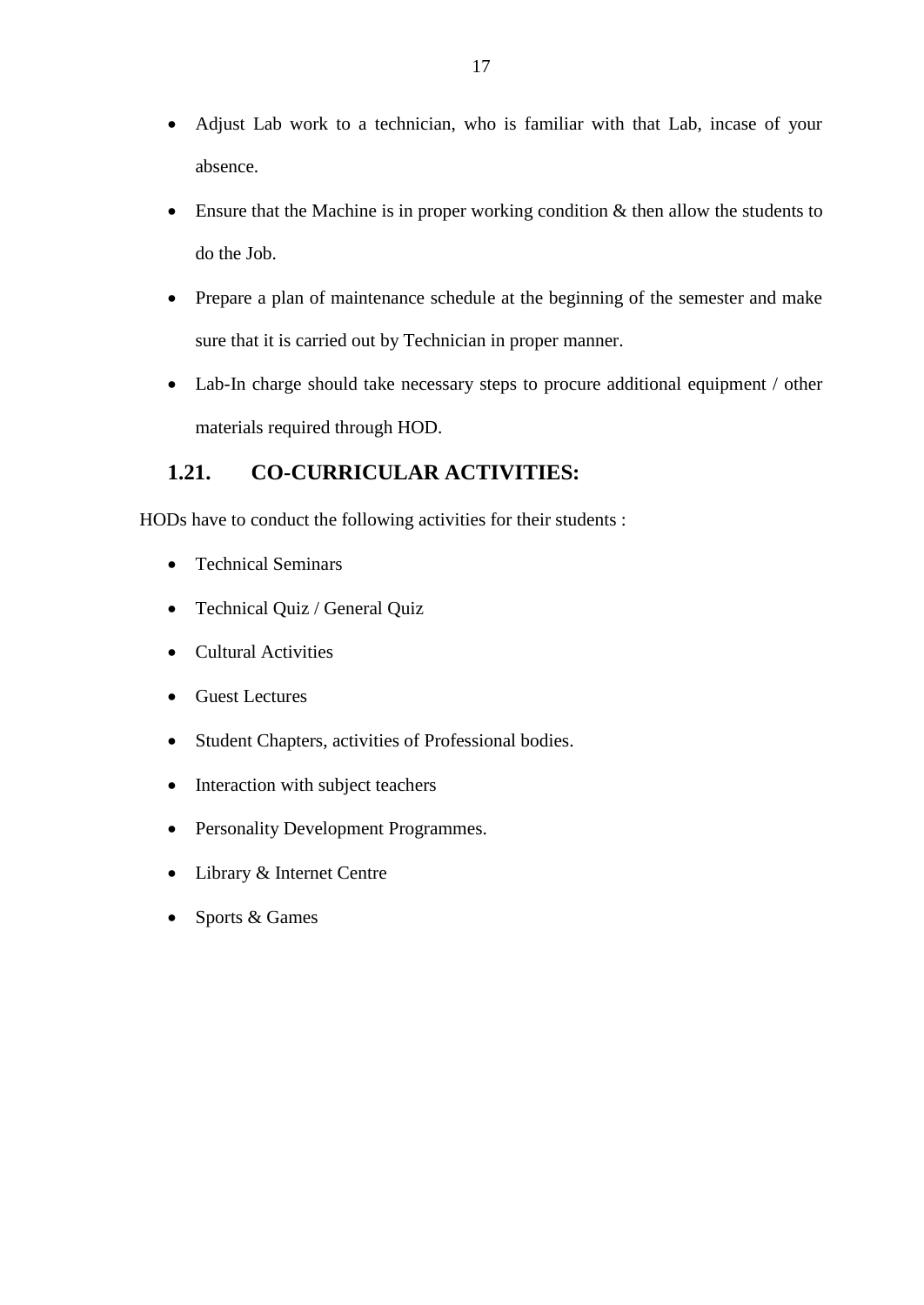- Adjust Lab work to a technician, who is familiar with that Lab, incase of your absence.
- Ensure that the Machine is in proper working condition & then allow the students to do the Job.
- Prepare a plan of maintenance schedule at the beginning of the semester and make sure that it is carried out by Technician in proper manner.
- Lab-In charge should take necessary steps to procure additional equipment / other materials required through HOD.

## 1.21. CO-CURRICULAR ACTIVITIES:

HODs have to conduct the following activities for their students :

- Technical Seminars
- Technical Quiz / General Quiz
- Cultural Activities
- Guest Lectures
- Student Chapters, activities of Professional bodies.
- Interaction with subject teachers
- Personality Development Programmes.
- Library & Internet Centre
- Sports & Games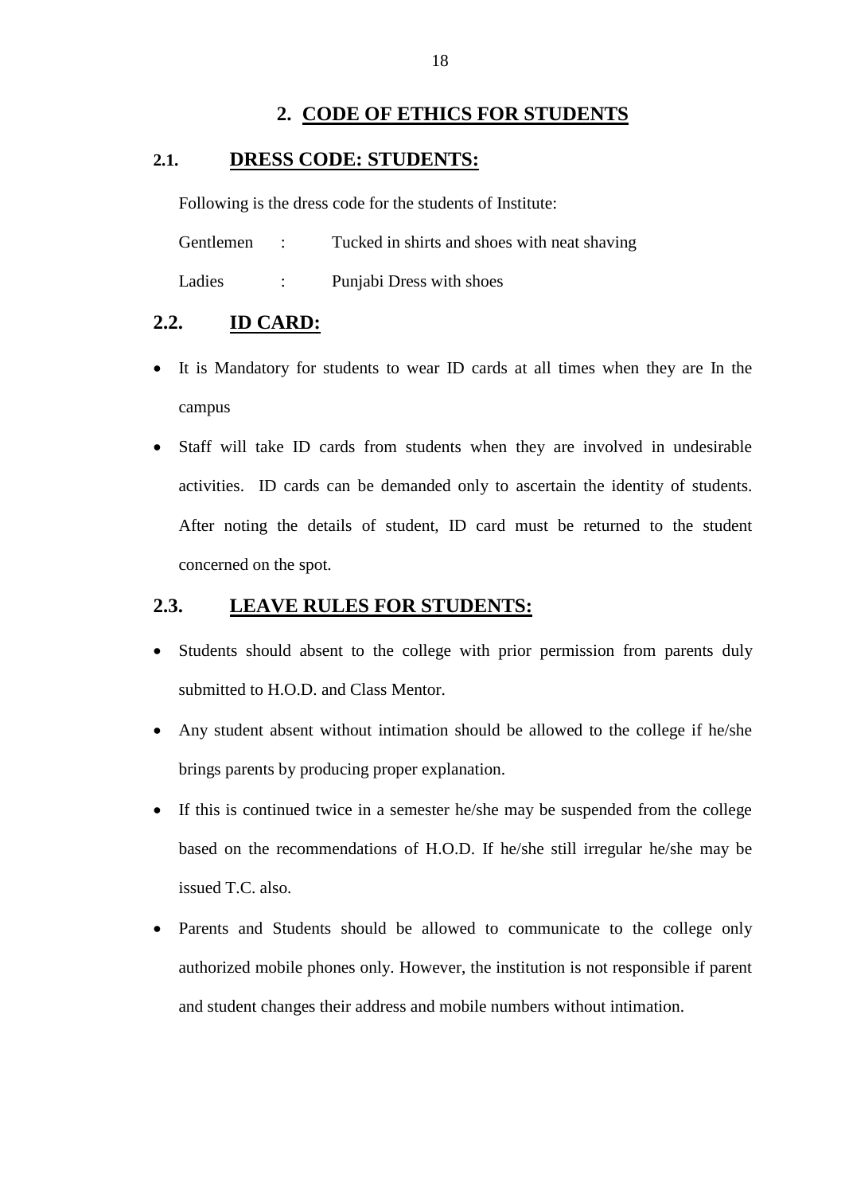# 2. CODE OF ETHICS FOR STUDENTS

## 2.1. DRESS CODE: STUDENTS:

Following is the dress code for the students of Institute:

Gentlemen : Tucked in shirts and shoes with neat shaving

Ladies : Punjabi Dress with shoes

## 2.2. ID CARD:

- It is Mandatory for students to wear ID cards at all times when they are In the campus
- Staff will take ID cards from students when they are involved in undesirable activities. ID cards can be demanded only to ascertain the identity of students. After noting the details of student, ID card must be returned to the student concerned on the spot.

## 2.3. LEAVE RULES FOR STUDENTS:

- Students should absent to the college with prior permission from parents duly submitted to H.O.D. and Class Mentor.
- Any student absent without intimation should be allowed to the college if he/she brings parents by producing proper explanation.
- If this is continued twice in a semester he/she may be suspended from the college based on the recommendations of H.O.D. If he/she still irregular he/she may be issued T.C. also.
- Parents and Students should be allowed to communicate to the college only authorized mobile phones only. However, the institution is not responsible if parent and student changes their address and mobile numbers without intimation.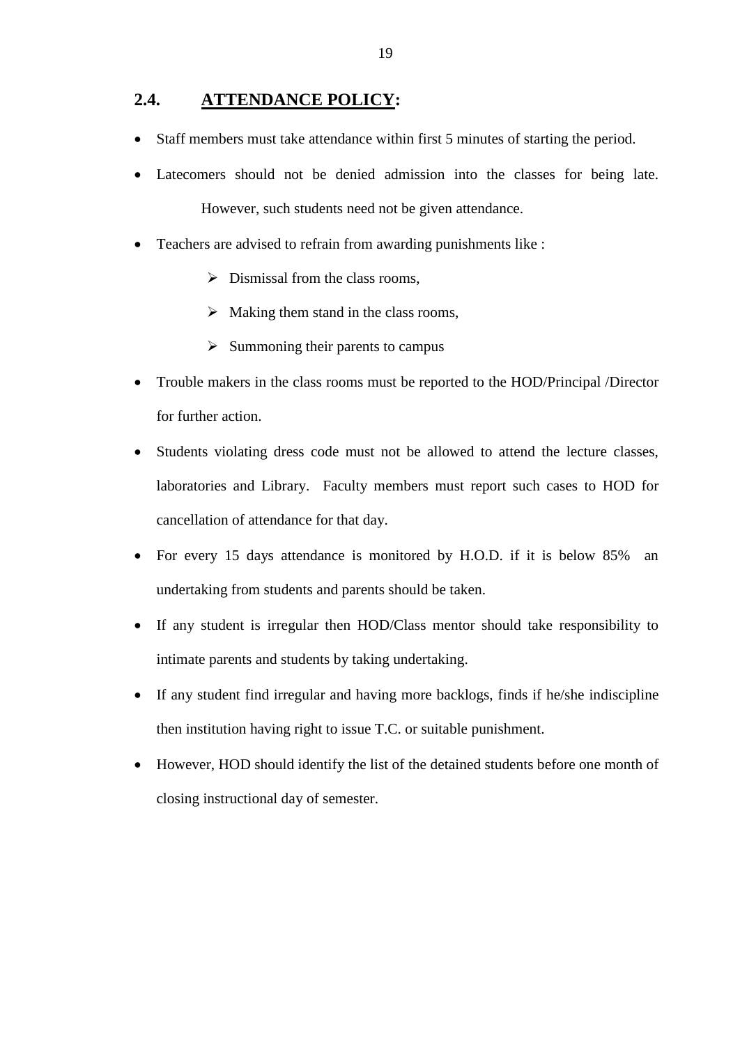## 2.4. ATTENDANCE POLICY:

- Staff members must take attendance within first 5 minutes of starting the period.
- Latecomers should not be denied admission into the classes for being late. However, such students need not be given attendance.
- Teachers are advised to refrain from awarding punishments like :
  - Dismissal from the class rooms,
  - Making them stand in the class rooms,
  - Summoning their parents to campus
- Trouble makers in the class rooms must be reported to the HOD/Principal /Director for further action.
- Students violating dress code must not be allowed to attend the lecture classes, laboratories and Library. Faculty members must report such cases to HOD for cancellation of attendance for that day.
- For every 15 days attendance is monitored by H.O.D. if it is below 85% an undertaking from students and parents should be taken.
- If any student is irregular then HOD/Class mentor should take responsibility to intimate parents and students by taking undertaking.
- If any student find irregular and having more backlogs, finds if he/she indiscipline then institution having right to issue T.C. or suitable punishment.
- However, HOD should identify the list of the detained students before one month of closing instructional day of semester.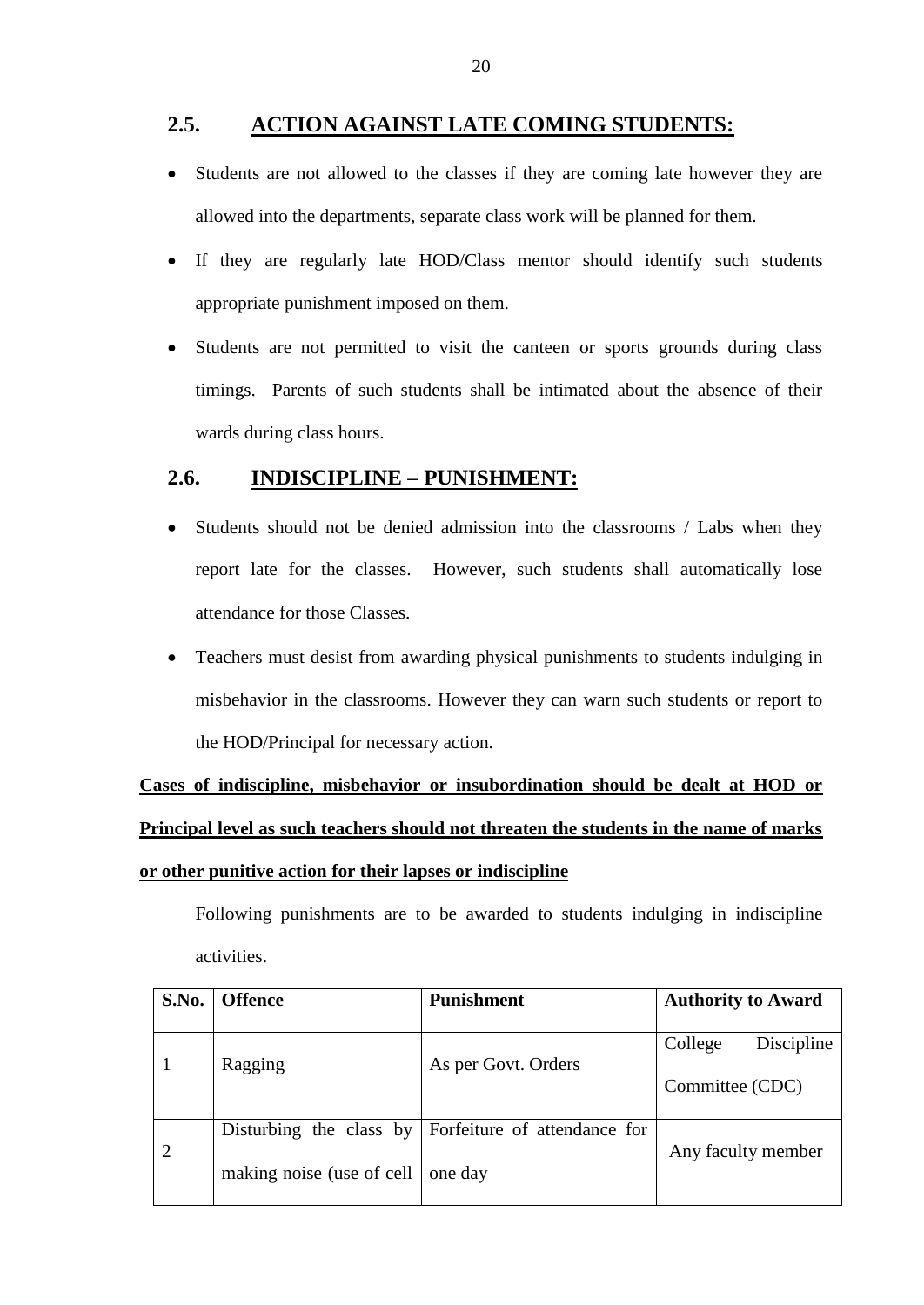## 2.5. ACTION AGAINST LATE COMING STUDENTS:

- Students are not allowed to the classes if they are coming late however they are allowed into the departments, separate class work will be planned for them.
- If they are regularly late HOD/Class mentor should identify such students appropriate punishment imposed on them.
- Students are not permitted to visit the canteen or sports grounds during class timings. Parents of such students shall be intimated about the absence of their wards during class hours.

## 2.6. INDISCIPLINE – PUNISHMENT:

- Students should not be denied admission into the classrooms / Labs when they report late for the classes. However, such students shall automatically lose attendance for those Classes.
- Teachers must desist from awarding physical punishments to students indulging in misbehavior in the classrooms. However they can warn such students or report to the HOD/Principal for necessary action.

**Cases of indiscipline, misbehavior or insubordination should be dealt at HOD or Principal level as such teachers should not threaten the students in the name of marks or other punitive action for their lapses or indiscipline**

Following punishments are to be awarded to students indulging in indiscipline activities.

| S.No. | Offence | Punishment | Authority to Award |
|---|---|---|---|
| 1 | Ragging | As per Govt. Orders | College Discipline Committee (CDC) |
| 2 | Disturbing the class by making noise (use of cell | Forfeiture of attendance for one day | Any faculty member |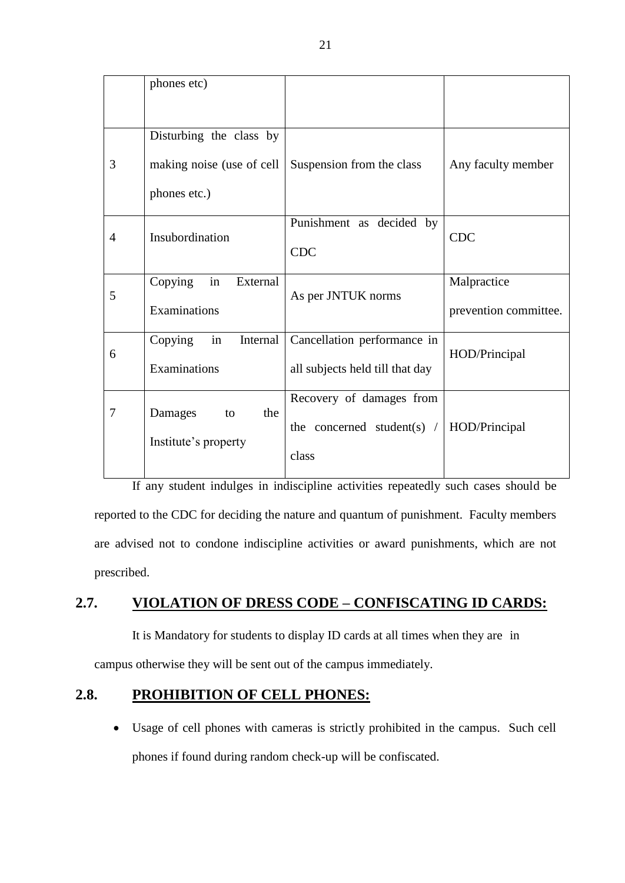| | phones etc) | | |
|---|---|---|---|
| 3 | Disturbing the class by making noise (use of cell phones etc.) | Suspension from the class | Any faculty member |
| 4 | Insubordination | Punishment as decided by CDC | CDC |
| 5 | Copying in External Examinations | As per JNTUK norms | Malpractice prevention committee. |
| 6 | Copying in Internal Examinations | Cancellation performance in all subjects held till that day | HOD/Principal |
| 7 | Damages to the Institute's property | Recovery of damages from the concerned student(s) / class | HOD/Principal |

If any student indulges in indiscipline activities repeatedly such cases should be reported to the CDC for deciding the nature and quantum of punishment. Faculty members are advised not to condone indiscipline activities or award punishments, which are not prescribed.

## 2.7. VIOLATION OF DRESS CODE – CONFISCATING ID CARDS:

It is Mandatory for students to display ID cards at all times when they are in campus otherwise they will be sent out of the campus immediately.

## 2.8. PROHIBITION OF CELL PHONES:

- Usage of cell phones with cameras is strictly prohibited in the campus. Such cell phones if found during random check-up will be confiscated.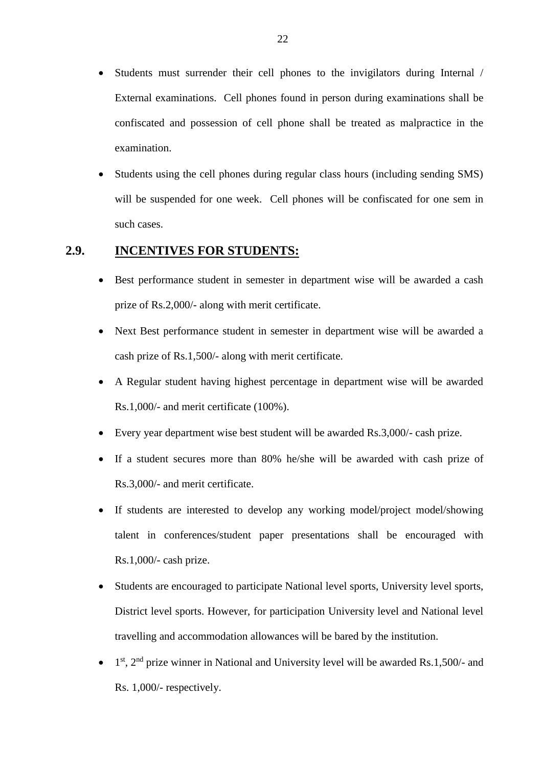- Students must surrender their cell phones to the invigilators during Internal / External examinations. Cell phones found in person during examinations shall be confiscated and possession of cell phone shall be treated as malpractice in the examination.
- Students using the cell phones during regular class hours (including sending SMS) will be suspended for one week. Cell phones will be confiscated for one sem in such cases.

## 2.9. INCENTIVES FOR STUDENTS:

- Best performance student in semester in department wise will be awarded a cash prize of Rs.2,000/- along with merit certificate.
- Next Best performance student in semester in department wise will be awarded a cash prize of Rs.1,500/- along with merit certificate.
- A Regular student having highest percentage in department wise will be awarded Rs.1,000/- and merit certificate (100%).
- Every year department wise best student will be awarded Rs.3,000/- cash prize.
- If a student secures more than 80% he/she will be awarded with cash prize of Rs.3,000/- and merit certificate.
- If students are interested to develop any working model/project model/showing talent in conferences/student paper presentations shall be encouraged with Rs.1,000/- cash prize.
- Students are encouraged to participate National level sports, University level sports, District level sports. However, for participation University level and National level travelling and accommodation allowances will be bared by the institution.
- 1st, 2nd prize winner in National and University level will be awarded Rs.1,500/- and Rs. 1,000/- respectively.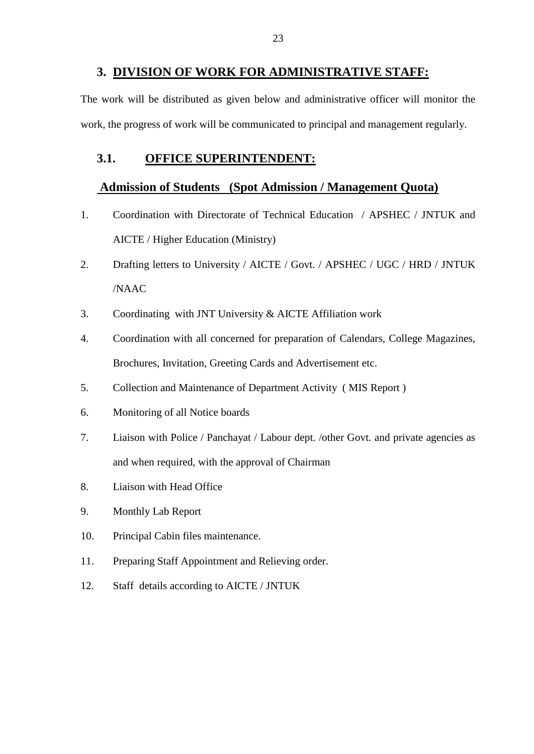## 3. DIVISION OF WORK FOR ADMINISTRATIVE STAFF:

The work will be distributed as given below and administrative officer will monitor the work, the progress of work will be communicated to principal and management regularly.

### 3.1. OFFICE SUPERINTENDENT:

#### Admission of Students (Spot Admission / Management Quota)

1. Coordination with Directorate of Technical Education / APSHEC / JNTUK and AICTE / Higher Education (Ministry)
2. Drafting letters to University / AICTE / Govt. / APSHEC / UGC / HRD / JNTUK /NAAC
3. Coordinating with JNT University & AICTE Affiliation work
4. Coordination with all concerned for preparation of Calendars, College Magazines, Brochures, Invitation, Greeting Cards and Advertisement etc.
5. Collection and Maintenance of Department Activity ( MIS Report )
6. Monitoring of all Notice boards
7. Liaison with Police / Panchayat / Labour dept. /other Govt. and private agencies as and when required, with the approval of Chairman
8. Liaison with Head Office
9. Monthly Lab Report
10. Principal Cabin files maintenance.
11. Preparing Staff Appointment and Relieving order.
12. Staff details according to AICTE / JNTUK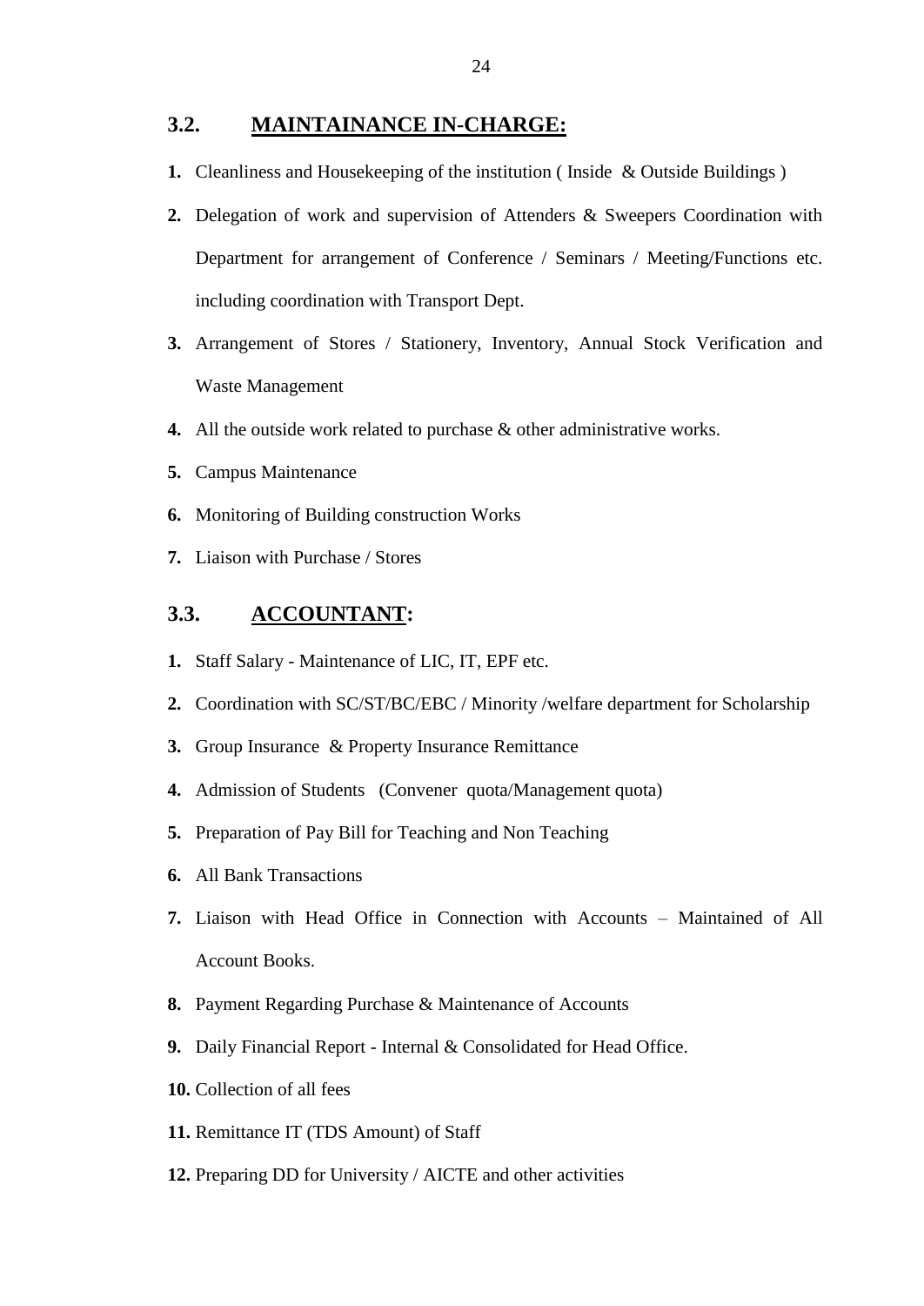## 3.2. MAINTAINANCE IN-CHARGE:

1. Cleanliness and Housekeeping of the institution ( Inside & Outside Buildings )
2. Delegation of work and supervision of Attenders & Sweepers Coordination with Department for arrangement of Conference / Seminars / Meeting/Functions etc. including coordination with Transport Dept.
3. Arrangement of Stores / Stationery, Inventory, Annual Stock Verification and Waste Management
4. All the outside work related to purchase & other administrative works.
5. Campus Maintenance
6. Monitoring of Building construction Works
7. Liaison with Purchase / Stores

## 3.3. ACCOUNTANT:

1. Staff Salary - Maintenance of LIC, IT, EPF etc.
2. Coordination with SC/ST/BC/EBC / Minority /welfare department for Scholarship
3. Group Insurance & Property Insurance Remittance
4. Admission of Students (Convener quota/Management quota)
5. Preparation of Pay Bill for Teaching and Non Teaching
6. All Bank Transactions
7. Liaison with Head Office in Connection with Accounts – Maintained of All Account Books.
8. Payment Regarding Purchase & Maintenance of Accounts
9. Daily Financial Report - Internal & Consolidated for Head Office.
10. Collection of all fees
11. Remittance IT (TDS Amount) of Staff
12. Preparing DD for University / AICTE and other activities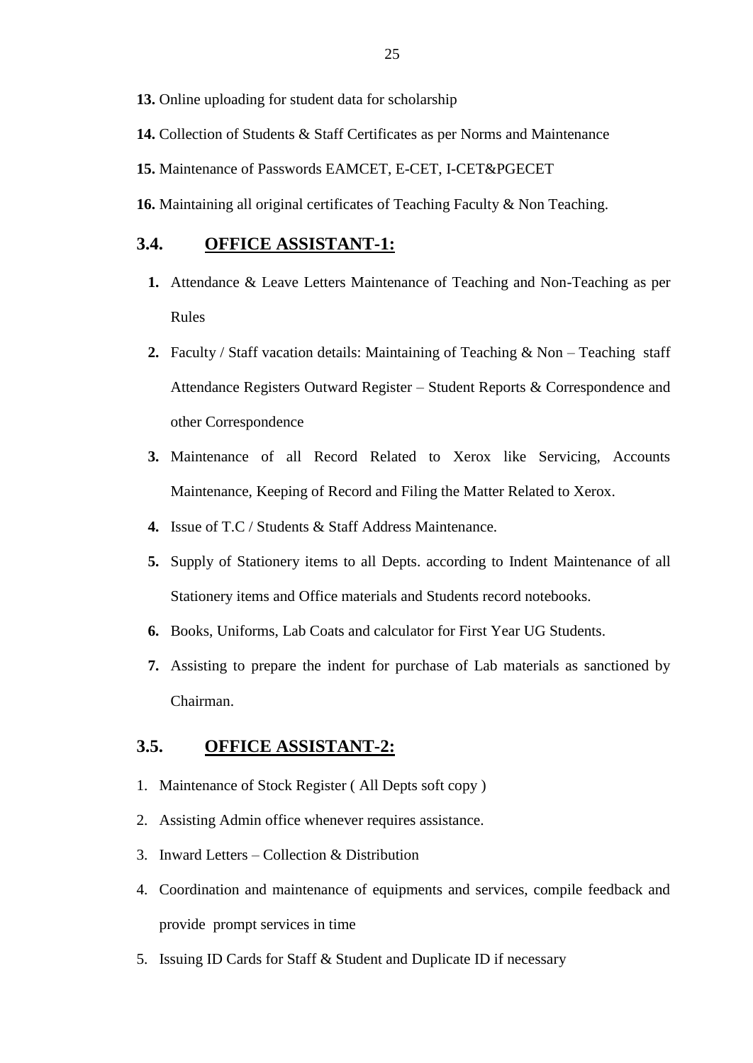**13.** Online uploading for student data for scholarship

**14.** Collection of Students & Staff Certificates as per Norms and Maintenance

**15.** Maintenance of Passwords EAMCET, E-CET, I-CET&PGECET

**16.** Maintaining all original certificates of Teaching Faculty & Non Teaching.

## 3.4. OFFICE ASSISTANT-1:

1. Attendance & Leave Letters Maintenance of Teaching and Non-Teaching as per Rules
2. Faculty / Staff vacation details: Maintaining of Teaching & Non – Teaching staff Attendance Registers Outward Register – Student Reports & Correspondence and other Correspondence
3. Maintenance of all Record Related to Xerox like Servicing, Accounts Maintenance, Keeping of Record and Filing the Matter Related to Xerox.
4. Issue of T.C / Students & Staff Address Maintenance.
5. Supply of Stationery items to all Depts. according to Indent Maintenance of all Stationery items and Office materials and Students record notebooks.
6. Books, Uniforms, Lab Coats and calculator for First Year UG Students.
7. Assisting to prepare the indent for purchase of Lab materials as sanctioned by Chairman.

## 3.5. OFFICE ASSISTANT-2:

1. Maintenance of Stock Register ( All Depts soft copy )
2. Assisting Admin office whenever requires assistance.
3. Inward Letters – Collection & Distribution
4. Coordination and maintenance of equipments and services, compile feedback and provide prompt services in time
5. Issuing ID Cards for Staff & Student and Duplicate ID if necessary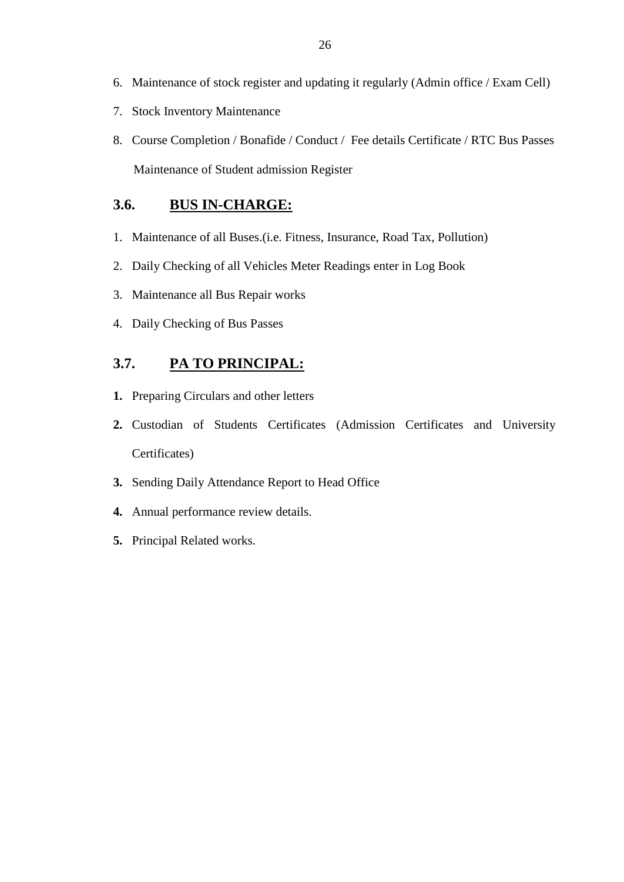6. Maintenance of stock register and updating it regularly (Admin office / Exam Cell)
7. Stock Inventory Maintenance
8. Course Completion / Bonafide / Conduct / Fee details Certificate / RTC Bus Passes Maintenance of Student admission Register

## 3.6. BUS IN-CHARGE:

1. Maintenance of all Buses.(i.e. Fitness, Insurance, Road Tax, Pollution)
2. Daily Checking of all Vehicles Meter Readings enter in Log Book
3. Maintenance all Bus Repair works
4. Daily Checking of Bus Passes

## 3.7. PA TO PRINCIPAL:

**1.** Preparing Circulars and other letters

**2.** Custodian of Students Certificates (Admission Certificates and University Certificates)

**3.** Sending Daily Attendance Report to Head Office

**4.** Annual performance review details.

**5.** Principal Related works.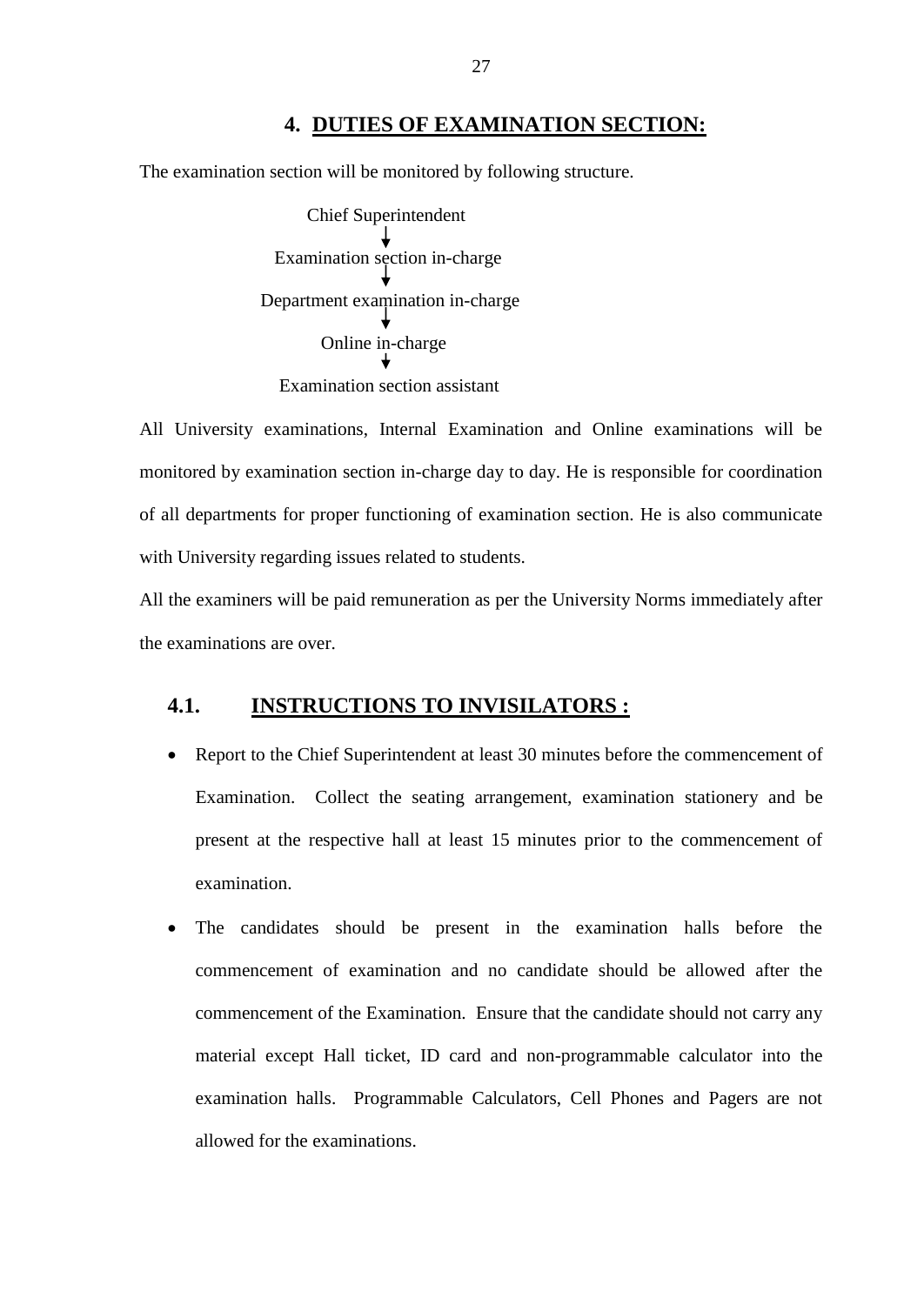# 4. DUTIES OF EXAMINATION SECTION:

The examination section will be monitored by following structure.

Chief Superintendent
↓
Examination section in-charge
↓
Department examination in-charge
↓
Online in-charge
↓
Examination section assistant

All University examinations, Internal Examination and Online examinations will be monitored by examination section in-charge day to day. He is responsible for coordination of all departments for proper functioning of examination section. He is also communicate with University regarding issues related to students.

All the examiners will be paid remuneration as per the University Norms immediately after the examinations are over.

## 4.1. INSTRUCTIONS TO INVISILATORS :

- Report to the Chief Superintendent at least 30 minutes before the commencement of Examination. Collect the seating arrangement, examination stationery and be present at the respective hall at least 15 minutes prior to the commencement of examination.
- The candidates should be present in the examination halls before the commencement of examination and no candidate should be allowed after the commencement of the Examination. Ensure that the candidate should not carry any material except Hall ticket, ID card and non-programmable calculator into the examination halls. Programmable Calculators, Cell Phones and Pagers are not allowed for the examinations.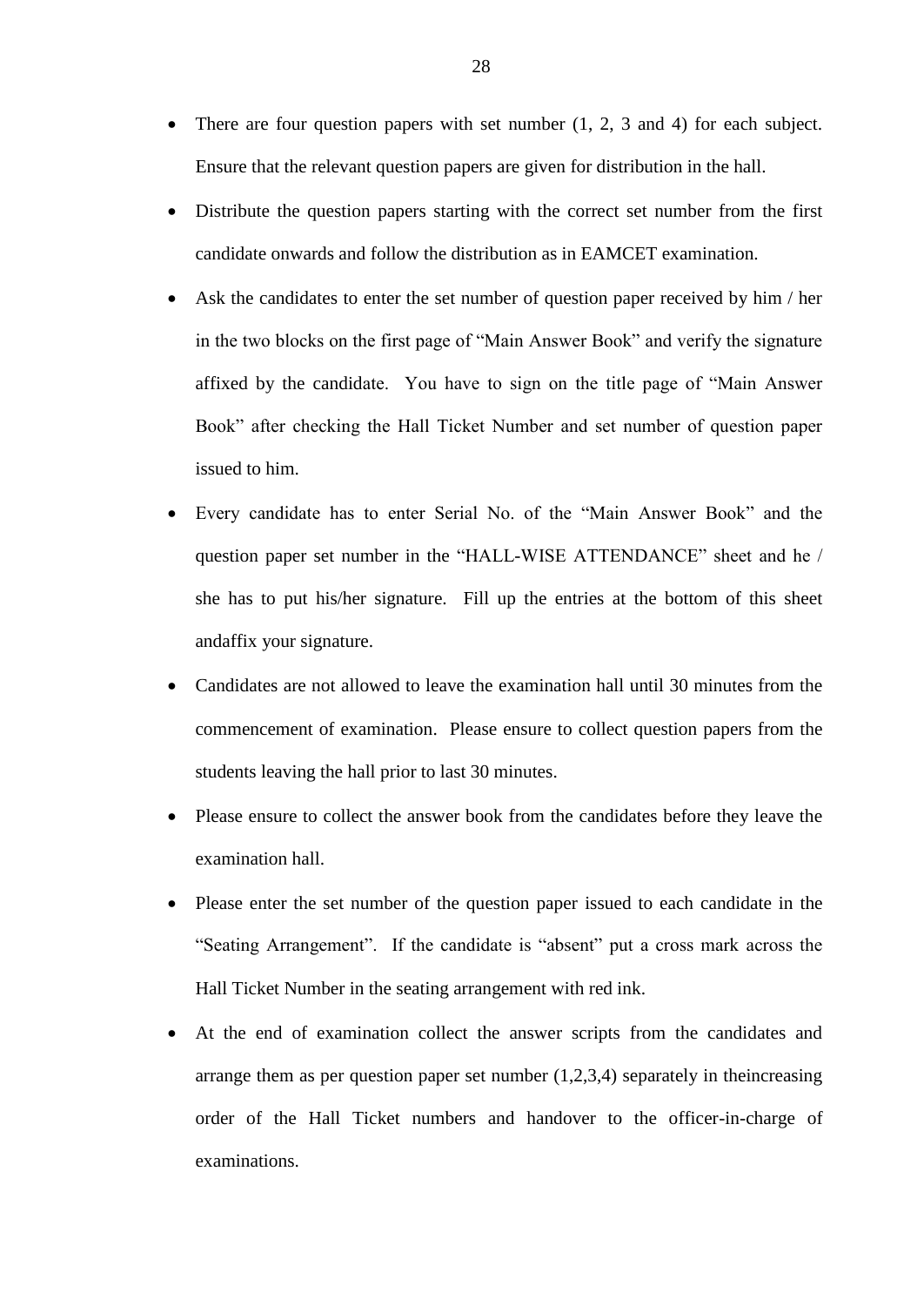- There are four question papers with set number (1, 2, 3 and 4) for each subject. Ensure that the relevant question papers are given for distribution in the hall.
- Distribute the question papers starting with the correct set number from the first candidate onwards and follow the distribution as in EAMCET examination.
- Ask the candidates to enter the set number of question paper received by him / her in the two blocks on the first page of "Main Answer Book" and verify the signature affixed by the candidate. You have to sign on the title page of "Main Answer Book" after checking the Hall Ticket Number and set number of question paper issued to him.
- Every candidate has to enter Serial No. of the "Main Answer Book" and the question paper set number in the "HALL-WISE ATTENDANCE" sheet and he / she has to put his/her signature. Fill up the entries at the bottom of this sheet andaffix your signature.
- Candidates are not allowed to leave the examination hall until 30 minutes from the commencement of examination. Please ensure to collect question papers from the students leaving the hall prior to last 30 minutes.
- Please ensure to collect the answer book from the candidates before they leave the examination hall.
- Please enter the set number of the question paper issued to each candidate in the "Seating Arrangement". If the candidate is "absent" put a cross mark across the Hall Ticket Number in the seating arrangement with red ink.
- At the end of examination collect the answer scripts from the candidates and arrange them as per question paper set number (1,2,3,4) separately in theincreasing order of the Hall Ticket numbers and handover to the officer-in-charge of examinations.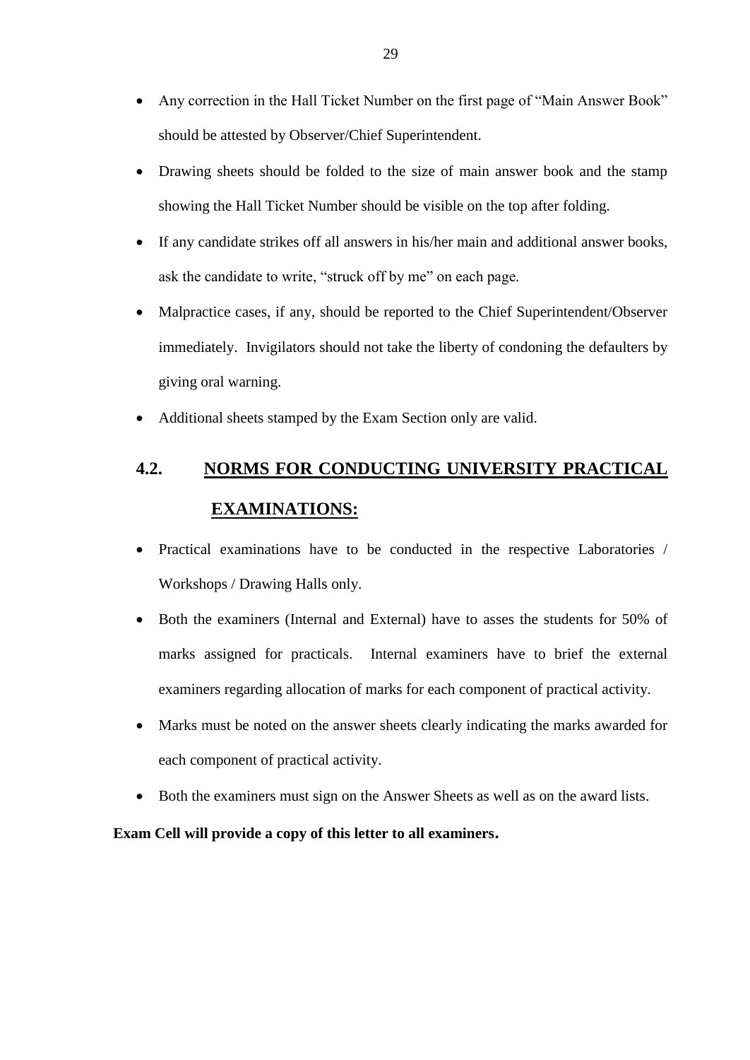- Any correction in the Hall Ticket Number on the first page of "Main Answer Book" should be attested by Observer/Chief Superintendent.
- Drawing sheets should be folded to the size of main answer book and the stamp showing the Hall Ticket Number should be visible on the top after folding.
- If any candidate strikes off all answers in his/her main and additional answer books, ask the candidate to write, "struck off by me" on each page.
- Malpractice cases, if any, should be reported to the Chief Superintendent/Observer immediately. Invigilators should not take the liberty of condoning the defaulters by giving oral warning.
- Additional sheets stamped by the Exam Section only are valid.

## 4.2. NORMS FOR CONDUCTING UNIVERSITY PRACTICAL EXAMINATIONS:

- Practical examinations have to be conducted in the respective Laboratories / Workshops / Drawing Halls only.
- Both the examiners (Internal and External) have to asses the students for 50% of marks assigned for practicals. Internal examiners have to brief the external examiners regarding allocation of marks for each component of practical activity.
- Marks must be noted on the answer sheets clearly indicating the marks awarded for each component of practical activity.
- Both the examiners must sign on the Answer Sheets as well as on the award lists.

**Exam Cell will provide a copy of this letter to all examiners.**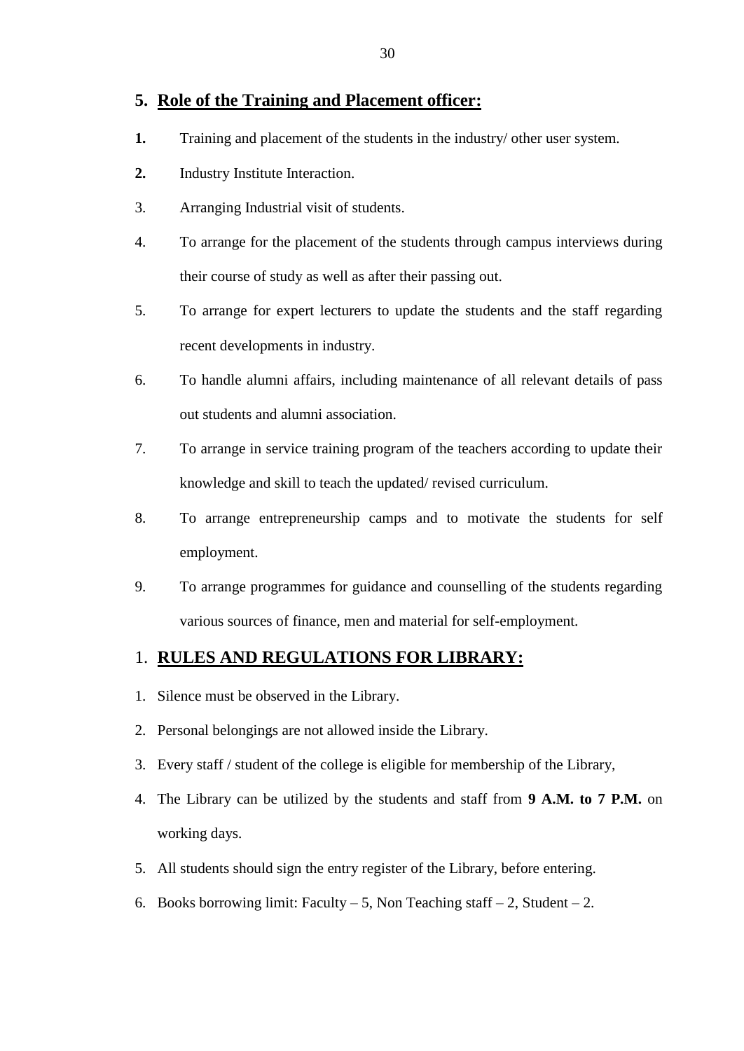## 5. Role of the Training and Placement officer:

**1.** Training and placement of the students in the industry/ other user system.

**2.** Industry Institute Interaction.

3. Arranging Industrial visit of students.

4. To arrange for the placement of the students through campus interviews during their course of study as well as after their passing out.

5. To arrange for expert lecturers to update the students and the staff regarding recent developments in industry.

6. To handle alumni affairs, including maintenance of all relevant details of pass out students and alumni association.

7. To arrange in service training program of the teachers according to update their knowledge and skill to teach the updated/ revised curriculum.

8. To arrange entrepreneurship camps and to motivate the students for self employment.

9. To arrange programmes for guidance and counselling of the students regarding various sources of finance, men and material for self-employment.

## 1. RULES AND REGULATIONS FOR LIBRARY:

1. Silence must be observed in the Library.
2. Personal belongings are not allowed inside the Library.
3. Every staff / student of the college is eligible for membership of the Library,
4. The Library can be utilized by the students and staff from **9 A.M. to 7 P.M.** on working days.
5. All students should sign the entry register of the Library, before entering.
6. Books borrowing limit: Faculty – 5, Non Teaching staff – 2, Student – 2.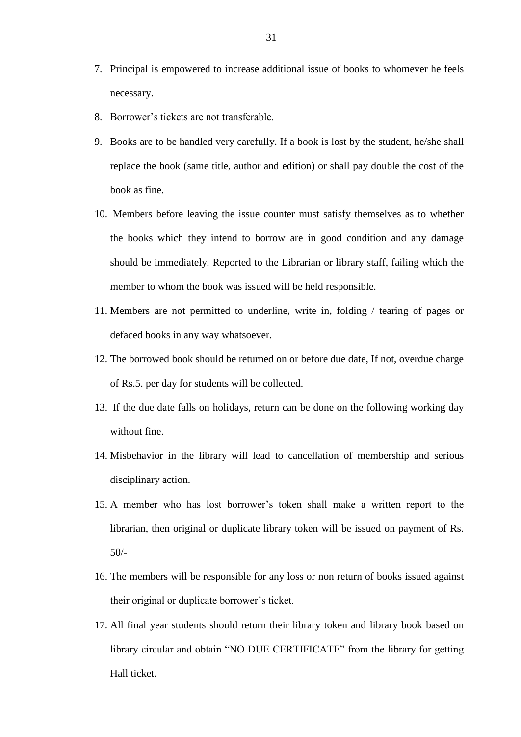7. Principal is empowered to increase additional issue of books to whomever he feels necessary.
8. Borrower's tickets are not transferable.
9. Books are to be handled very carefully. If a book is lost by the student, he/she shall replace the book (same title, author and edition) or shall pay double the cost of the book as fine.
10. Members before leaving the issue counter must satisfy themselves as to whether the books which they intend to borrow are in good condition and any damage should be immediately. Reported to the Librarian or library staff, failing which the member to whom the book was issued will be held responsible.
11. Members are not permitted to underline, write in, folding / tearing of pages or defaced books in any way whatsoever.
12. The borrowed book should be returned on or before due date, If not, overdue charge of Rs.5. per day for students will be collected.
13. If the due date falls on holidays, return can be done on the following working day without fine.
14. Misbehavior in the library will lead to cancellation of membership and serious disciplinary action.
15. A member who has lost borrower's token shall make a written report to the librarian, then original or duplicate library token will be issued on payment of Rs. 50/-
16. The members will be responsible for any loss or non return of books issued against their original or duplicate borrower's ticket.
17. All final year students should return their library token and library book based on library circular and obtain "NO DUE CERTIFICATE" from the library for getting Hall ticket.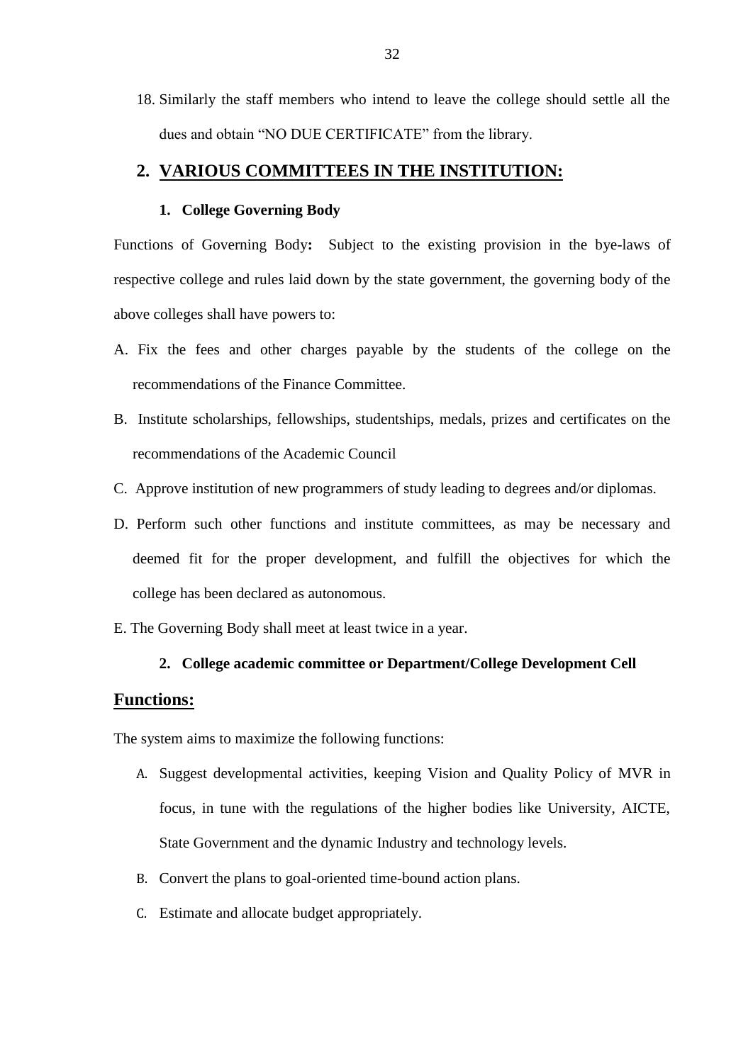18. Similarly the staff members who intend to leave the college should settle all the dues and obtain "NO DUE CERTIFICATE" from the library.

## 2. VARIOUS COMMITTEES IN THE INSTITUTION:

### 1. College Governing Body

Functions of Governing Body**:** Subject to the existing provision in the bye-laws of respective college and rules laid down by the state government, the governing body of the above colleges shall have powers to:

A. Fix the fees and other charges payable by the students of the college on the recommendations of the Finance Committee.

B. Institute scholarships, fellowships, studentships, medals, prizes and certificates on the recommendations of the Academic Council

C. Approve institution of new programmers of study leading to degrees and/or diplomas.

D. Perform such other functions and institute committees, as may be necessary and deemed fit for the proper development, and fulfill the objectives for which the college has been declared as autonomous.

E. The Governing Body shall meet at least twice in a year.

### 2. College academic committee or Department/College Development Cell

## Functions:

The system aims to maximize the following functions:

A. Suggest developmental activities, keeping Vision and Quality Policy of MVR in focus, in tune with the regulations of the higher bodies like University, AICTE, State Government and the dynamic Industry and technology levels.

B. Convert the plans to goal-oriented time-bound action plans.

C. Estimate and allocate budget appropriately.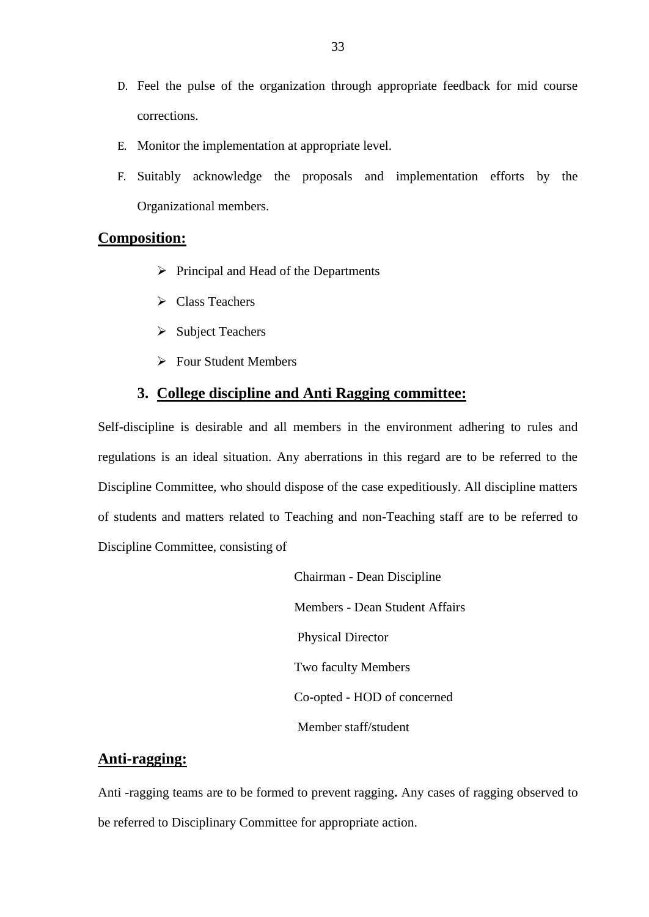D. Feel the pulse of the organization through appropriate feedback for mid course corrections.
E. Monitor the implementation at appropriate level.
F. Suitably acknowledge the proposals and implementation efforts by the Organizational members.

## Composition:

- Principal and Head of the Departments
- Class Teachers
- Subject Teachers
- Four Student Members

### 3. College discipline and Anti Ragging committee:

Self-discipline is desirable and all members in the environment adhering to rules and regulations is an ideal situation. Any aberrations in this regard are to be referred to the Discipline Committee, who should dispose of the case expeditiously. All discipline matters of students and matters related to Teaching and non-Teaching staff are to be referred to Discipline Committee, consisting of

Chairman - Dean Discipline
Members - Dean Student Affairs
Physical Director
Two faculty Members
Co-opted - HOD of concerned
Member staff/student

## Anti-ragging:

Anti -ragging teams are to be formed to prevent ragging**.** Any cases of ragging observed to be referred to Disciplinary Committee for appropriate action.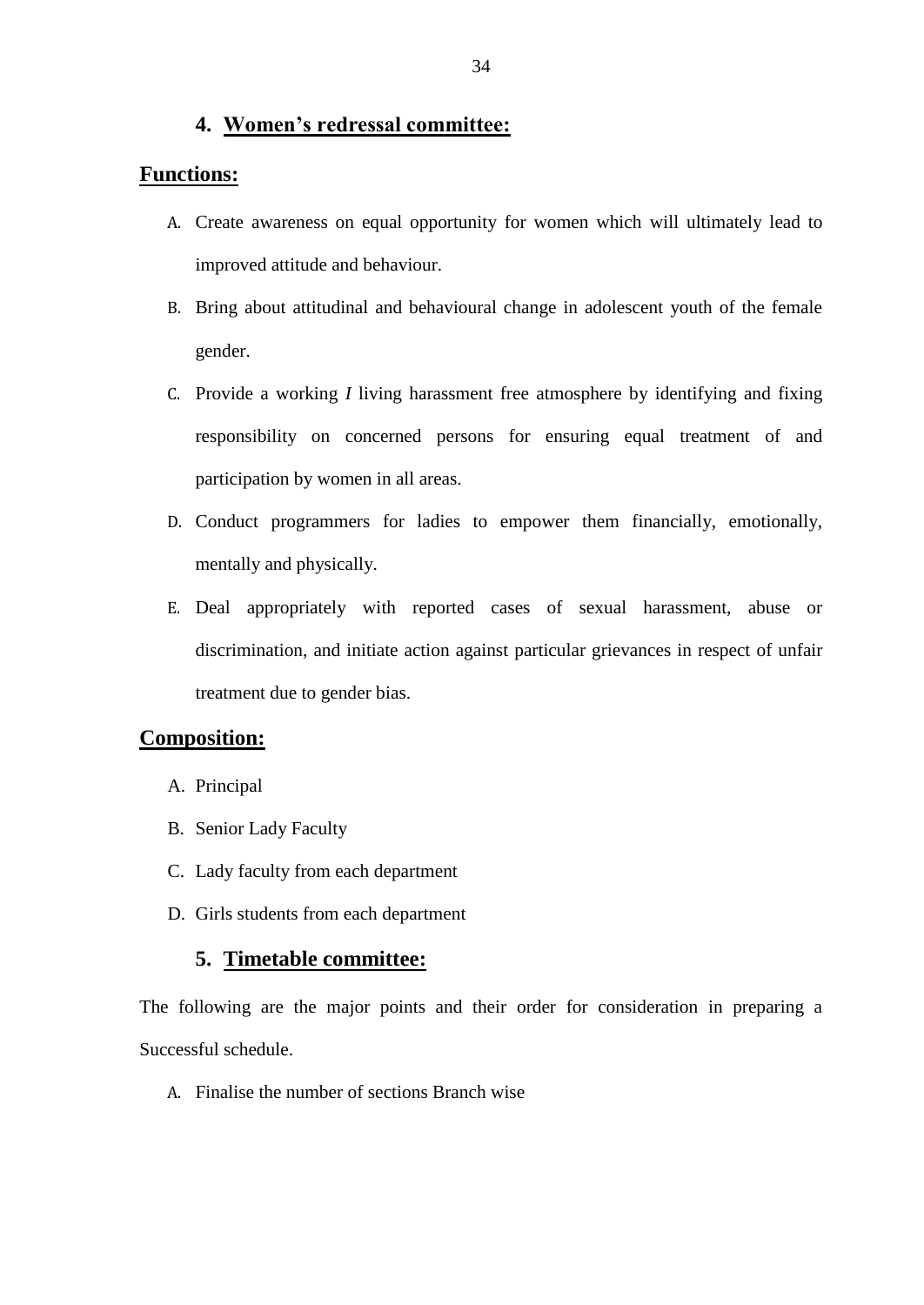### 4. Women's redressal committee:

## Functions:

A. Create awareness on equal opportunity for women which will ultimately lead to improved attitude and behaviour.

B. Bring about attitudinal and behavioural change in adolescent youth of the female gender.

C. Provide a working *I* living harassment free atmosphere by identifying and fixing responsibility on concerned persons for ensuring equal treatment of and participation by women in all areas.

D. Conduct programmers for ladies to empower them financially, emotionally, mentally and physically.

E. Deal appropriately with reported cases of sexual harassment, abuse or discrimination, and initiate action against particular grievances in respect of unfair treatment due to gender bias.

## Composition:

A. Principal
B. Senior Lady Faculty
C. Lady faculty from each department
D. Girls students from each department

### 5. Timetable committee:

The following are the major points and their order for consideration in preparing a Successful schedule.

A. Finalise the number of sections Branch wise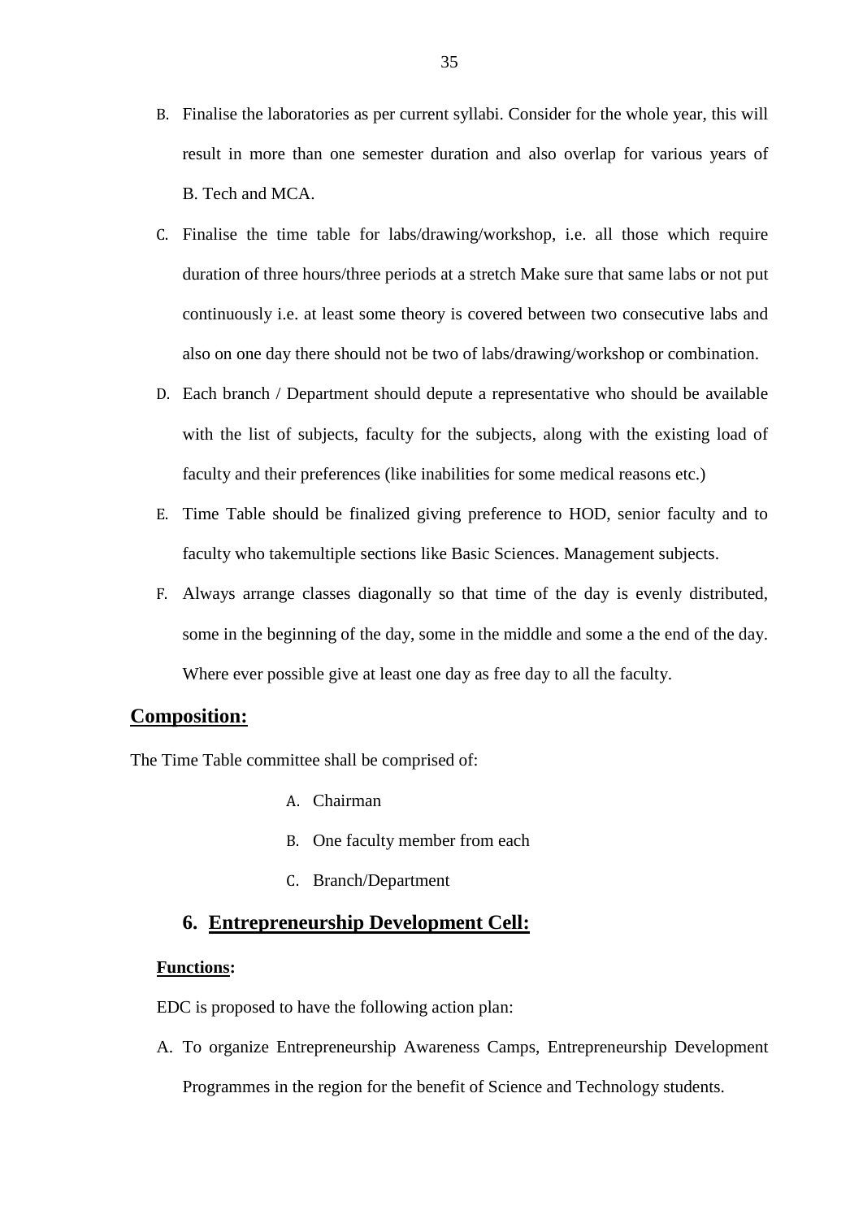B. Finalise the laboratories as per current syllabi. Consider for the whole year, this will result in more than one semester duration and also overlap for various years of B. Tech and MCA.

C. Finalise the time table for labs/drawing/workshop, i.e. all those which require duration of three hours/three periods at a stretch Make sure that same labs or not put continuously i.e. at least some theory is covered between two consecutive labs and also on one day there should not be two of labs/drawing/workshop or combination.

D. Each branch / Department should depute a representative who should be available with the list of subjects, faculty for the subjects, along with the existing load of faculty and their preferences (like inabilities for some medical reasons etc.)

E. Time Table should be finalized giving preference to HOD, senior faculty and to faculty who takemultiple sections like Basic Sciences. Management subjects.

F. Always arrange classes diagonally so that time of the day is evenly distributed, some in the beginning of the day, some in the middle and some a the end of the day. Where ever possible give at least one day as free day to all the faculty.

## **Composition:**

The Time Table committee shall be comprised of:

A. Chairman

B. One faculty member from each

C. Branch/Department

## 6. **Entrepreneurship Development Cell:**

**Functions:**

EDC is proposed to have the following action plan:

A. To organize Entrepreneurship Awareness Camps, Entrepreneurship Development Programmes in the region for the benefit of Science and Technology students.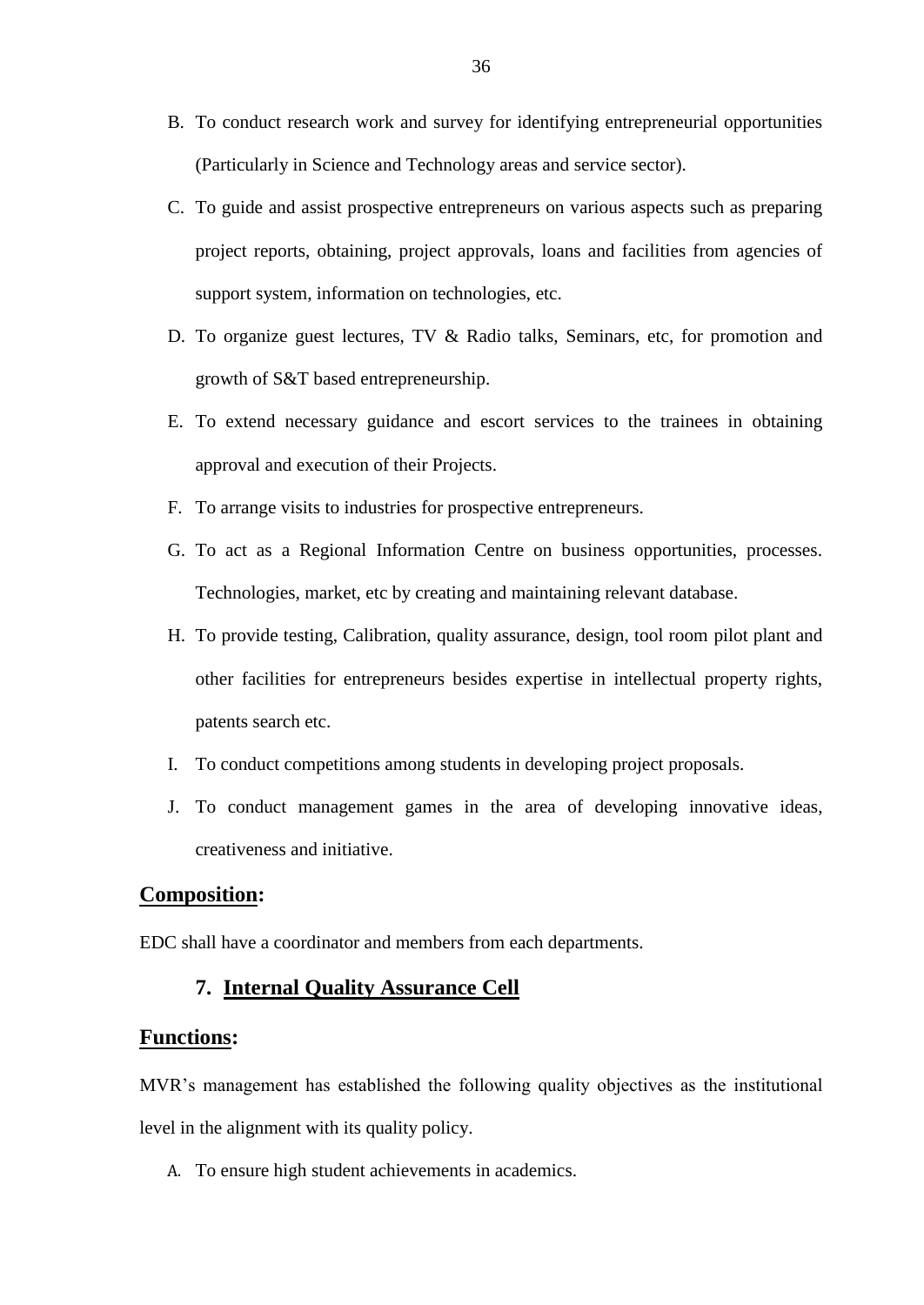B. To conduct research work and survey for identifying entrepreneurial opportunities (Particularly in Science and Technology areas and service sector).

C. To guide and assist prospective entrepreneurs on various aspects such as preparing project reports, obtaining, project approvals, loans and facilities from agencies of support system, information on technologies, etc.

D. To organize guest lectures, TV & Radio talks, Seminars, etc, for promotion and growth of S&T based entrepreneurship.

E. To extend necessary guidance and escort services to the trainees in obtaining approval and execution of their Projects.

F. To arrange visits to industries for prospective entrepreneurs.

G. To act as a Regional Information Centre on business opportunities, processes. Technologies, market, etc by creating and maintaining relevant database.

H. To provide testing, Calibration, quality assurance, design, tool room pilot plant and other facilities for entrepreneurs besides expertise in intellectual property rights, patents search etc.

I. To conduct competitions among students in developing project proposals.

J. To conduct management games in the area of developing innovative ideas, creativeness and initiative.

## Composition:

EDC shall have a coordinator and members from each departments.

## 7. Internal Quality Assurance Cell

## Functions:

MVR's management has established the following quality objectives as the institutional level in the alignment with its quality policy.

A. To ensure high student achievements in academics.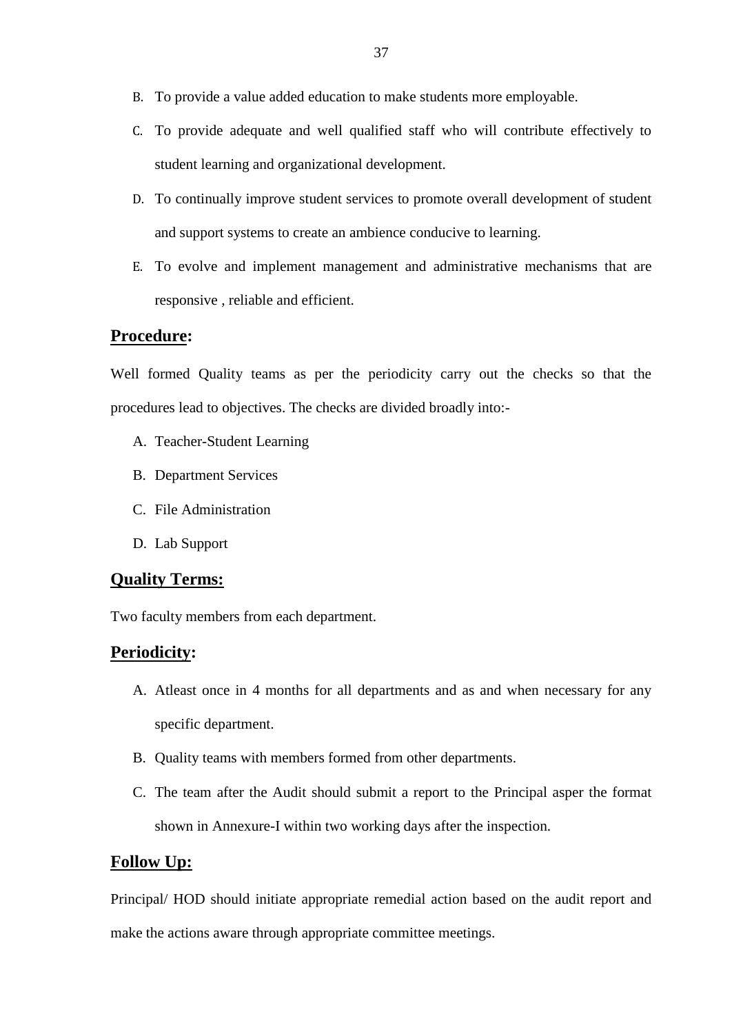B. To provide a value added education to make students more employable.

C. To provide adequate and well qualified staff who will contribute effectively to student learning and organizational development.

D. To continually improve student services to promote overall development of student and support systems to create an ambience conducive to learning.

E. To evolve and implement management and administrative mechanisms that are responsive , reliable and efficient.

## **Procedure:**

Well formed Quality teams as per the periodicity carry out the checks so that the procedures lead to objectives. The checks are divided broadly into:-

A. Teacher-Student Learning

B. Department Services

C. File Administration

D. Lab Support

## **Quality Terms:**

Two faculty members from each department.

## **Periodicity:**

A. Atleast once in 4 months for all departments and as and when necessary for any specific department.

B. Quality teams with members formed from other departments.

C. The team after the Audit should submit a report to the Principal asper the format shown in Annexure-I within two working days after the inspection.

## **Follow Up:**

Principal/ HOD should initiate appropriate remedial action based on the audit report and make the actions aware through appropriate committee meetings.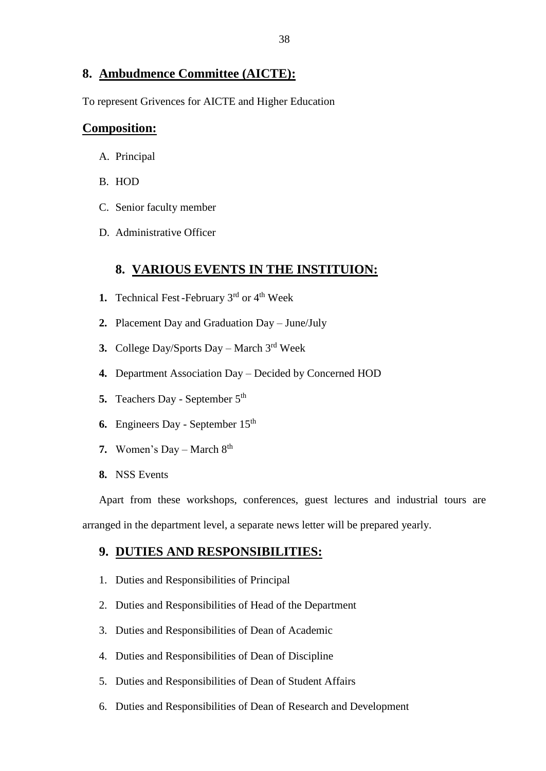## 8. Ambudmence Committee (AICTE):

To represent Grivences for AICTE and Higher Education

## Composition:

A. Principal

B. HOD

C. Senior faculty member

D. Administrative Officer

## 8. VARIOUS EVENTS IN THE INSTITUION:

1. Technical Fest -February 3rd or 4th Week
2. Placement Day and Graduation Day – June/July
3. College Day/Sports Day – March 3rd Week
4. Department Association Day – Decided by Concerned HOD
5. Teachers Day - September 5th
6. Engineers Day - September 15th
7. Women's Day – March 8th
8. NSS Events

Apart from these workshops, conferences, guest lectures and industrial tours are arranged in the department level, a separate news letter will be prepared yearly.

## 9. DUTIES AND RESPONSIBILITIES:

1. Duties and Responsibilities of Principal
2. Duties and Responsibilities of Head of the Department
3. Duties and Responsibilities of Dean of Academic
4. Duties and Responsibilities of Dean of Discipline
5. Duties and Responsibilities of Dean of Student Affairs
6. Duties and Responsibilities of Dean of Research and Development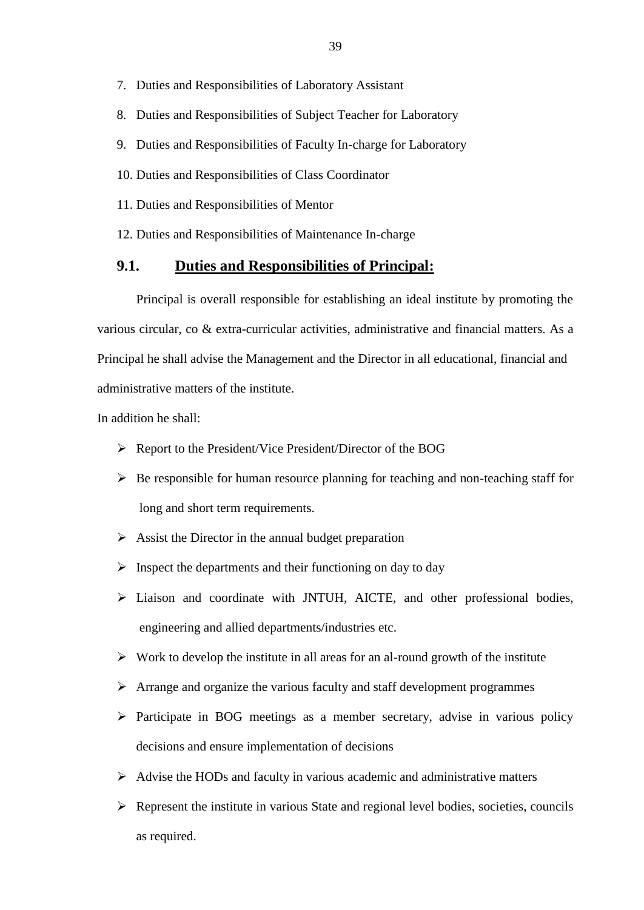7. Duties and Responsibilities of Laboratory Assistant
8. Duties and Responsibilities of Subject Teacher for Laboratory
9. Duties and Responsibilities of Faculty In-charge for Laboratory
10. Duties and Responsibilities of Class Coordinator
11. Duties and Responsibilities of Mentor
12. Duties and Responsibilities of Maintenance In-charge

## 9.1. Duties and Responsibilities of Principal:

Principal is overall responsible for establishing an ideal institute by promoting the various circular, co & extra-curricular activities, administrative and financial matters. As a Principal he shall advise the Management and the Director in all educational, financial and administrative matters of the institute.

In addition he shall:

- Report to the President/Vice President/Director of the BOG
- Be responsible for human resource planning for teaching and non-teaching staff for long and short term requirements.
- Assist the Director in the annual budget preparation
- Inspect the departments and their functioning on day to day
- Liaison and coordinate with JNTUH, AICTE, and other professional bodies, engineering and allied departments/industries etc.
- Work to develop the institute in all areas for an al-round growth of the institute
- Arrange and organize the various faculty and staff development programmes
- Participate in BOG meetings as a member secretary, advise in various policy decisions and ensure implementation of decisions
- Advise the HODs and faculty in various academic and administrative matters
- Represent the institute in various State and regional level bodies, societies, councils as required.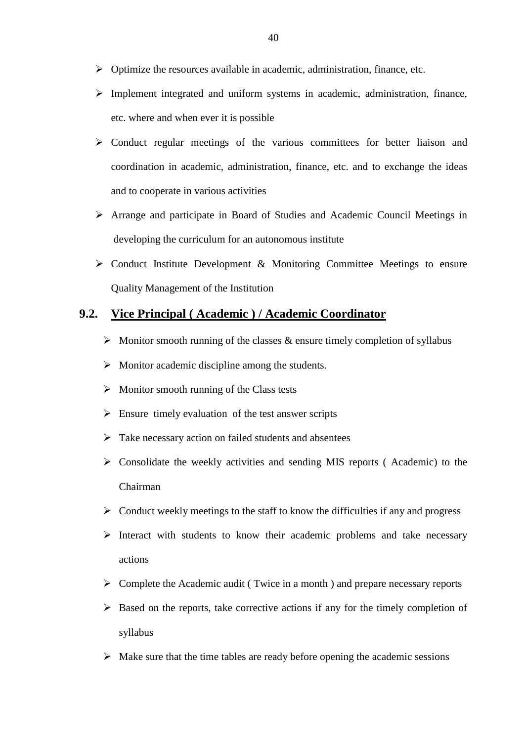- Optimize the resources available in academic, administration, finance, etc.
- Implement integrated and uniform systems in academic, administration, finance, etc. where and when ever it is possible
- Conduct regular meetings of the various committees for better liaison and coordination in academic, administration, finance, etc. and to exchange the ideas and to cooperate in various activities
- Arrange and participate in Board of Studies and Academic Council Meetings in developing the curriculum for an autonomous institute
- Conduct Institute Development & Monitoring Committee Meetings to ensure Quality Management of the Institution

## 9.2. Vice Principal ( Academic ) / Academic Coordinator

- Monitor smooth running of the classes & ensure timely completion of syllabus
- Monitor academic discipline among the students.
- Monitor smooth running of the Class tests
- Ensure timely evaluation of the test answer scripts
- Take necessary action on failed students and absentees
- Consolidate the weekly activities and sending MIS reports ( Academic) to the Chairman
- Conduct weekly meetings to the staff to know the difficulties if any and progress
- Interact with students to know their academic problems and take necessary actions
- Complete the Academic audit ( Twice in a month ) and prepare necessary reports
- Based on the reports, take corrective actions if any for the timely completion of syllabus
- Make sure that the time tables are ready before opening the academic sessions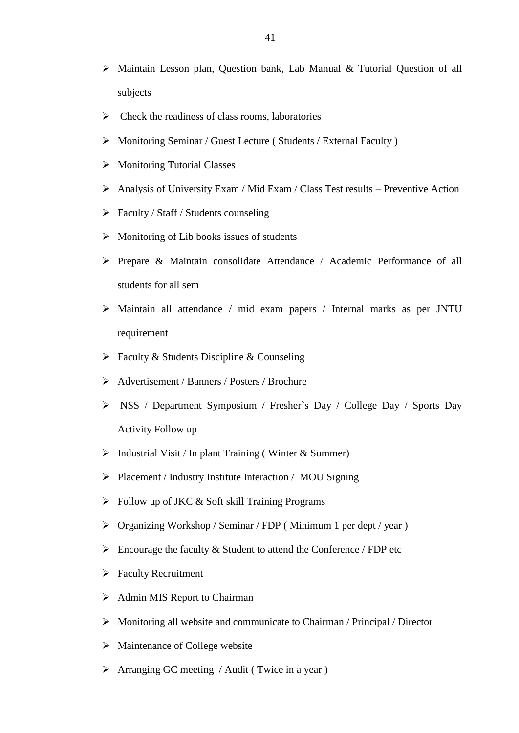- Maintain Lesson plan, Question bank, Lab Manual & Tutorial Question of all subjects
- Check the readiness of class rooms, laboratories
- Monitoring Seminar / Guest Lecture ( Students / External Faculty )
- Monitoring Tutorial Classes
- Analysis of University Exam / Mid Exam / Class Test results – Preventive Action
- Faculty / Staff / Students counseling
- Monitoring of Lib books issues of students
- Prepare & Maintain consolidate Attendance / Academic Performance of all students for all sem
- Maintain all attendance / mid exam papers / Internal marks as per JNTU requirement
- Faculty & Students Discipline & Counseling
- Advertisement / Banners / Posters / Brochure
- NSS / Department Symposium / Fresher`s Day / College Day / Sports Day Activity Follow up
- Industrial Visit / In plant Training ( Winter & Summer)
- Placement / Industry Institute Interaction / MOU Signing
- Follow up of JKC & Soft skill Training Programs
- Organizing Workshop / Seminar / FDP ( Minimum 1 per dept / year )
- Encourage the faculty & Student to attend the Conference / FDP etc
- Faculty Recruitment
- Admin MIS Report to Chairman
- Monitoring all website and communicate to Chairman / Principal / Director
- Maintenance of College website
- Arranging GC meeting / Audit ( Twice in a year )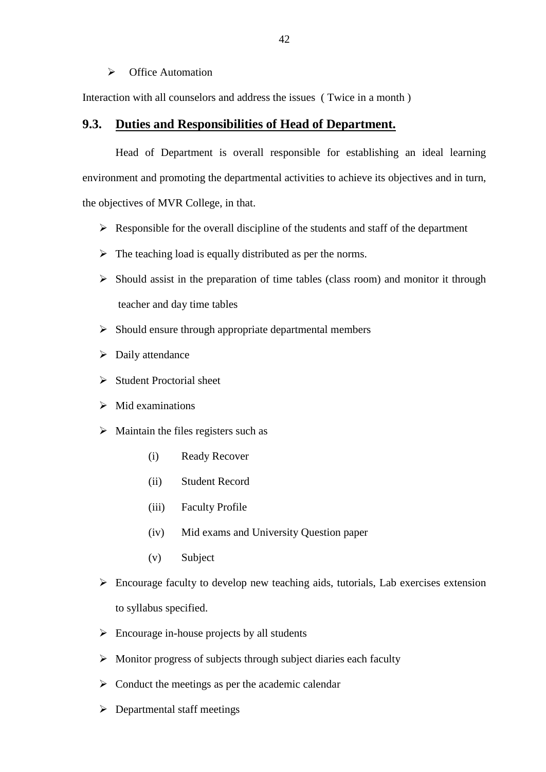- Office Automation

Interaction with all counselors and address the issues ( Twice in a month )

## 9.3. Duties and Responsibilities of Head of Department.

Head of Department is overall responsible for establishing an ideal learning environment and promoting the departmental activities to achieve its objectives and in turn, the objectives of MVR College, in that.

- Responsible for the overall discipline of the students and staff of the department
- The teaching load is equally distributed as per the norms.
- Should assist in the preparation of time tables (class room) and monitor it through teacher and day time tables
- Should ensure through appropriate departmental members
- Daily attendance
- Student Proctorial sheet
- Mid examinations
- Maintain the files registers such as
  - (i) Ready Recover
  - (ii) Student Record
  - (iii) Faculty Profile
  - (iv) Mid exams and University Question paper
  - (v) Subject
- Encourage faculty to develop new teaching aids, tutorials, Lab exercises extension to syllabus specified.
- Encourage in-house projects by all students
- Monitor progress of subjects through subject diaries each faculty
- Conduct the meetings as per the academic calendar
- Departmental staff meetings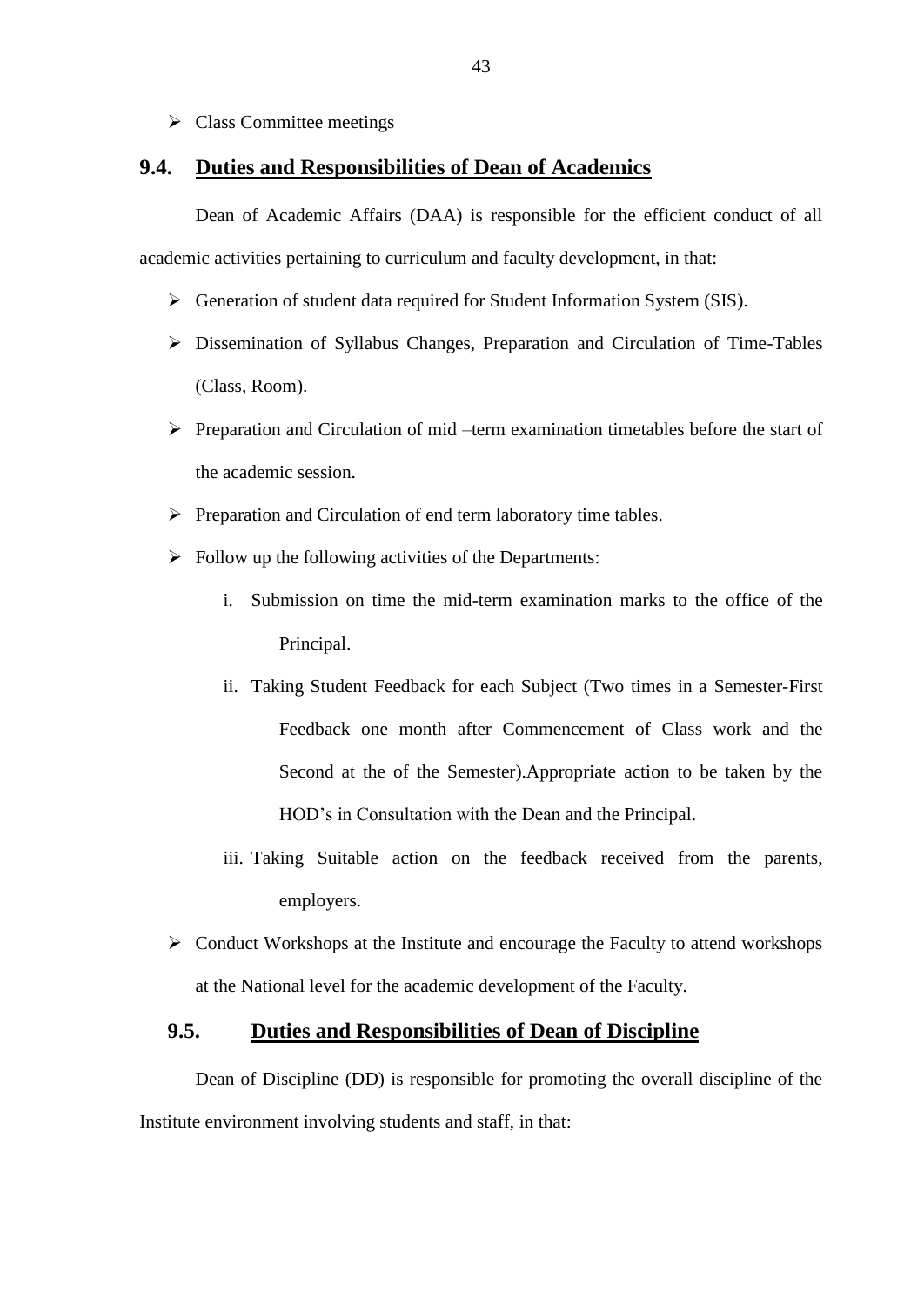- Class Committee meetings

## 9.4. Duties and Responsibilities of Dean of Academics

Dean of Academic Affairs (DAA) is responsible for the efficient conduct of all academic activities pertaining to curriculum and faculty development, in that:

- Generation of student data required for Student Information System (SIS).
- Dissemination of Syllabus Changes, Preparation and Circulation of Time-Tables (Class, Room).
- Preparation and Circulation of mid –term examination timetables before the start of the academic session.
- Preparation and Circulation of end term laboratory time tables.
- Follow up the following activities of the Departments:
  - i. Submission on time the mid-term examination marks to the office of the Principal.
  - ii. Taking Student Feedback for each Subject (Two times in a Semester-First Feedback one month after Commencement of Class work and the Second at the of the Semester).Appropriate action to be taken by the HOD's in Consultation with the Dean and the Principal.
  - iii. Taking Suitable action on the feedback received from the parents, employers.
- Conduct Workshops at the Institute and encourage the Faculty to attend workshops at the National level for the academic development of the Faculty.

## 9.5. Duties and Responsibilities of Dean of Discipline

Dean of Discipline (DD) is responsible for promoting the overall discipline of the Institute environment involving students and staff, in that: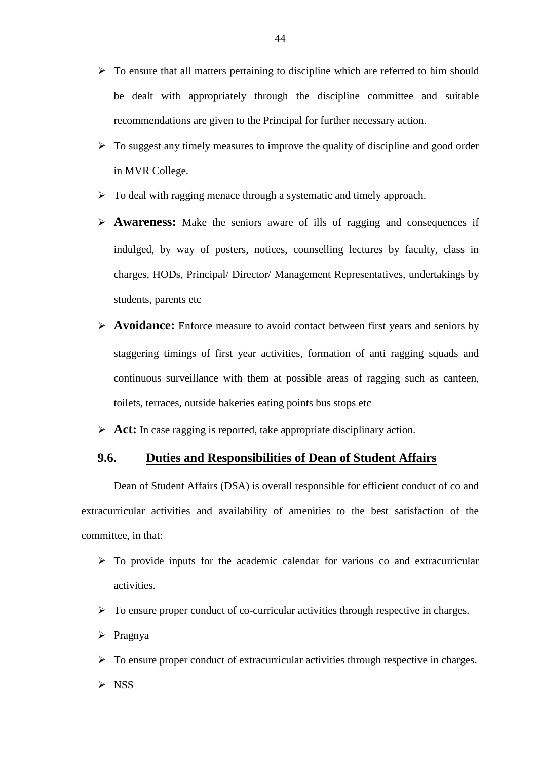- To ensure that all matters pertaining to discipline which are referred to him should be dealt with appropriately through the discipline committee and suitable recommendations are given to the Principal for further necessary action.
- To suggest any timely measures to improve the quality of discipline and good order in MVR College.
- To deal with ragging menace through a systematic and timely approach.
- **Awareness:** Make the seniors aware of ills of ragging and consequences if indulged, by way of posters, notices, counselling lectures by faculty, class in charges, HODs, Principal/ Director/ Management Representatives, undertakings by students, parents etc
- **Avoidance:** Enforce measure to avoid contact between first years and seniors by staggering timings of first year activities, formation of anti ragging squads and continuous surveillance with them at possible areas of ragging such as canteen, toilets, terraces, outside bakeries eating points bus stops etc
- **Act:** In case ragging is reported, take appropriate disciplinary action.

## 9.6. Duties and Responsibilities of Dean of Student Affairs

Dean of Student Affairs (DSA) is overall responsible for efficient conduct of co and extracurricular activities and availability of amenities to the best satisfaction of the committee, in that:

- To provide inputs for the academic calendar for various co and extracurricular activities.
- To ensure proper conduct of co-curricular activities through respective in charges.
- Pragnya
- To ensure proper conduct of extracurricular activities through respective in charges.
- NSS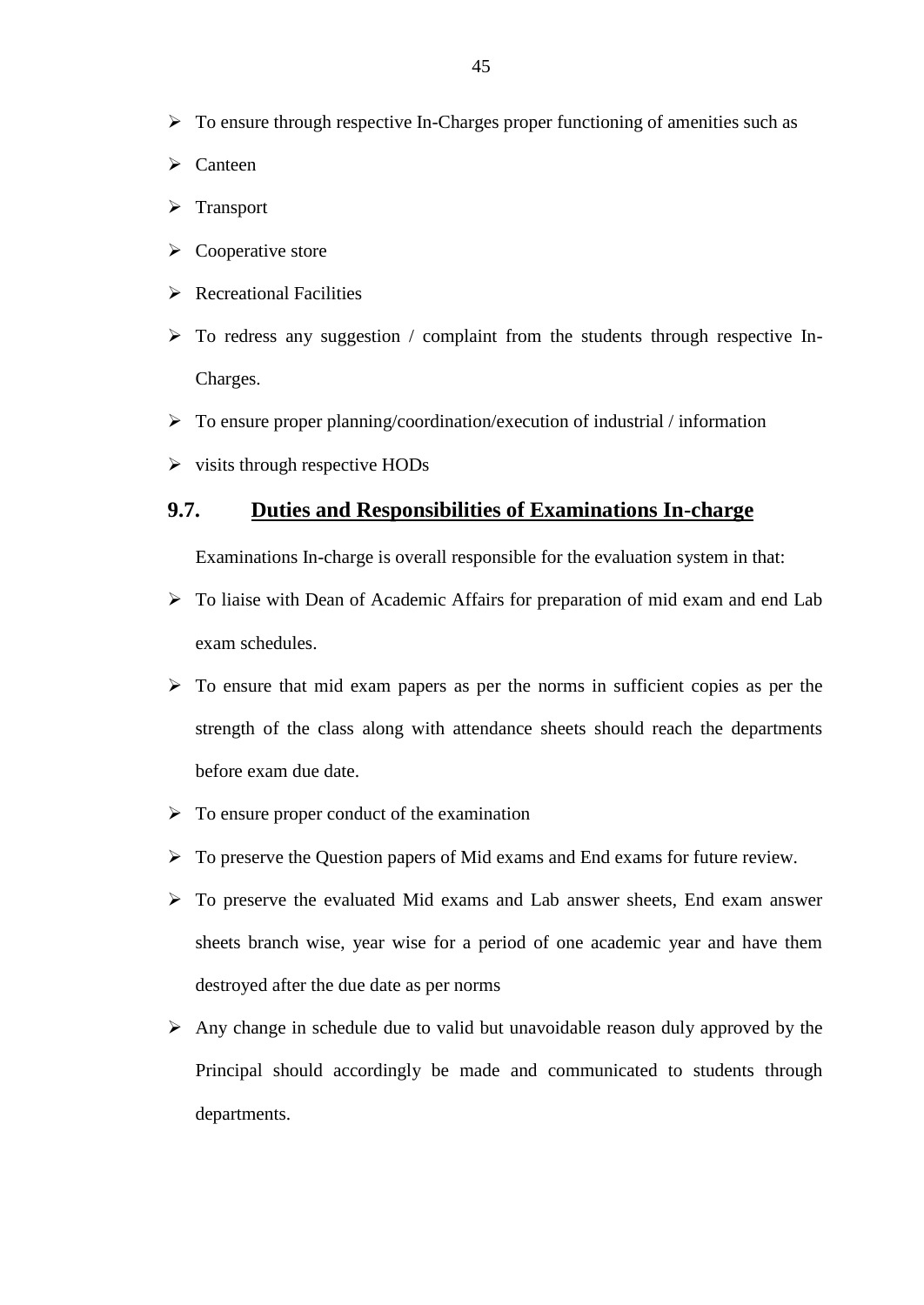- To ensure through respective In-Charges proper functioning of amenities such as
- Canteen
- Transport
- Cooperative store
- Recreational Facilities
- To redress any suggestion / complaint from the students through respective In-Charges.
- To ensure proper planning/coordination/execution of industrial / information
- visits through respective HODs

## 9.7. <u>Duties and Responsibilities of Examinations In-charge</u>

Examinations In-charge is overall responsible for the evaluation system in that:

- To liaise with Dean of Academic Affairs for preparation of mid exam and end Lab exam schedules.
- To ensure that mid exam papers as per the norms in sufficient copies as per the strength of the class along with attendance sheets should reach the departments before exam due date.
- To ensure proper conduct of the examination
- To preserve the Question papers of Mid exams and End exams for future review.
- To preserve the evaluated Mid exams and Lab answer sheets, End exam answer sheets branch wise, year wise for a period of one academic year and have them destroyed after the due date as per norms
- Any change in schedule due to valid but unavoidable reason duly approved by the Principal should accordingly be made and communicated to students through departments.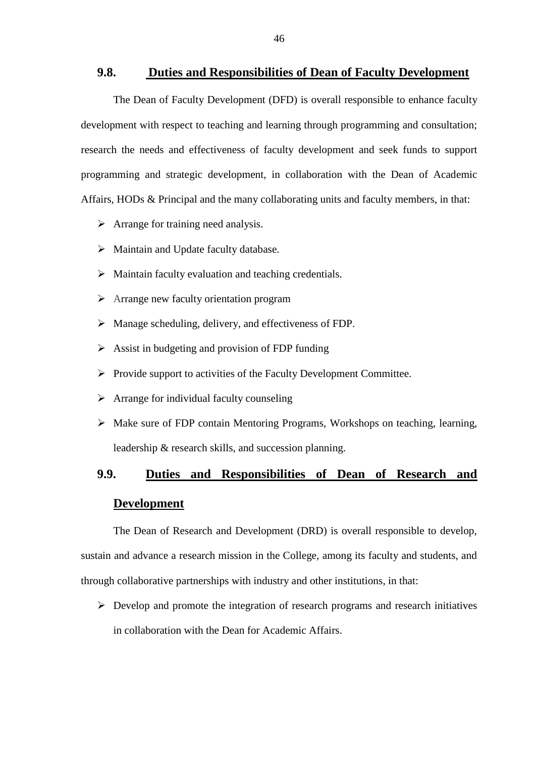## 9.8. Duties and Responsibilities of Dean of Faculty Development

The Dean of Faculty Development (DFD) is overall responsible to enhance faculty development with respect to teaching and learning through programming and consultation; research the needs and effectiveness of faculty development and seek funds to support programming and strategic development, in collaboration with the Dean of Academic Affairs, HODs & Principal and the many collaborating units and faculty members, in that:

- Arrange for training need analysis.
- Maintain and Update faculty database.
- Maintain faculty evaluation and teaching credentials.
- Arrange new faculty orientation program
- Manage scheduling, delivery, and effectiveness of FDP.
- Assist in budgeting and provision of FDP funding
- Provide support to activities of the Faculty Development Committee.
- Arrange for individual faculty counseling
- Make sure of FDP contain Mentoring Programs, Workshops on teaching, learning, leadership & research skills, and succession planning.

## 9.9. Duties and Responsibilities of Dean of Research and Development

The Dean of Research and Development (DRD) is overall responsible to develop, sustain and advance a research mission in the College, among its faculty and students, and through collaborative partnerships with industry and other institutions, in that:

- Develop and promote the integration of research programs and research initiatives in collaboration with the Dean for Academic Affairs.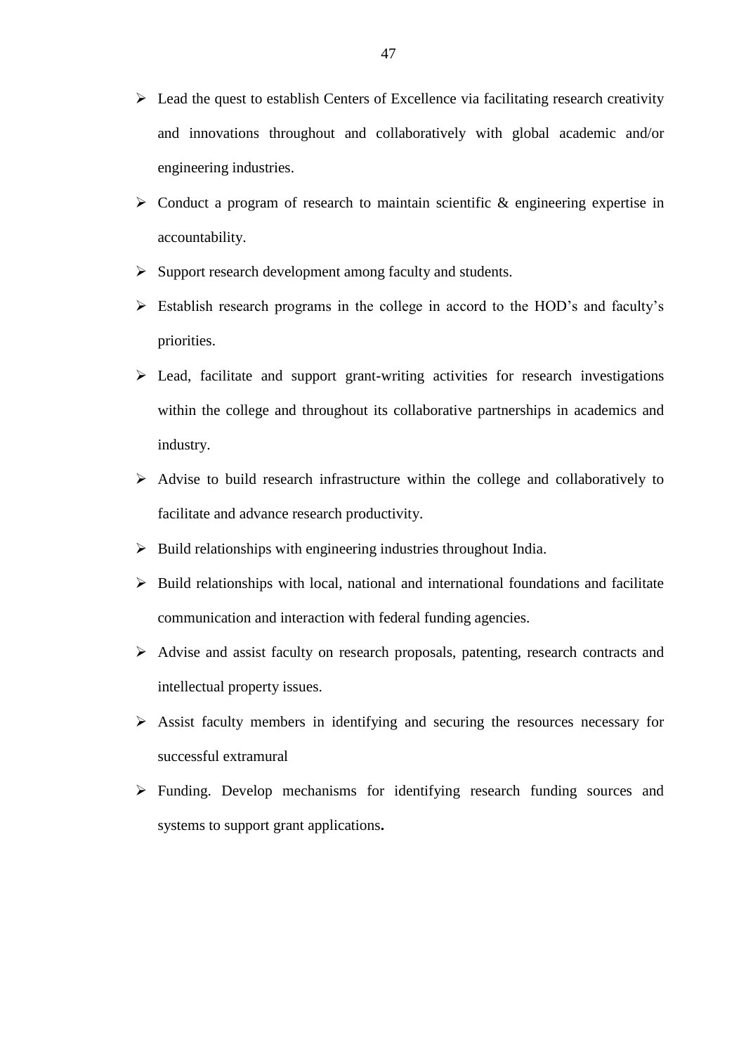- Lead the quest to establish Centers of Excellence via facilitating research creativity and innovations throughout and collaboratively with global academic and/or engineering industries.
- Conduct a program of research to maintain scientific & engineering expertise in accountability.
- Support research development among faculty and students.
- Establish research programs in the college in accord to the HOD's and faculty's priorities.
- Lead, facilitate and support grant-writing activities for research investigations within the college and throughout its collaborative partnerships in academics and industry.
- Advise to build research infrastructure within the college and collaboratively to facilitate and advance research productivity.
- Build relationships with engineering industries throughout India.
- Build relationships with local, national and international foundations and facilitate communication and interaction with federal funding agencies.
- Advise and assist faculty on research proposals, patenting, research contracts and intellectual property issues.
- Assist faculty members in identifying and securing the resources necessary for successful extramural
- Funding. Develop mechanisms for identifying research funding sources and systems to support grant applications**.**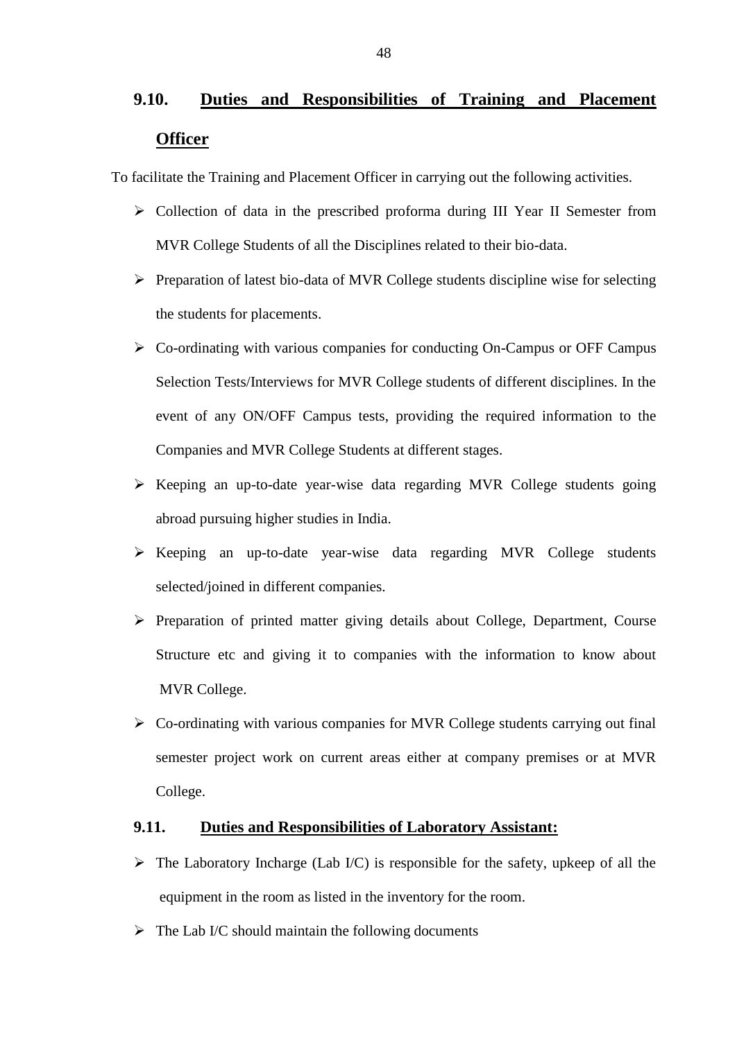## 9.10. Duties and Responsibilities of Training and Placement Officer

To facilitate the Training and Placement Officer in carrying out the following activities.

- Collection of data in the prescribed proforma during III Year II Semester from MVR College Students of all the Disciplines related to their bio-data.
- Preparation of latest bio-data of MVR College students discipline wise for selecting the students for placements.
- Co-ordinating with various companies for conducting On-Campus or OFF Campus Selection Tests/Interviews for MVR College students of different disciplines. In the event of any ON/OFF Campus tests, providing the required information to the Companies and MVR College Students at different stages.
- Keeping an up-to-date year-wise data regarding MVR College students going abroad pursuing higher studies in India.
- Keeping an up-to-date year-wise data regarding MVR College students selected/joined in different companies.
- Preparation of printed matter giving details about College, Department, Course Structure etc and giving it to companies with the information to know about MVR College.
- Co-ordinating with various companies for MVR College students carrying out final semester project work on current areas either at company premises or at MVR College.

## 9.11. Duties and Responsibilities of Laboratory Assistant:

- The Laboratory Incharge (Lab I/C) is responsible for the safety, upkeep of all the equipment in the room as listed in the inventory for the room.
- The Lab I/C should maintain the following documents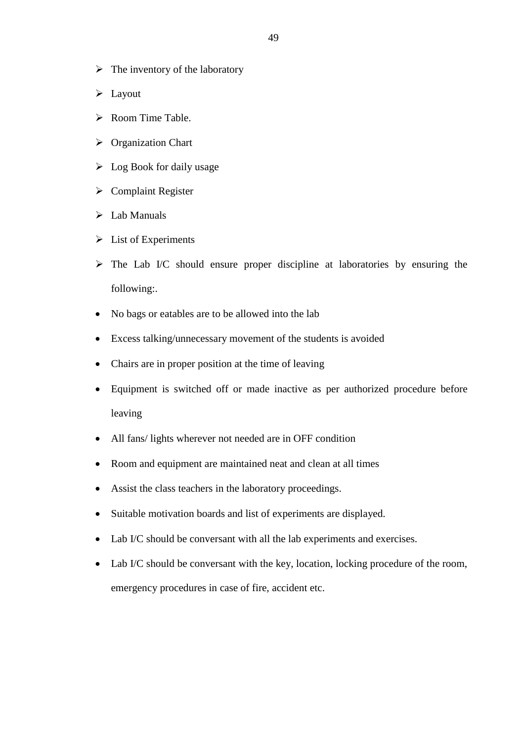- The inventory of the laboratory
- Layout
- Room Time Table.
- Organization Chart
- Log Book for daily usage
- Complaint Register
- Lab Manuals
- List of Experiments
- The Lab I/C should ensure proper discipline at laboratories by ensuring the following:.

- No bags or eatables are to be allowed into the lab
- Excess talking/unnecessary movement of the students is avoided
- Chairs are in proper position at the time of leaving
- Equipment is switched off or made inactive as per authorized procedure before leaving
- All fans/ lights wherever not needed are in OFF condition
- Room and equipment are maintained neat and clean at all times
- Assist the class teachers in the laboratory proceedings.
- Suitable motivation boards and list of experiments are displayed.
- Lab I/C should be conversant with all the lab experiments and exercises.
- Lab I/C should be conversant with the key, location, locking procedure of the room, emergency procedures in case of fire, accident etc.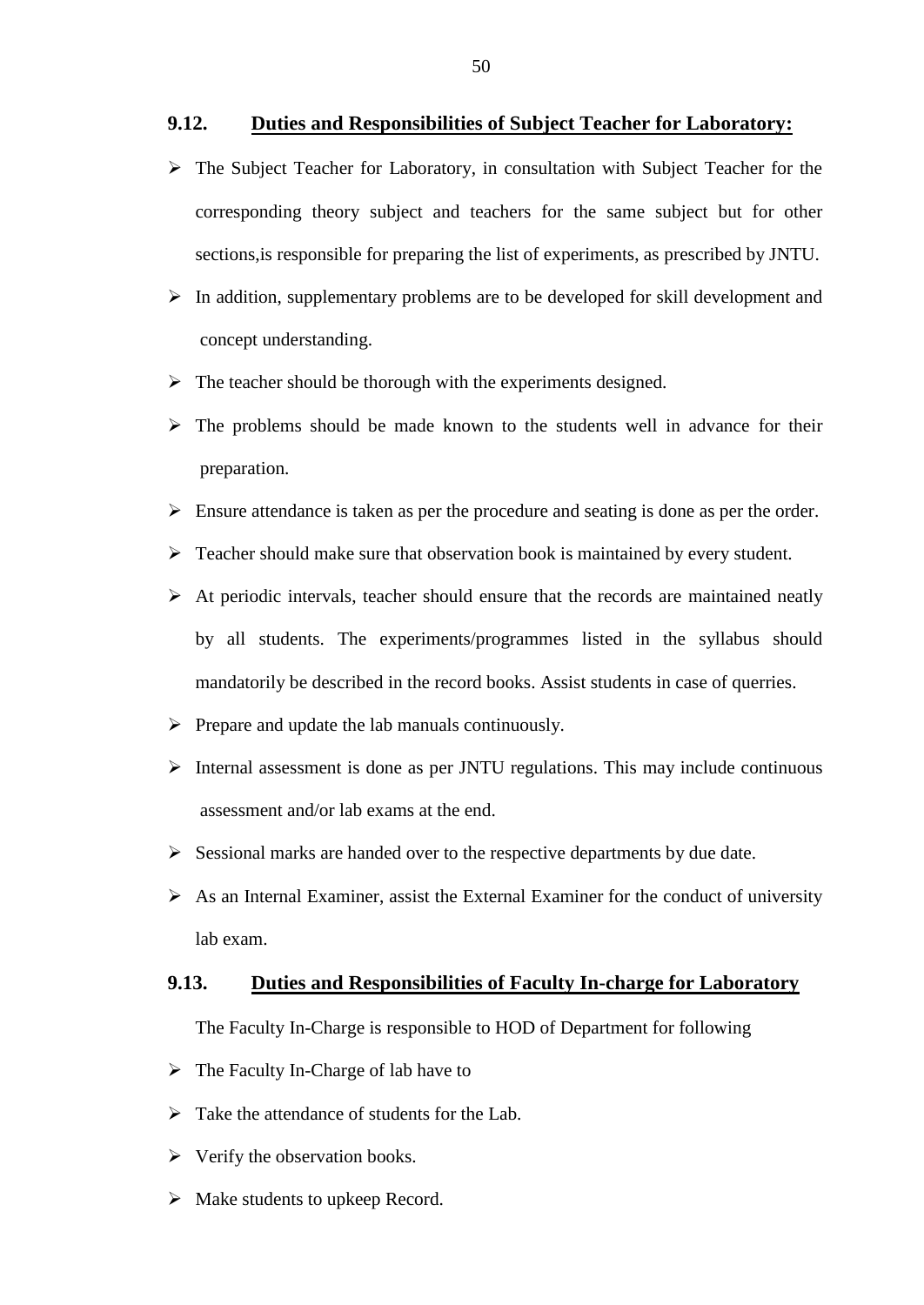### 9.12. Duties and Responsibilities of Subject Teacher for Laboratory:

- The Subject Teacher for Laboratory, in consultation with Subject Teacher for the corresponding theory subject and teachers for the same subject but for other sections,is responsible for preparing the list of experiments, as prescribed by JNTU.
- In addition, supplementary problems are to be developed for skill development and concept understanding.
- The teacher should be thorough with the experiments designed.
- The problems should be made known to the students well in advance for their preparation.
- Ensure attendance is taken as per the procedure and seating is done as per the order.
- Teacher should make sure that observation book is maintained by every student.
- At periodic intervals, teacher should ensure that the records are maintained neatly by all students. The experiments/programmes listed in the syllabus should mandatorily be described in the record books. Assist students in case of querries.
- Prepare and update the lab manuals continuously.
- Internal assessment is done as per JNTU regulations. This may include continuous assessment and/or lab exams at the end.
- Sessional marks are handed over to the respective departments by due date.
- As an Internal Examiner, assist the External Examiner for the conduct of university lab exam.

### 9.13. Duties and Responsibilities of Faculty In-charge for Laboratory

The Faculty In-Charge is responsible to HOD of Department for following

- The Faculty In-Charge of lab have to
- Take the attendance of students for the Lab.
- Verify the observation books.
- Make students to upkeep Record.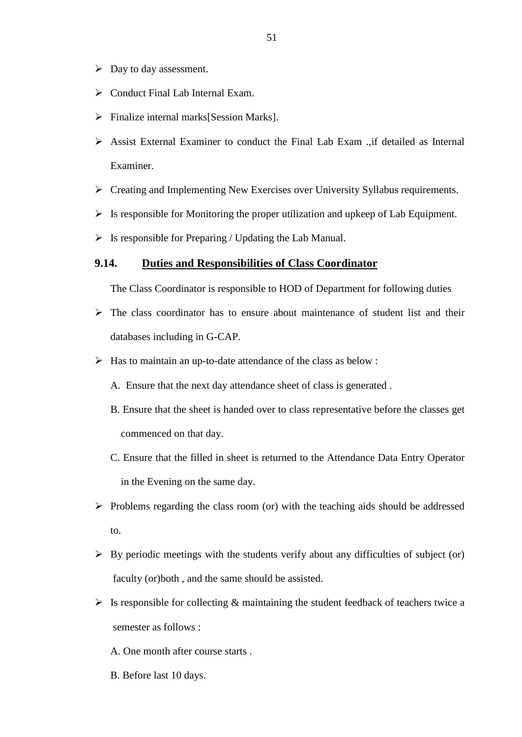- Day to day assessment.
- Conduct Final Lab Internal Exam.
- Finalize internal marks[Session Marks].
- Assist External Examiner to conduct the Final Lab Exam .,if detailed as Internal Examiner.
- Creating and Implementing New Exercises over University Syllabus requirements.
- Is responsible for Monitoring the proper utilization and upkeep of Lab Equipment.
- Is responsible for Preparing / Updating the Lab Manual.

### 9.14. Duties and Responsibilities of Class Coordinator

The Class Coordinator is responsible to HOD of Department for following duties

- The class coordinator has to ensure about maintenance of student list and their databases including in G-CAP.
- Has to maintain an up-to-date attendance of the class as below :

  A. Ensure that the next day attendance sheet of class is generated .

  B. Ensure that the sheet is handed over to class representative before the classes get commenced on that day.

  C. Ensure that the filled in sheet is returned to the Attendance Data Entry Operator in the Evening on the same day.

- Problems regarding the class room (or) with the teaching aids should be addressed to.
- By periodic meetings with the students verify about any difficulties of subject (or) faculty (or)both , and the same should be assisted.
- Is responsible for collecting & maintaining the student feedback of teachers twice a semester as follows :

  A. One month after course starts .

  B. Before last 10 days.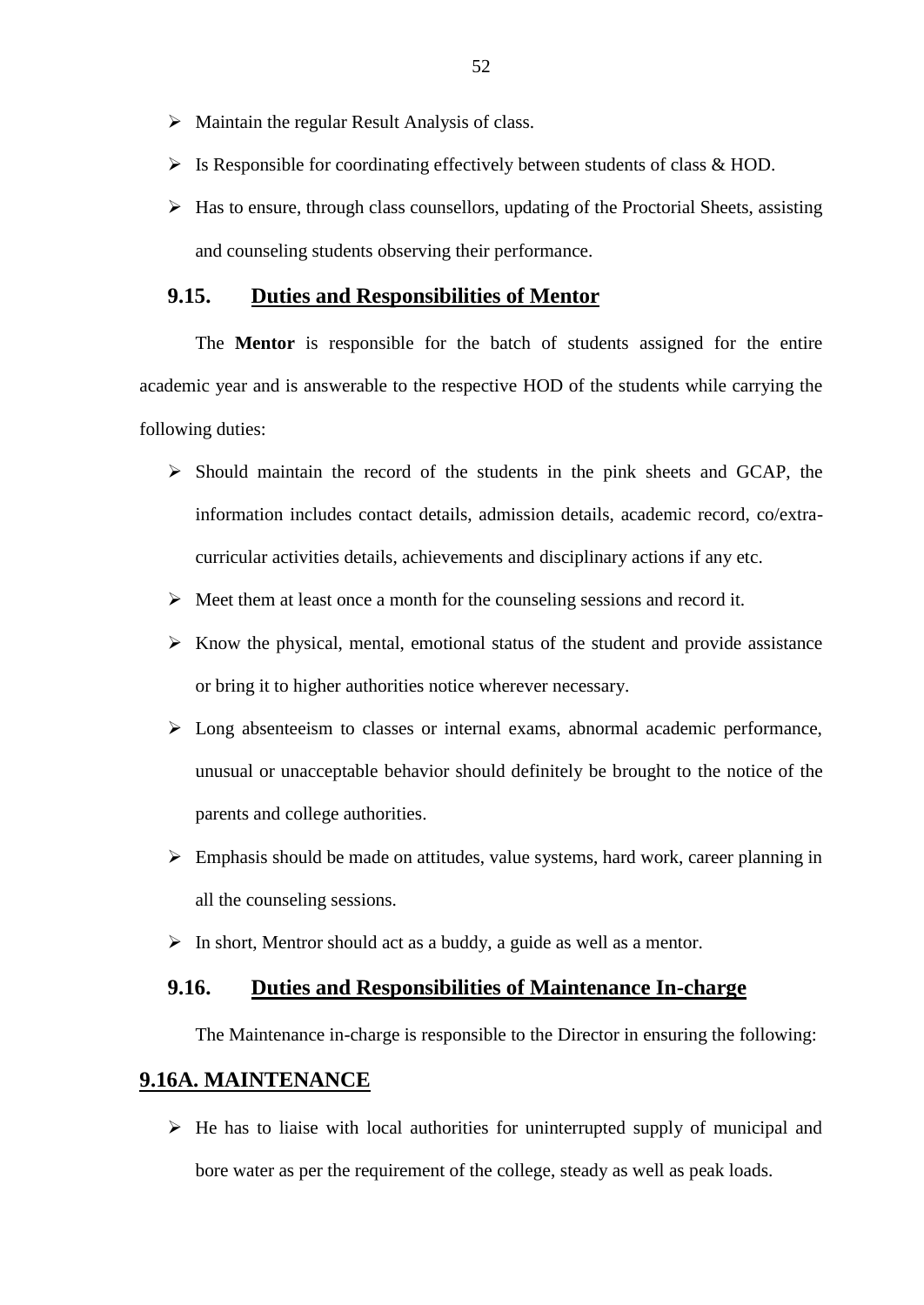- Maintain the regular Result Analysis of class.
- Is Responsible for coordinating effectively between students of class & HOD.
- Has to ensure, through class counsellors, updating of the Proctorial Sheets, assisting and counseling students observing their performance.

## 9.15. Duties and Responsibilities of Mentor

The **Mentor** is responsible for the batch of students assigned for the entire academic year and is answerable to the respective HOD of the students while carrying the following duties:

- Should maintain the record of the students in the pink sheets and GCAP, the information includes contact details, admission details, academic record, co/extra-curricular activities details, achievements and disciplinary actions if any etc.
- Meet them at least once a month for the counseling sessions and record it.
- Know the physical, mental, emotional status of the student and provide assistance or bring it to higher authorities notice wherever necessary.
- Long absenteeism to classes or internal exams, abnormal academic performance, unusual or unacceptable behavior should definitely be brought to the notice of the parents and college authorities.
- Emphasis should be made on attitudes, value systems, hard work, career planning in all the counseling sessions.
- In short, Mentror should act as a buddy, a guide as well as a mentor.

## 9.16. Duties and Responsibilities of Maintenance In-charge

The Maintenance in-charge is responsible to the Director in ensuring the following:

### 9.16A. MAINTENANCE

- He has to liaise with local authorities for uninterrupted supply of municipal and bore water as per the requirement of the college, steady as well as peak loads.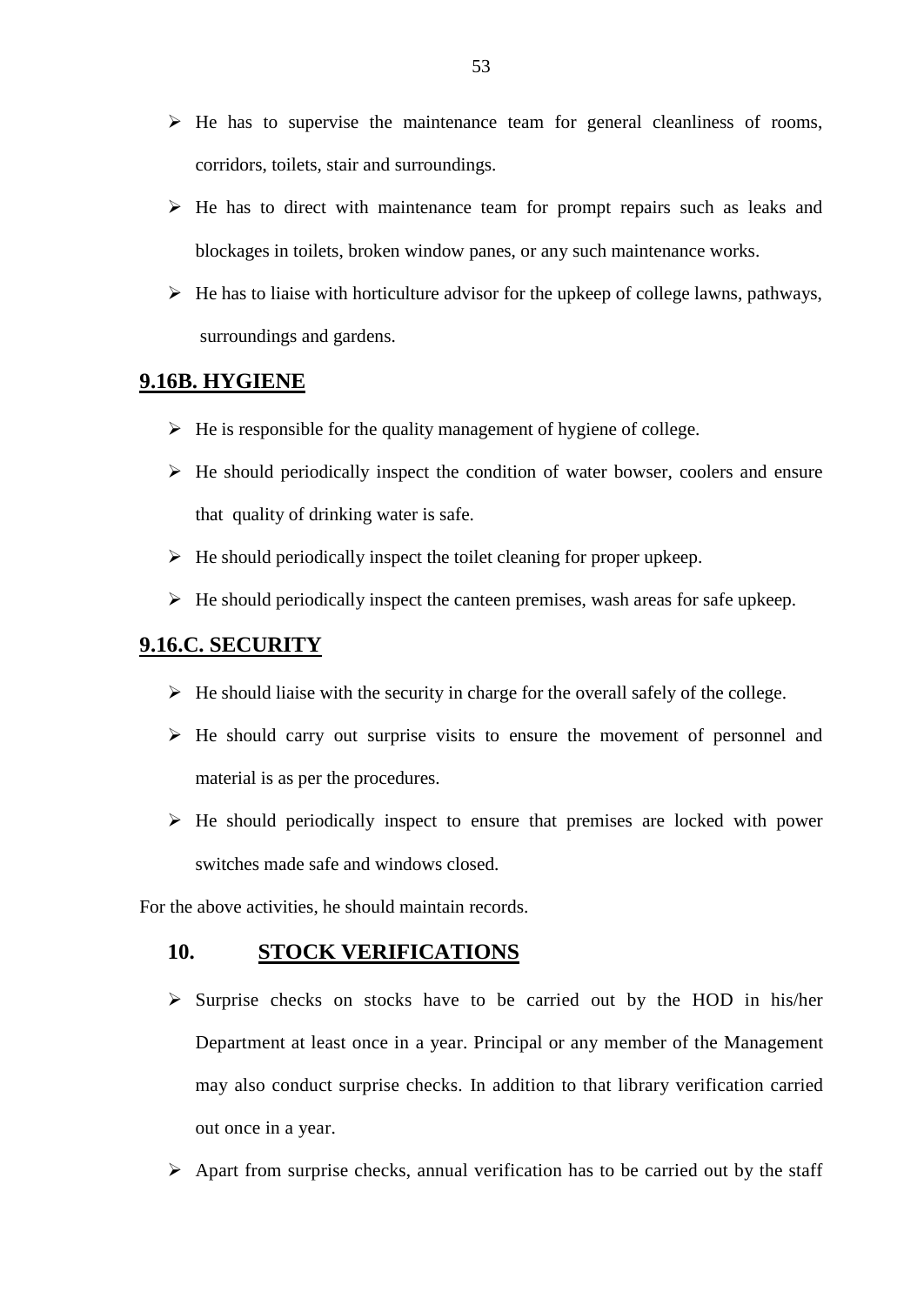- He has to supervise the maintenance team for general cleanliness of rooms, corridors, toilets, stair and surroundings.
- He has to direct with maintenance team for prompt repairs such as leaks and blockages in toilets, broken window panes, or any such maintenance works.
- He has to liaise with horticulture advisor for the upkeep of college lawns, pathways, surroundings and gardens.

## **9.16B. HYGIENE**

- He is responsible for the quality management of hygiene of college.
- He should periodically inspect the condition of water bowser, coolers and ensure that quality of drinking water is safe.
- He should periodically inspect the toilet cleaning for proper upkeep.
- He should periodically inspect the canteen premises, wash areas for safe upkeep.

## **9.16.C. SECURITY**

- He should liaise with the security in charge for the overall safely of the college.
- He should carry out surprise visits to ensure the movement of personnel and material is as per the procedures.
- He should periodically inspect to ensure that premises are locked with power switches made safe and windows closed.

For the above activities, he should maintain records.

# **10. STOCK VERIFICATIONS**

- Surprise checks on stocks have to be carried out by the HOD in his/her Department at least once in a year. Principal or any member of the Management may also conduct surprise checks. In addition to that library verification carried out once in a year.
- Apart from surprise checks, annual verification has to be carried out by the staff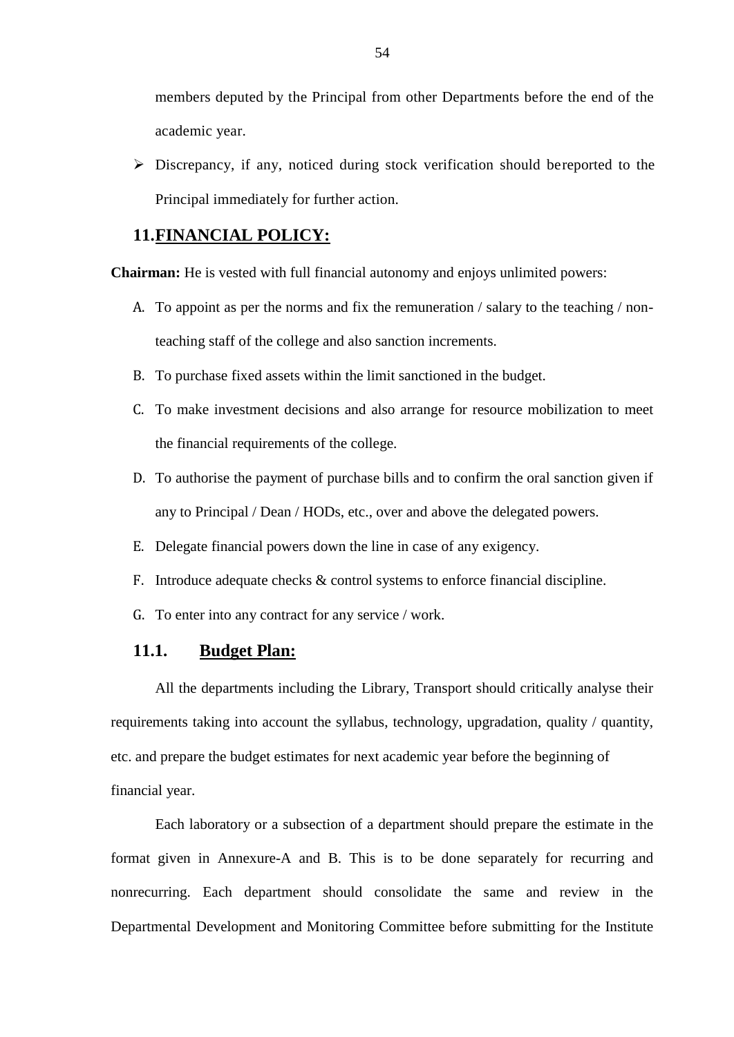members deputed by the Principal from other Departments before the end of the academic year.

- Discrepancy, if any, noticed during stock verification should bereported to the Principal immediately for further action.

## 11.FINANCIAL POLICY:

**Chairman:** He is vested with full financial autonomy and enjoys unlimited powers:

A. To appoint as per the norms and fix the remuneration / salary to the teaching / non-teaching staff of the college and also sanction increments.
B. To purchase fixed assets within the limit sanctioned in the budget.
C. To make investment decisions and also arrange for resource mobilization to meet the financial requirements of the college.
D. To authorise the payment of purchase bills and to confirm the oral sanction given if any to Principal / Dean / HODs, etc., over and above the delegated powers.
E. Delegate financial powers down the line in case of any exigency.
F. Introduce adequate checks & control systems to enforce financial discipline.
G. To enter into any contract for any service / work.

### 11.1. Budget Plan:

All the departments including the Library, Transport should critically analyse their requirements taking into account the syllabus, technology, upgradation, quality / quantity, etc. and prepare the budget estimates for next academic year before the beginning of financial year.

Each laboratory or a subsection of a department should prepare the estimate in the format given in Annexure-A and B. This is to be done separately for recurring and nonrecurring. Each department should consolidate the same and review in the Departmental Development and Monitoring Committee before submitting for the Institute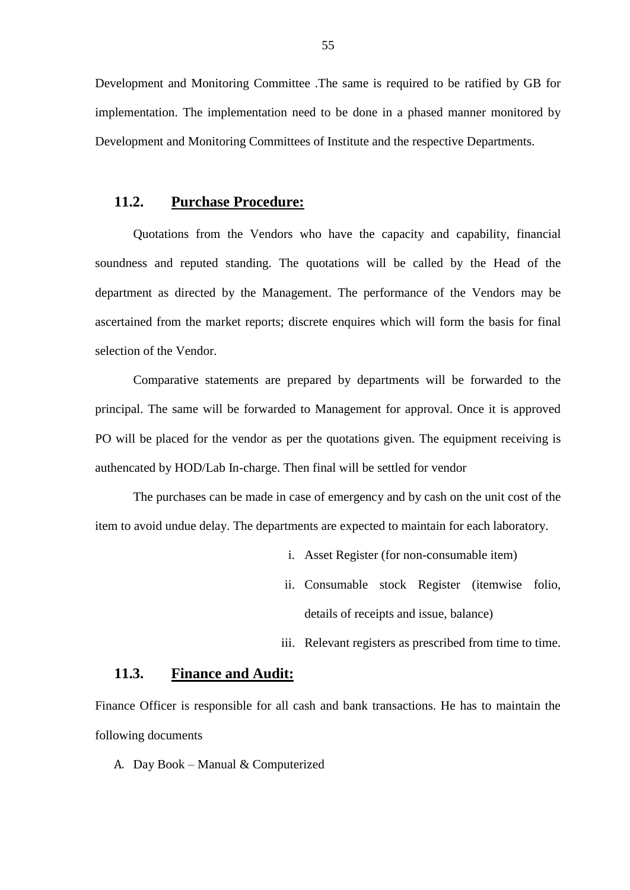Development and Monitoring Committee .The same is required to be ratified by GB for implementation. The implementation need to be done in a phased manner monitored by Development and Monitoring Committees of Institute and the respective Departments.

### 11.2. **Purchase Procedure:**

Quotations from the Vendors who have the capacity and capability, financial soundness and reputed standing. The quotations will be called by the Head of the department as directed by the Management. The performance of the Vendors may be ascertained from the market reports; discrete enquires which will form the basis for final selection of the Vendor.

Comparative statements are prepared by departments will be forwarded to the principal. The same will be forwarded to Management for approval. Once it is approved PO will be placed for the vendor as per the quotations given. The equipment receiving is authencated by HOD/Lab In-charge. Then final will be settled for vendor

The purchases can be made in case of emergency and by cash on the unit cost of the item to avoid undue delay. The departments are expected to maintain for each laboratory.

i. Asset Register (for non-consumable item)
ii. Consumable stock Register (itemwise folio, details of receipts and issue, balance)
iii. Relevant registers as prescribed from time to time.

### 11.3. **Finance and Audit:**

Finance Officer is responsible for all cash and bank transactions. He has to maintain the following documents

A. Day Book – Manual & Computerized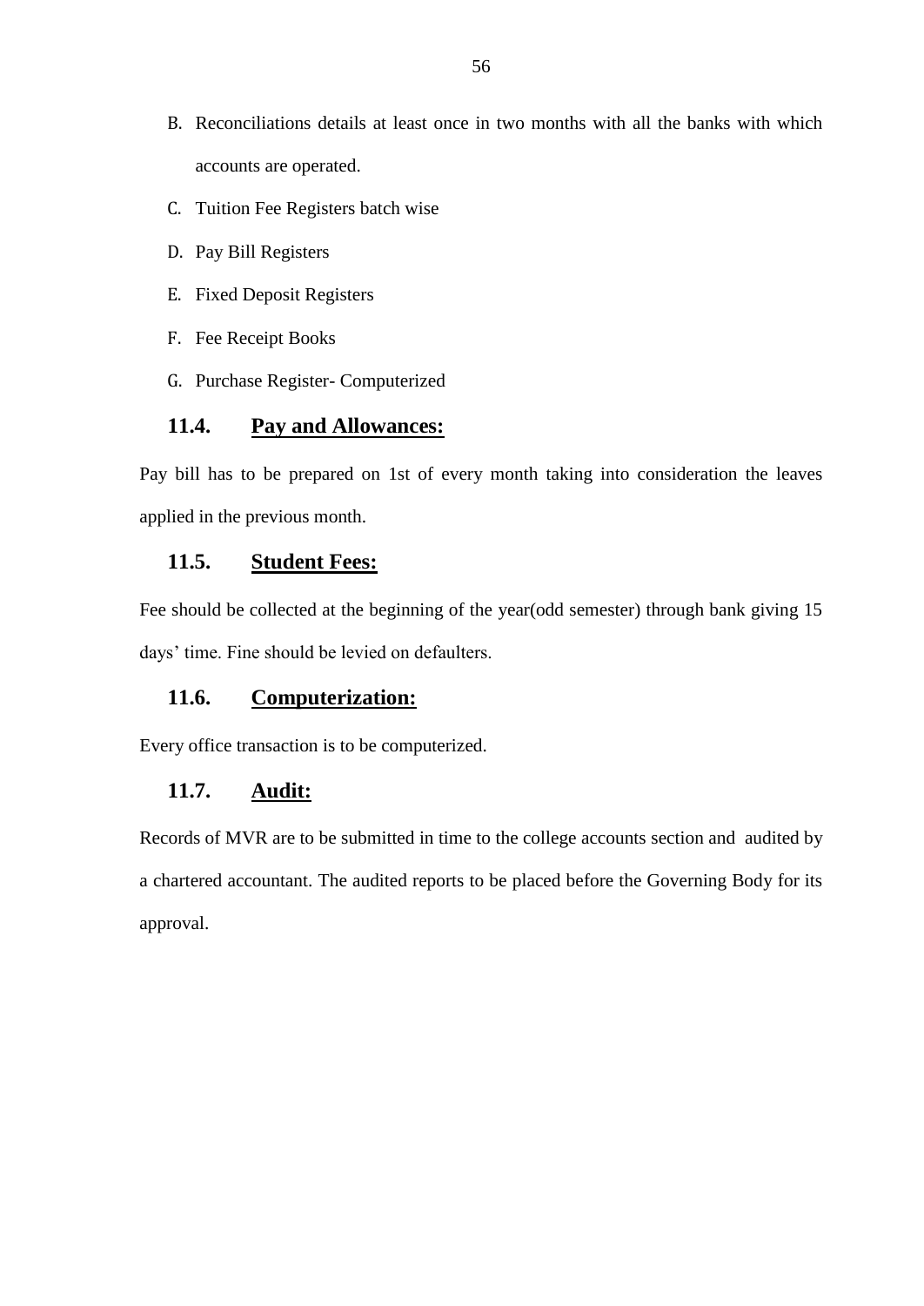B. Reconciliations details at least once in two months with all the banks with which accounts are operated.
C. Tuition Fee Registers batch wise
D. Pay Bill Registers
E. Fixed Deposit Registers
F. Fee Receipt Books
G. Purchase Register- Computerized

### 11.4. Pay and Allowances:

Pay bill has to be prepared on 1st of every month taking into consideration the leaves applied in the previous month.

### 11.5. Student Fees:

Fee should be collected at the beginning of the year(odd semester) through bank giving 15 days' time. Fine should be levied on defaulters.

### 11.6. Computerization:

Every office transaction is to be computerized.

### 11.7. Audit:

Records of MVR are to be submitted in time to the college accounts section and audited by a chartered accountant. The audited reports to be placed before the Governing Body for its approval.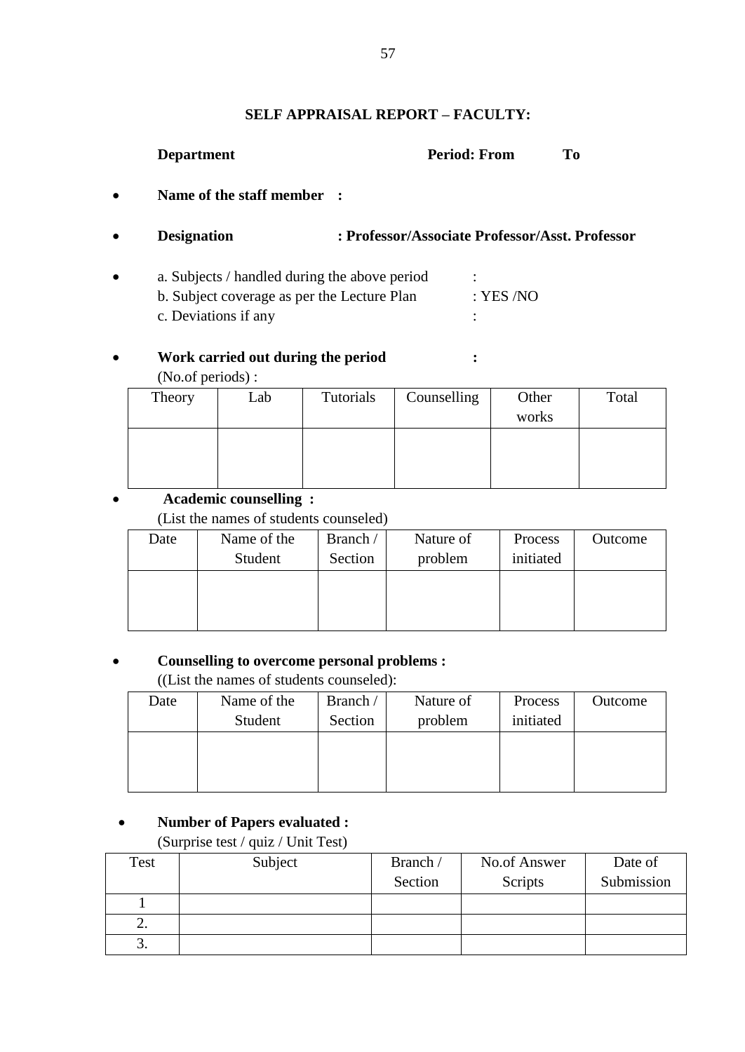## SELF APPRAISAL REPORT – FACULTY:

**Department** **Period: From** **To**

- **Name of the staff member :**
- **Designation : Professor/Associate Professor/Asst. Professor**
- a. Subjects / handled during the above period :
  b. Subject coverage as per the Lecture Plan : YES /NO
  c. Deviations if any :
- **Work carried out during the period :**
  (No.of periods) :

| Theory | Lab | Tutorials | Counselling | Other works | Total |
|---|---|---|---|---|---|
| | | | | | |

- **Academic counselling :**
  (List the names of students counseled)

| Date | Name of the Student | Branch / Section | Nature of problem | Process initiated | Outcome |
|---|---|---|---|---|---|
| | | | | | |

- **Counselling to overcome personal problems :**
  ((List the names of students counseled):

| Date | Name of the Student | Branch / Section | Nature of problem | Process initiated | Outcome |
|---|---|---|---|---|---|
| | | | | | |

- **Number of Papers evaluated :**
  (Surprise test / quiz / Unit Test)

| Test | Subject | Branch / Section | No.of Answer Scripts | Date of Submission |
|---|---|---|---|---|
| 1 | | | | |
| 2. | | | | |
| 3. | | | | |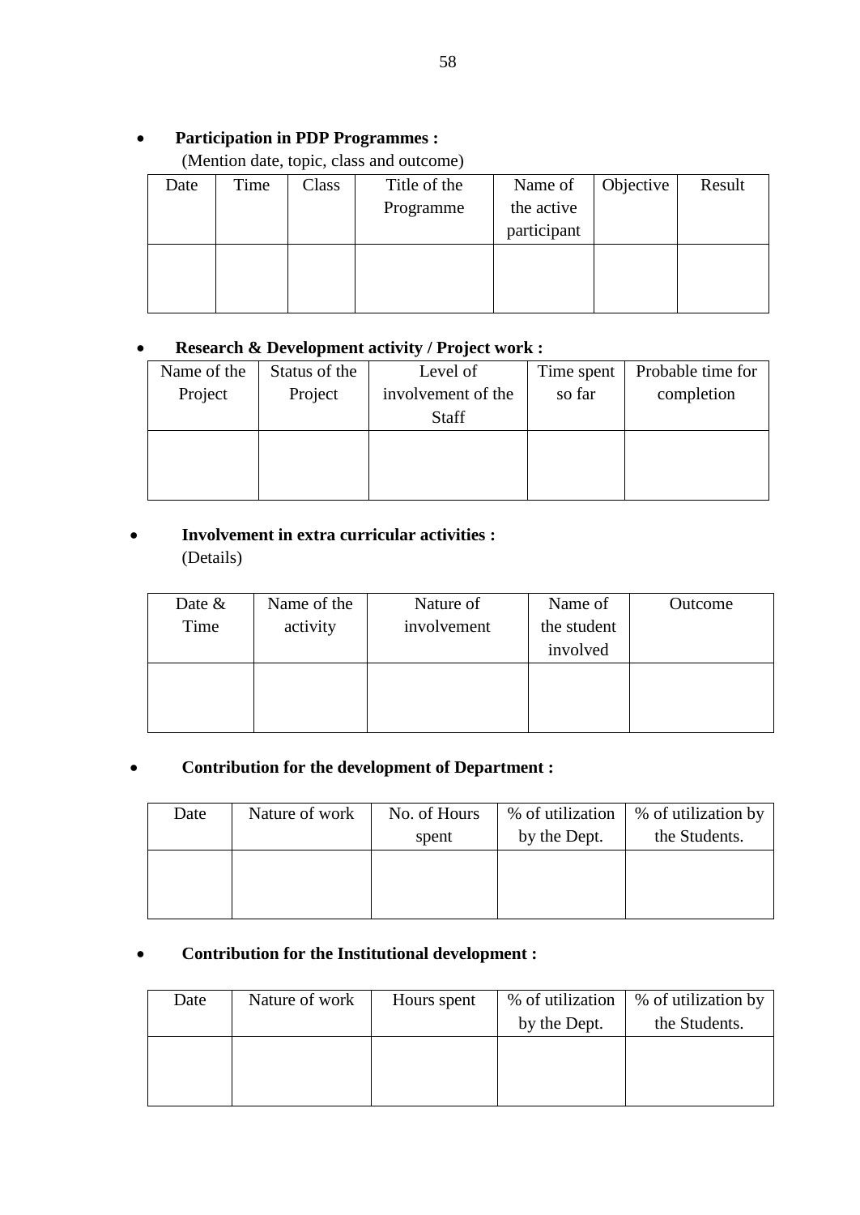- **Participation in PDP Programmes :**

  (Mention date, topic, class and outcome)

| Date | Time | Class | Title of the Programme | Name of the active participant | Objective | Result |
|---|---|---|---|---|---|---|
| | | | | | | |

- **Research & Development activity / Project work :**

| Name of the Project | Status of the Project | Level of involvement of the Staff | Time spent so far | Probable time for completion |
|---|---|---|---|---|
| | | | | |

- **Involvement in extra curricular activities :**

  (Details)

| Date & Time | Name of the activity | Nature of involvement | Name of the student involved | Outcome |
|---|---|---|---|---|
| | | | | |

- **Contribution for the development of Department :**

| Date | Nature of work | No. of Hours spent | % of utilization by the Dept. | % of utilization by the Students. |
|---|---|---|---|---|
| | | | | |

- **Contribution for the Institutional development :**

| Date | Nature of work | Hours spent | % of utilization by the Dept. | % of utilization by the Students. |
|---|---|---|---|---|
| | | | | |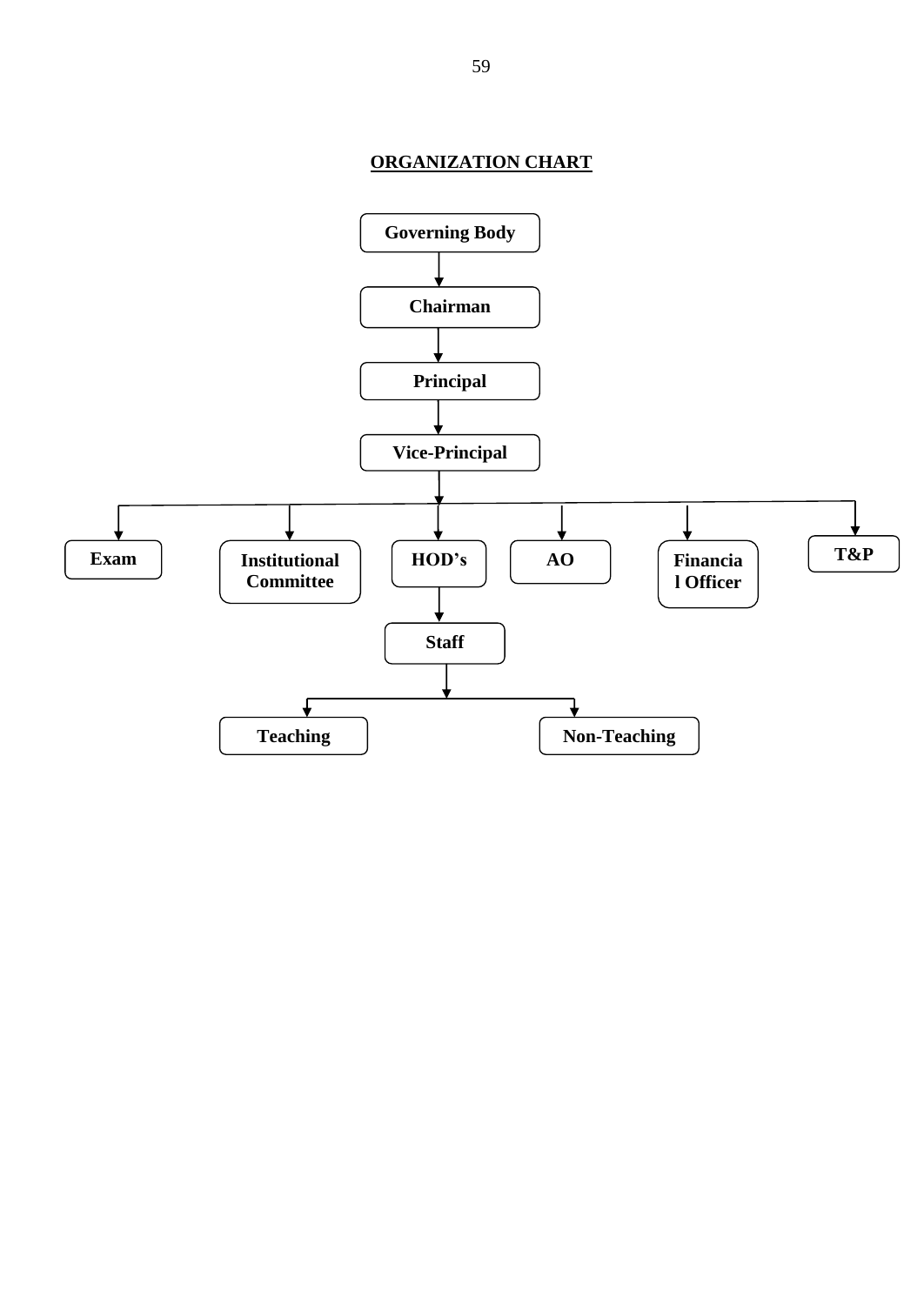## ORGANIZATION CHART

Governing Body

Chairman

Principal

Vice-Principal

Exam

Institutional Committee

HOD’s

AO

Financial Officer

T&P

Staff

Teaching

Non-Teaching